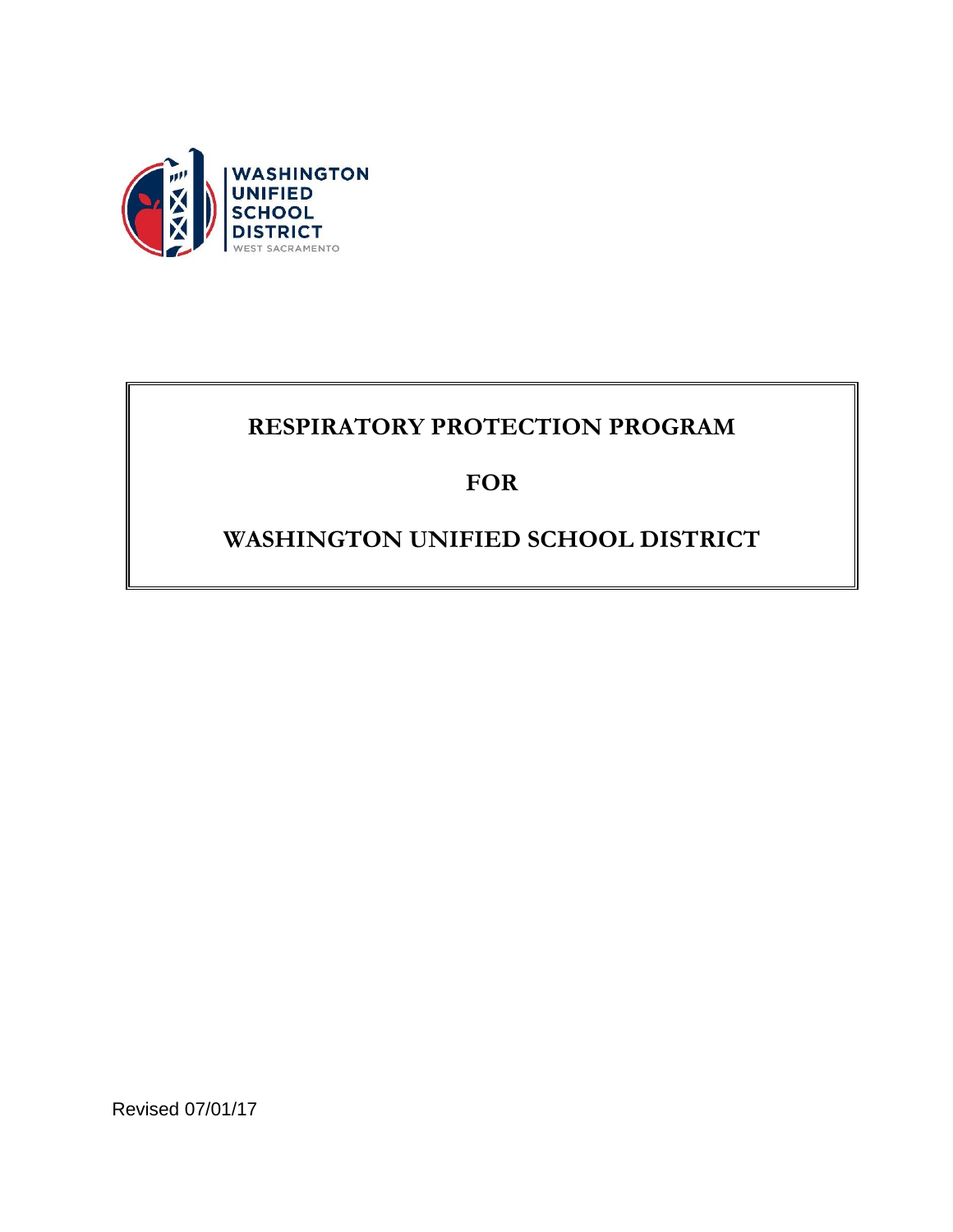WASHINGTON UNIFIED SCHOOL DISTRICT
WEST SACRAMENTO

# RESPIRATORY PROTECTION PROGRAM

# FOR

# WASHINGTON UNIFIED SCHOOL DISTRICT

Revised 07/01/17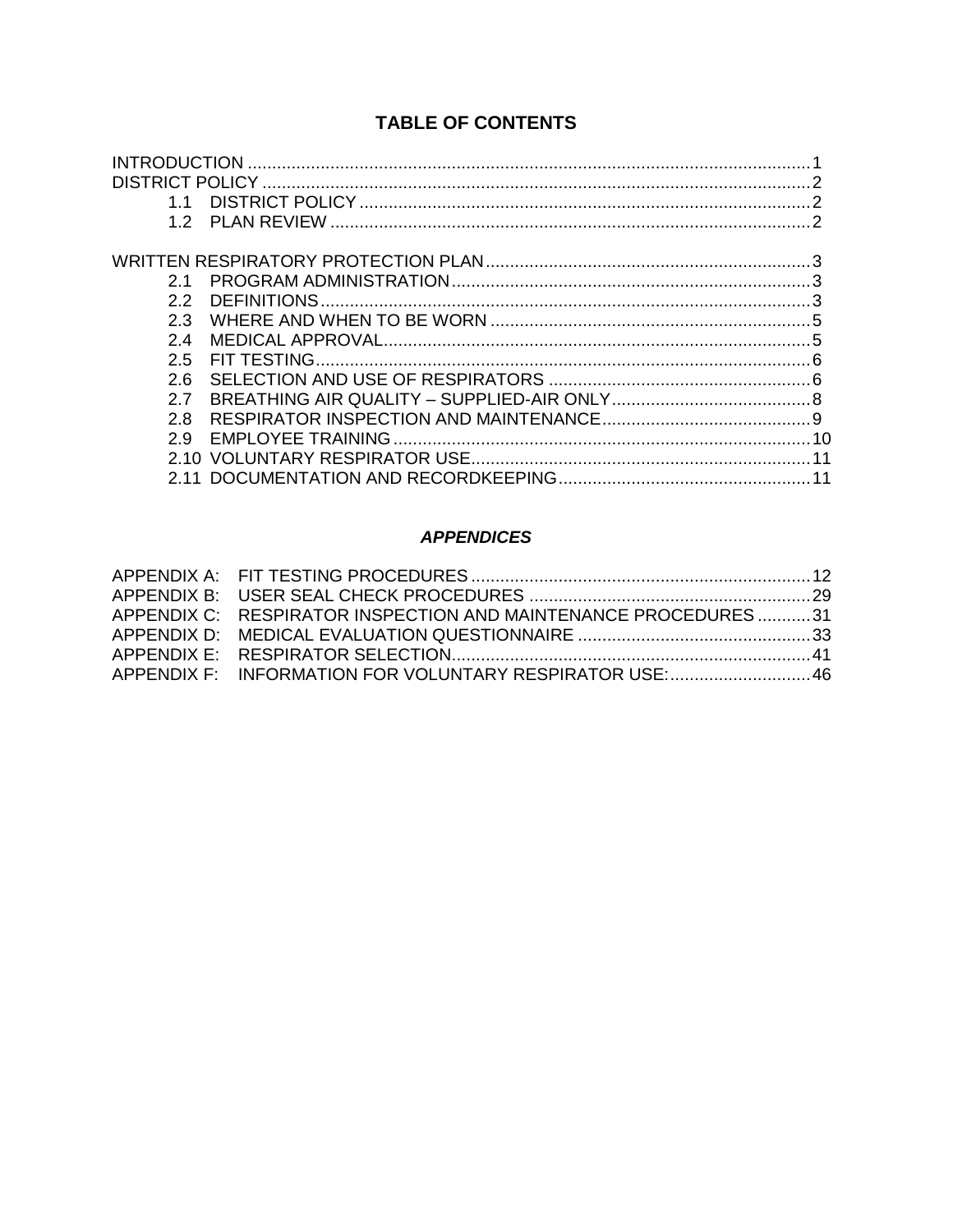# TABLE OF CONTENTS

INTRODUCTION ........................................................................................................................1
DISTRICT POLICY ....................................................................................................................2
- 1.1 DISTRICT POLICY ............................................................................................2
- 1.2 PLAN REVIEW ...................................................................................................2

WRITTEN RESPIRATORY PROTECTION PLAN ..................................................................3
- 2.1 PROGRAM ADMINISTRATION ..........................................................................3
- 2.2 DEFINITIONS .....................................................................................................3
- 2.3 WHERE AND WHEN TO BE WORN ..................................................................5
- 2.4 MEDICAL APPROVAL ........................................................................................5
- 2.5 FIT TESTING ......................................................................................................6
- 2.6 SELECTION AND USE OF RESPIRATORS ......................................................6
- 2.7 BREATHING AIR QUALITY – SUPPLIED-AIR ONLY .........................................8
- 2.8 RESPIRATOR INSPECTION AND MAINTENANCE ...........................................9
- 2.9 EMPLOYEE TRAINING ......................................................................................10
- 2.10 VOLUNTARY RESPIRATOR USE ......................................................................11
- 2.11 DOCUMENTATION AND RECORDKEEPING ....................................................11

## *APPENDICES*

APPENDIX A: FIT TESTING PROCEDURES ......................................................................12
APPENDIX B: USER SEAL CHECK PROCEDURES ..........................................................29
APPENDIX C: RESPIRATOR INSPECTION AND MAINTENANCE PROCEDURES ...........31
APPENDIX D: MEDICAL EVALUATION QUESTIONNAIRE ................................................33
APPENDIX E: RESPIRATOR SELECTION .........................................................................41
APPENDIX F: INFORMATION FOR VOLUNTARY RESPIRATOR USE: ............................46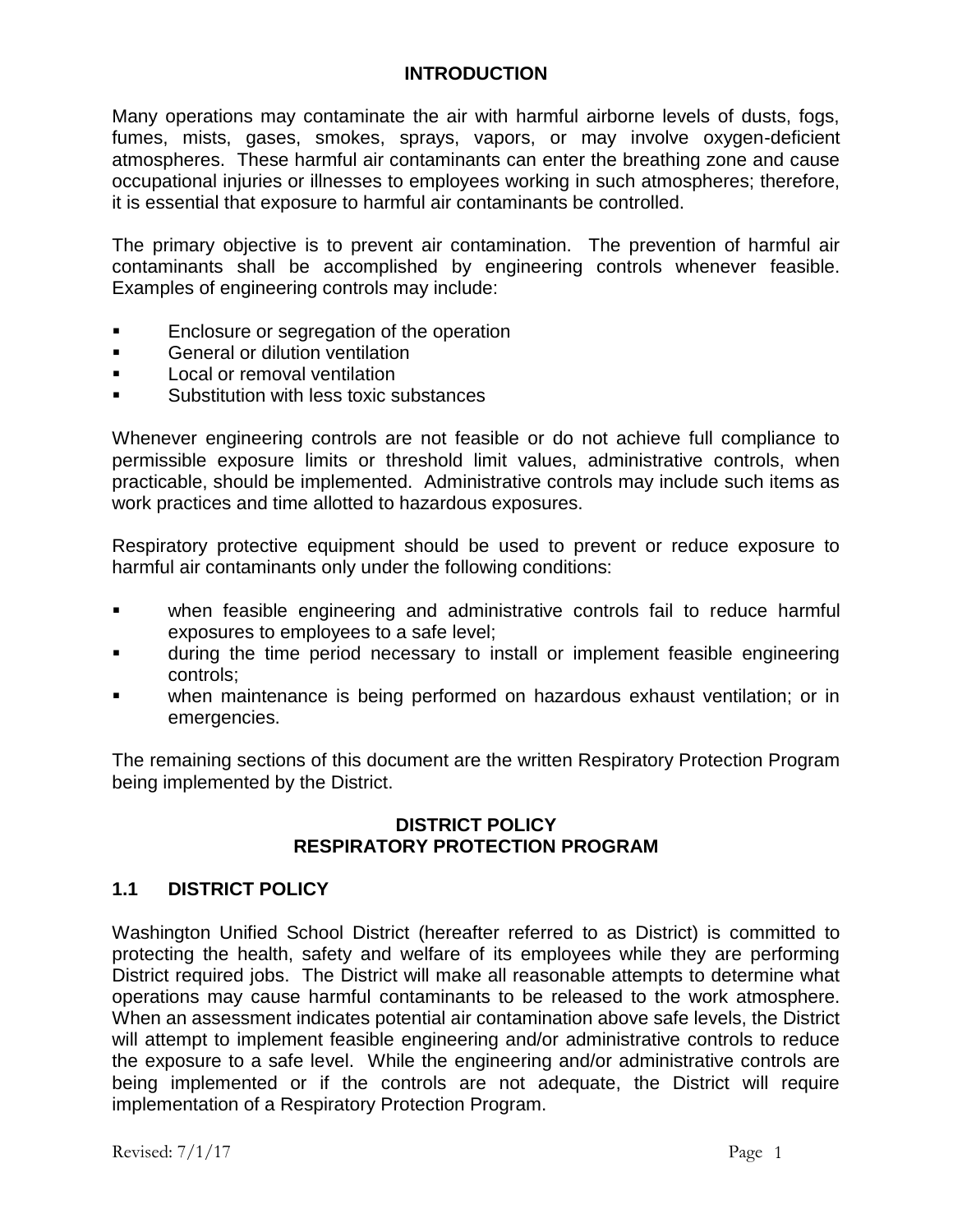## INTRODUCTION

Many operations may contaminate the air with harmful airborne levels of dusts, fogs, fumes, mists, gases, smokes, sprays, vapors, or may involve oxygen-deficient atmospheres. These harmful air contaminants can enter the breathing zone and cause occupational injuries or illnesses to employees working in such atmospheres; therefore, it is essential that exposure to harmful air contaminants be controlled.

The primary objective is to prevent air contamination. The prevention of harmful air contaminants shall be accomplished by engineering controls whenever feasible. Examples of engineering controls may include:

- Enclosure or segregation of the operation
- General or dilution ventilation
- Local or removal ventilation
- Substitution with less toxic substances

Whenever engineering controls are not feasible or do not achieve full compliance to permissible exposure limits or threshold limit values, administrative controls, when practicable, should be implemented. Administrative controls may include such items as work practices and time allotted to hazardous exposures.

Respiratory protective equipment should be used to prevent or reduce exposure to harmful air contaminants only under the following conditions:

- when feasible engineering and administrative controls fail to reduce harmful exposures to employees to a safe level;
- during the time period necessary to install or implement feasible engineering controls;
- when maintenance is being performed on hazardous exhaust ventilation; or in emergencies.

The remaining sections of this document are the written Respiratory Protection Program being implemented by the District.

## DISTRICT POLICY RESPIRATORY PROTECTION PROGRAM

### 1.1 DISTRICT POLICY

Washington Unified School District (hereafter referred to as District) is committed to protecting the health, safety and welfare of its employees while they are performing District required jobs. The District will make all reasonable attempts to determine what operations may cause harmful contaminants to be released to the work atmosphere. When an assessment indicates potential air contamination above safe levels, the District will attempt to implement feasible engineering and/or administrative controls to reduce the exposure to a safe level. While the engineering and/or administrative controls are being implemented or if the controls are not adequate, the District will require implementation of a Respiratory Protection Program.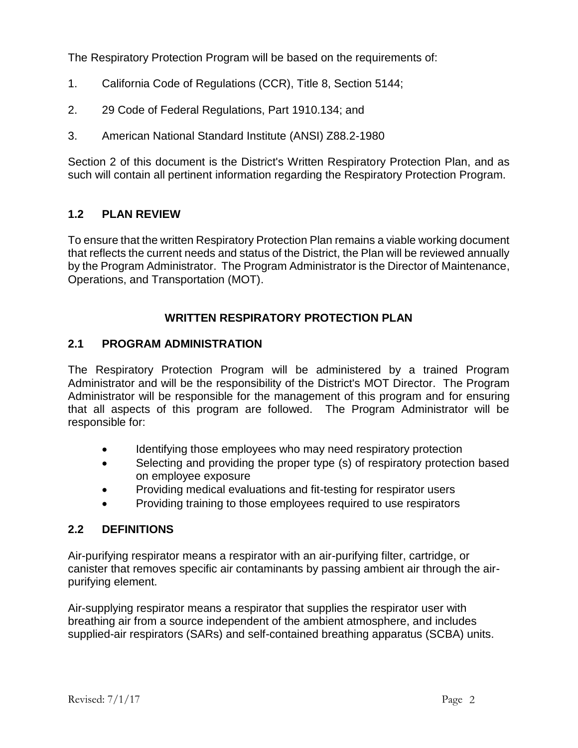The Respiratory Protection Program will be based on the requirements of:

1. California Code of Regulations (CCR), Title 8, Section 5144;
2. 29 Code of Federal Regulations, Part 1910.134; and
3. American National Standard Institute (ANSI) Z88.2-1980

Section 2 of this document is the District's Written Respiratory Protection Plan, and as such will contain all pertinent information regarding the Respiratory Protection Program.

## 1.2 PLAN REVIEW

To ensure that the written Respiratory Protection Plan remains a viable working document that reflects the current needs and status of the District, the Plan will be reviewed annually by the Program Administrator. The Program Administrator is the Director of Maintenance, Operations, and Transportation (MOT).

# WRITTEN RESPIRATORY PROTECTION PLAN

## 2.1 PROGRAM ADMINISTRATION

The Respiratory Protection Program will be administered by a trained Program Administrator and will be the responsibility of the District's MOT Director. The Program Administrator will be responsible for the management of this program and for ensuring that all aspects of this program are followed. The Program Administrator will be responsible for:

- Identifying those employees who may need respiratory protection
- Selecting and providing the proper type (s) of respiratory protection based on employee exposure
- Providing medical evaluations and fit-testing for respirator users
- Providing training to those employees required to use respirators

## 2.2 DEFINITIONS

Air-purifying respirator means a respirator with an air-purifying filter, cartridge, or canister that removes specific air contaminants by passing ambient air through the air-purifying element.

Air-supplying respirator means a respirator that supplies the respirator user with breathing air from a source independent of the ambient atmosphere, and includes supplied-air respirators (SARs) and self-contained breathing apparatus (SCBA) units.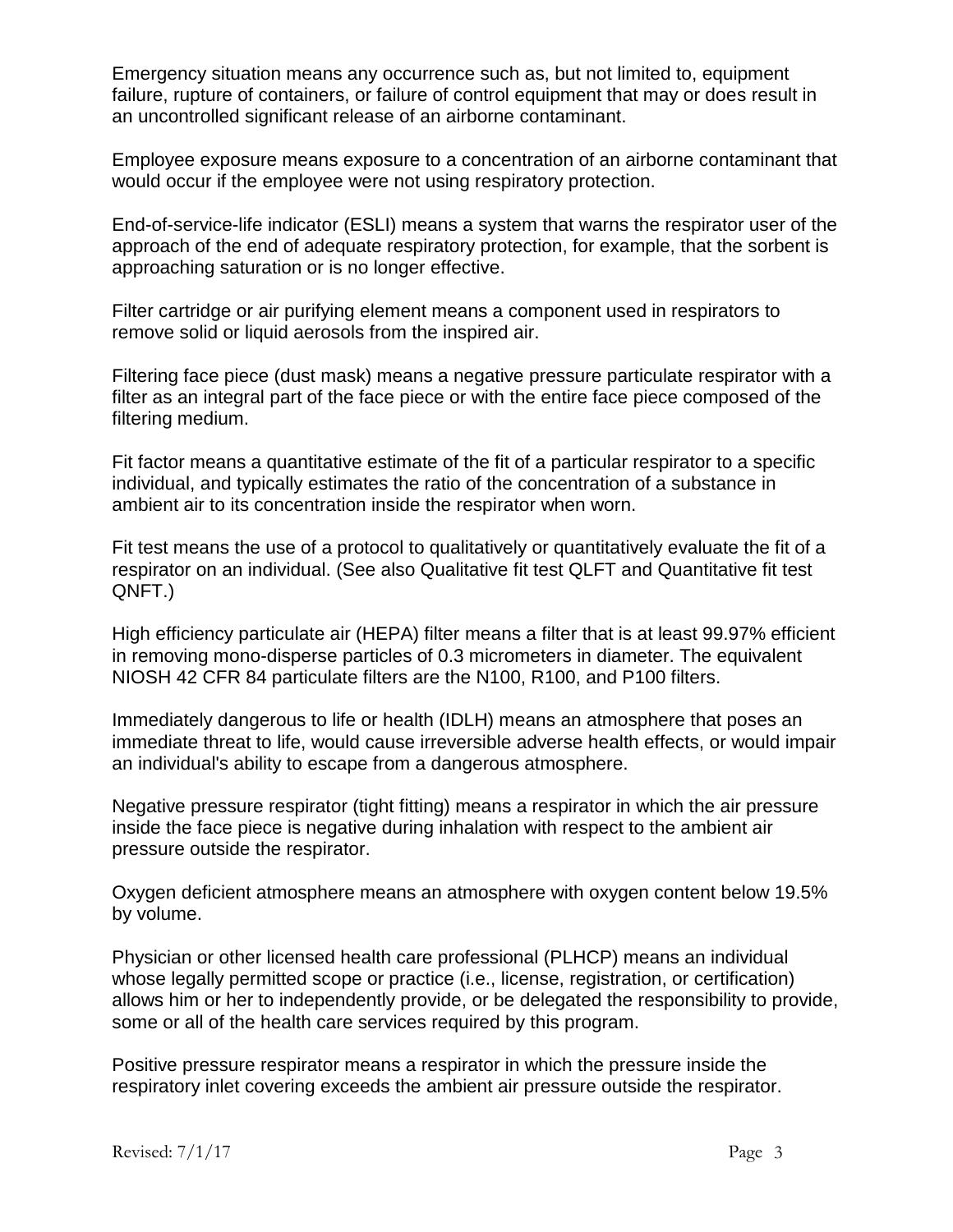Emergency situation means any occurrence such as, but not limited to, equipment failure, rupture of containers, or failure of control equipment that may or does result in an uncontrolled significant release of an airborne contaminant.

Employee exposure means exposure to a concentration of an airborne contaminant that would occur if the employee were not using respiratory protection.

End-of-service-life indicator (ESLI) means a system that warns the respirator user of the approach of the end of adequate respiratory protection, for example, that the sorbent is approaching saturation or is no longer effective.

Filter cartridge or air purifying element means a component used in respirators to remove solid or liquid aerosols from the inspired air.

Filtering face piece (dust mask) means a negative pressure particulate respirator with a filter as an integral part of the face piece or with the entire face piece composed of the filtering medium.

Fit factor means a quantitative estimate of the fit of a particular respirator to a specific individual, and typically estimates the ratio of the concentration of a substance in ambient air to its concentration inside the respirator when worn.

Fit test means the use of a protocol to qualitatively or quantitatively evaluate the fit of a respirator on an individual. (See also Qualitative fit test QLFT and Quantitative fit test QNFT.)

High efficiency particulate air (HEPA) filter means a filter that is at least 99.97% efficient in removing mono-disperse particles of 0.3 micrometers in diameter. The equivalent NIOSH 42 CFR 84 particulate filters are the N100, R100, and P100 filters.

Immediately dangerous to life or health (IDLH) means an atmosphere that poses an immediate threat to life, would cause irreversible adverse health effects, or would impair an individual's ability to escape from a dangerous atmosphere.

Negative pressure respirator (tight fitting) means a respirator in which the air pressure inside the face piece is negative during inhalation with respect to the ambient air pressure outside the respirator.

Oxygen deficient atmosphere means an atmosphere with oxygen content below 19.5% by volume.

Physician or other licensed health care professional (PLHCP) means an individual whose legally permitted scope or practice (i.e., license, registration, or certification) allows him or her to independently provide, or be delegated the responsibility to provide, some or all of the health care services required by this program.

Positive pressure respirator means a respirator in which the pressure inside the respiratory inlet covering exceeds the ambient air pressure outside the respirator.

Revised: 7/1/17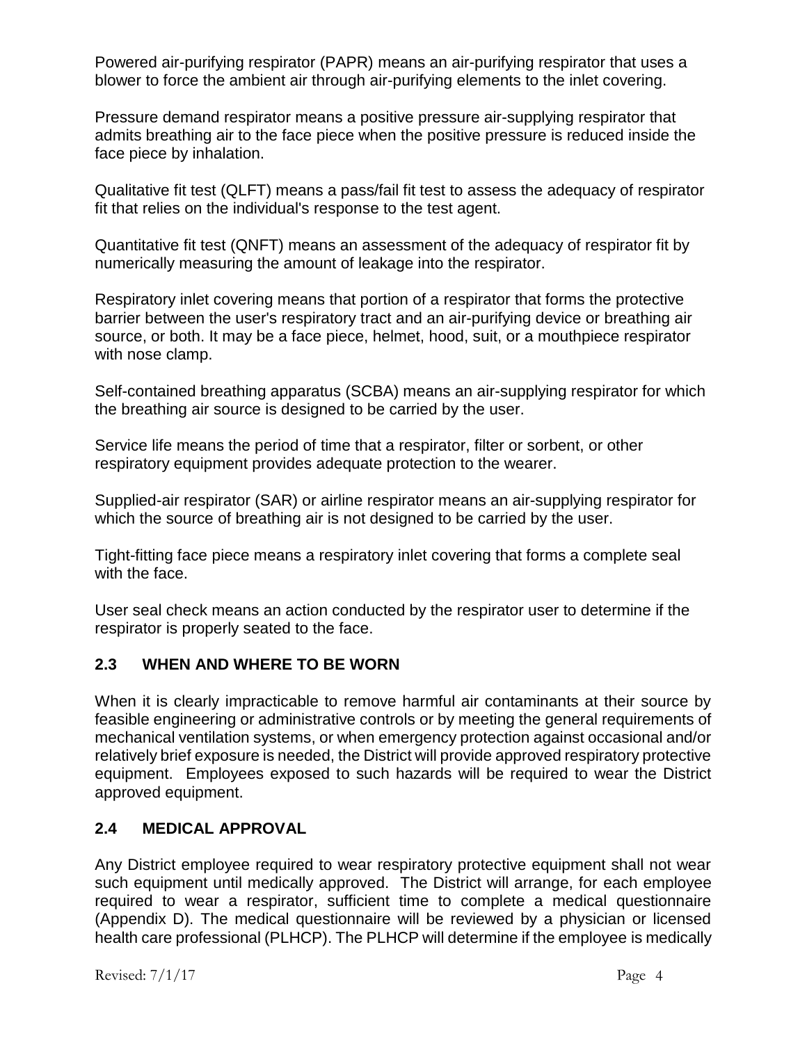Powered air-purifying respirator (PAPR) means an air-purifying respirator that uses a blower to force the ambient air through air-purifying elements to the inlet covering.

Pressure demand respirator means a positive pressure air-supplying respirator that admits breathing air to the face piece when the positive pressure is reduced inside the face piece by inhalation.

Qualitative fit test (QLFT) means a pass/fail fit test to assess the adequacy of respirator fit that relies on the individual's response to the test agent.

Quantitative fit test (QNFT) means an assessment of the adequacy of respirator fit by numerically measuring the amount of leakage into the respirator.

Respiratory inlet covering means that portion of a respirator that forms the protective barrier between the user's respiratory tract and an air-purifying device or breathing air source, or both. It may be a face piece, helmet, hood, suit, or a mouthpiece respirator with nose clamp.

Self-contained breathing apparatus (SCBA) means an air-supplying respirator for which the breathing air source is designed to be carried by the user.

Service life means the period of time that a respirator, filter or sorbent, or other respiratory equipment provides adequate protection to the wearer.

Supplied-air respirator (SAR) or airline respirator means an air-supplying respirator for which the source of breathing air is not designed to be carried by the user.

Tight-fitting face piece means a respiratory inlet covering that forms a complete seal with the face.

User seal check means an action conducted by the respirator user to determine if the respirator is properly seated to the face.

## 2.3 WHEN AND WHERE TO BE WORN

When it is clearly impracticable to remove harmful air contaminants at their source by feasible engineering or administrative controls or by meeting the general requirements of mechanical ventilation systems, or when emergency protection against occasional and/or relatively brief exposure is needed, the District will provide approved respiratory protective equipment. Employees exposed to such hazards will be required to wear the District approved equipment.

## 2.4 MEDICAL APPROVAL

Any District employee required to wear respiratory protective equipment shall not wear such equipment until medically approved. The District will arrange, for each employee required to wear a respirator, sufficient time to complete a medical questionnaire (Appendix D). The medical questionnaire will be reviewed by a physician or licensed health care professional (PLHCP). The PLHCP will determine if the employee is medically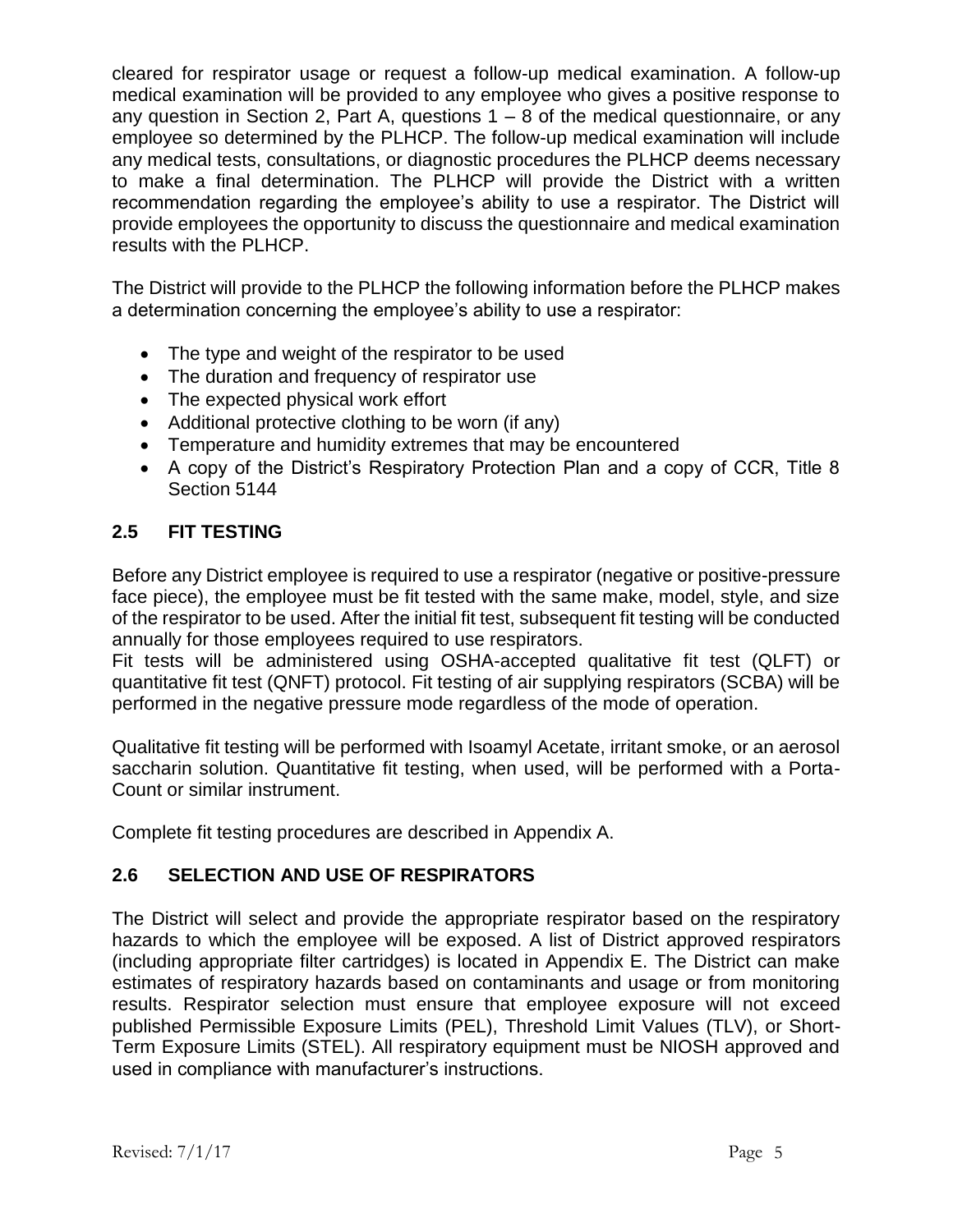cleared for respirator usage or request a follow-up medical examination. A follow-up medical examination will be provided to any employee who gives a positive response to any question in Section 2, Part A, questions 1 – 8 of the medical questionnaire, or any employee so determined by the PLHCP. The follow-up medical examination will include any medical tests, consultations, or diagnostic procedures the PLHCP deems necessary to make a final determination. The PLHCP will provide the District with a written recommendation regarding the employee's ability to use a respirator. The District will provide employees the opportunity to discuss the questionnaire and medical examination results with the PLHCP.

The District will provide to the PLHCP the following information before the PLHCP makes a determination concerning the employee's ability to use a respirator:

- The type and weight of the respirator to be used
- The duration and frequency of respirator use
- The expected physical work effort
- Additional protective clothing to be worn (if any)
- Temperature and humidity extremes that may be encountered
- A copy of the District's Respiratory Protection Plan and a copy of CCR, Title 8 Section 5144

## 2.5 FIT TESTING

Before any District employee is required to use a respirator (negative or positive-pressure face piece), the employee must be fit tested with the same make, model, style, and size of the respirator to be used. After the initial fit test, subsequent fit testing will be conducted annually for those employees required to use respirators.
Fit tests will be administered using OSHA-accepted qualitative fit test (QLFT) or quantitative fit test (QNFT) protocol. Fit testing of air supplying respirators (SCBA) will be performed in the negative pressure mode regardless of the mode of operation.

Qualitative fit testing will be performed with Isoamyl Acetate, irritant smoke, or an aerosol saccharin solution. Quantitative fit testing, when used, will be performed with a Porta-Count or similar instrument.

Complete fit testing procedures are described in Appendix A.

## 2.6 SELECTION AND USE OF RESPIRATORS

The District will select and provide the appropriate respirator based on the respiratory hazards to which the employee will be exposed. A list of District approved respirators (including appropriate filter cartridges) is located in Appendix E. The District can make estimates of respiratory hazards based on contaminants and usage or from monitoring results. Respirator selection must ensure that employee exposure will not exceed published Permissible Exposure Limits (PEL), Threshold Limit Values (TLV), or Short-Term Exposure Limits (STEL). All respiratory equipment must be NIOSH approved and used in compliance with manufacturer's instructions.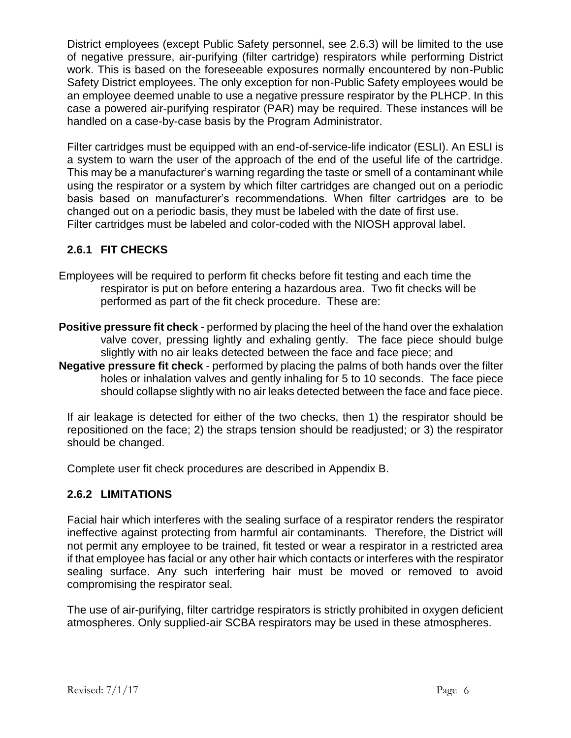District employees (except Public Safety personnel, see 2.6.3) will be limited to the use of negative pressure, air-purifying (filter cartridge) respirators while performing District work. This is based on the foreseeable exposures normally encountered by non-Public Safety District employees. The only exception for non-Public Safety employees would be an employee deemed unable to use a negative pressure respirator by the PLHCP. In this case a powered air-purifying respirator (PAR) may be required. These instances will be handled on a case-by-case basis by the Program Administrator.

Filter cartridges must be equipped with an end-of-service-life indicator (ESLI). An ESLI is a system to warn the user of the approach of the end of the useful life of the cartridge. This may be a manufacturer's warning regarding the taste or smell of a contaminant while using the respirator or a system by which filter cartridges are changed out on a periodic basis based on manufacturer's recommendations. When filter cartridges are to be changed out on a periodic basis, they must be labeled with the date of first use.
Filter cartridges must be labeled and color-coded with the NIOSH approval label.

### 2.6.1 FIT CHECKS

Employees will be required to perform fit checks before fit testing and each time the respirator is put on before entering a hazardous area. Two fit checks will be performed as part of the fit check procedure. These are:

**Positive pressure fit check** - performed by placing the heel of the hand over the exhalation valve cover, pressing lightly and exhaling gently. The face piece should bulge slightly with no air leaks detected between the face and face piece; and

**Negative pressure fit check** - performed by placing the palms of both hands over the filter holes or inhalation valves and gently inhaling for 5 to 10 seconds. The face piece should collapse slightly with no air leaks detected between the face and face piece.

If air leakage is detected for either of the two checks, then 1) the respirator should be repositioned on the face; 2) the straps tension should be readjusted; or 3) the respirator should be changed.

Complete user fit check procedures are described in Appendix B.

### 2.6.2 LIMITATIONS

Facial hair which interferes with the sealing surface of a respirator renders the respirator ineffective against protecting from harmful air contaminants. Therefore, the District will not permit any employee to be trained, fit tested or wear a respirator in a restricted area if that employee has facial or any other hair which contacts or interferes with the respirator sealing surface. Any such interfering hair must be moved or removed to avoid compromising the respirator seal.

The use of air-purifying, filter cartridge respirators is strictly prohibited in oxygen deficient atmospheres. Only supplied-air SCBA respirators may be used in these atmospheres.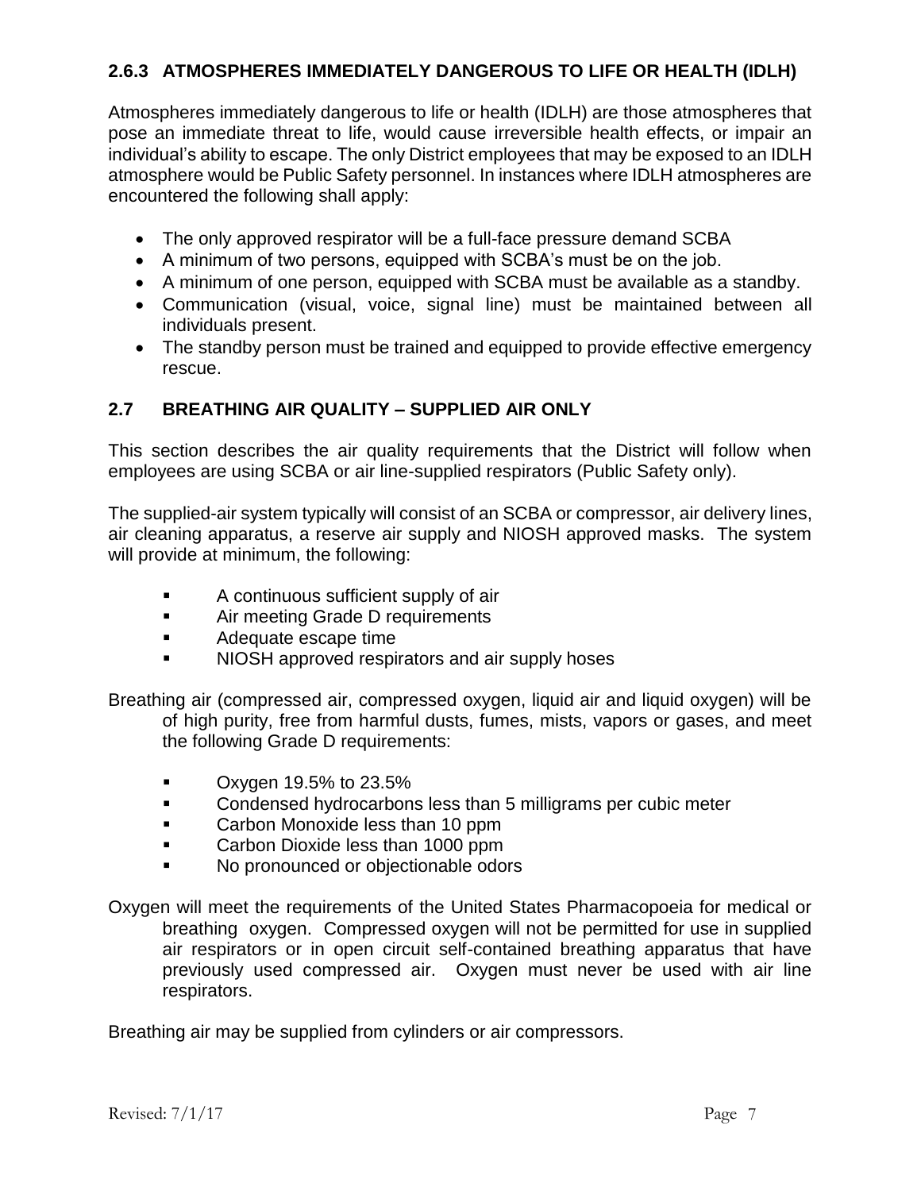### 2.6.3 ATMOSPHERES IMMEDIATELY DANGEROUS TO LIFE OR HEALTH (IDLH)

Atmospheres immediately dangerous to life or health (IDLH) are those atmospheres that pose an immediate threat to life, would cause irreversible health effects, or impair an individual's ability to escape. The only District employees that may be exposed to an IDLH atmosphere would be Public Safety personnel. In instances where IDLH atmospheres are encountered the following shall apply:

- The only approved respirator will be a full-face pressure demand SCBA
- A minimum of two persons, equipped with SCBA's must be on the job.
- A minimum of one person, equipped with SCBA must be available as a standby.
- Communication (visual, voice, signal line) must be maintained between all individuals present.
- The standby person must be trained and equipped to provide effective emergency rescue.

## 2.7 BREATHING AIR QUALITY – SUPPLIED AIR ONLY

This section describes the air quality requirements that the District will follow when employees are using SCBA or air line-supplied respirators (Public Safety only).

The supplied-air system typically will consist of an SCBA or compressor, air delivery lines, air cleaning apparatus, a reserve air supply and NIOSH approved masks. The system will provide at minimum, the following:

- A continuous sufficient supply of air
- Air meeting Grade D requirements
- Adequate escape time
- NIOSH approved respirators and air supply hoses

Breathing air (compressed air, compressed oxygen, liquid air and liquid oxygen) will be of high purity, free from harmful dusts, fumes, mists, vapors or gases, and meet the following Grade D requirements:

- Oxygen 19.5% to 23.5%
- Condensed hydrocarbons less than 5 milligrams per cubic meter
- Carbon Monoxide less than 10 ppm
- Carbon Dioxide less than 1000 ppm
- No pronounced or objectionable odors

Oxygen will meet the requirements of the United States Pharmacopoeia for medical or breathing oxygen. Compressed oxygen will not be permitted for use in supplied air respirators or in open circuit self-contained breathing apparatus that have previously used compressed air. Oxygen must never be used with air line respirators.

Breathing air may be supplied from cylinders or air compressors.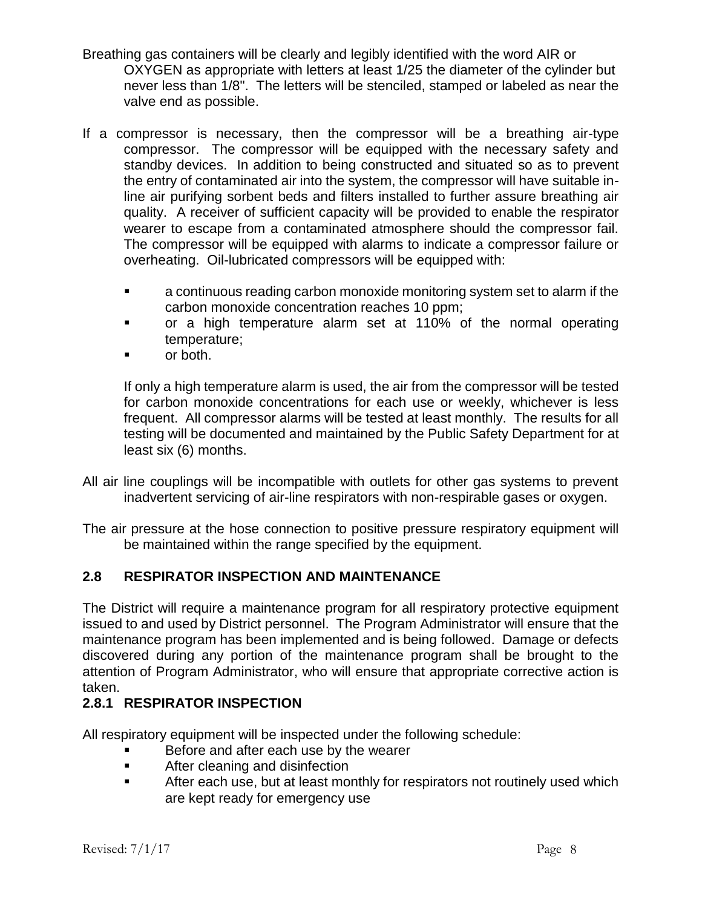Breathing gas containers will be clearly and legibly identified with the word AIR or OXYGEN as appropriate with letters at least 1/25 the diameter of the cylinder but never less than 1/8". The letters will be stenciled, stamped or labeled as near the valve end as possible.

If a compressor is necessary, then the compressor will be a breathing air-type compressor. The compressor will be equipped with the necessary safety and standby devices. In addition to being constructed and situated so as to prevent the entry of contaminated air into the system, the compressor will have suitable in-line air purifying sorbent beds and filters installed to further assure breathing air quality. A receiver of sufficient capacity will be provided to enable the respirator wearer to escape from a contaminated atmosphere should the compressor fail. The compressor will be equipped with alarms to indicate a compressor failure or overheating. Oil-lubricated compressors will be equipped with:

- a continuous reading carbon monoxide monitoring system set to alarm if the carbon monoxide concentration reaches 10 ppm;
- or a high temperature alarm set at 110% of the normal operating temperature;
- or both.

If only a high temperature alarm is used, the air from the compressor will be tested for carbon monoxide concentrations for each use or weekly, whichever is less frequent. All compressor alarms will be tested at least monthly. The results for all testing will be documented and maintained by the Public Safety Department for at least six (6) months.

All air line couplings will be incompatible with outlets for other gas systems to prevent inadvertent servicing of air-line respirators with non-respirable gases or oxygen.

The air pressure at the hose connection to positive pressure respiratory equipment will be maintained within the range specified by the equipment.

## 2.8 RESPIRATOR INSPECTION AND MAINTENANCE

The District will require a maintenance program for all respiratory protective equipment issued to and used by District personnel. The Program Administrator will ensure that the maintenance program has been implemented and is being followed. Damage or defects discovered during any portion of the maintenance program shall be brought to the attention of Program Administrator, who will ensure that appropriate corrective action is taken.

### 2.8.1 RESPIRATOR INSPECTION

All respiratory equipment will be inspected under the following schedule:

- Before and after each use by the wearer
- After cleaning and disinfection
- After each use, but at least monthly for respirators not routinely used which are kept ready for emergency use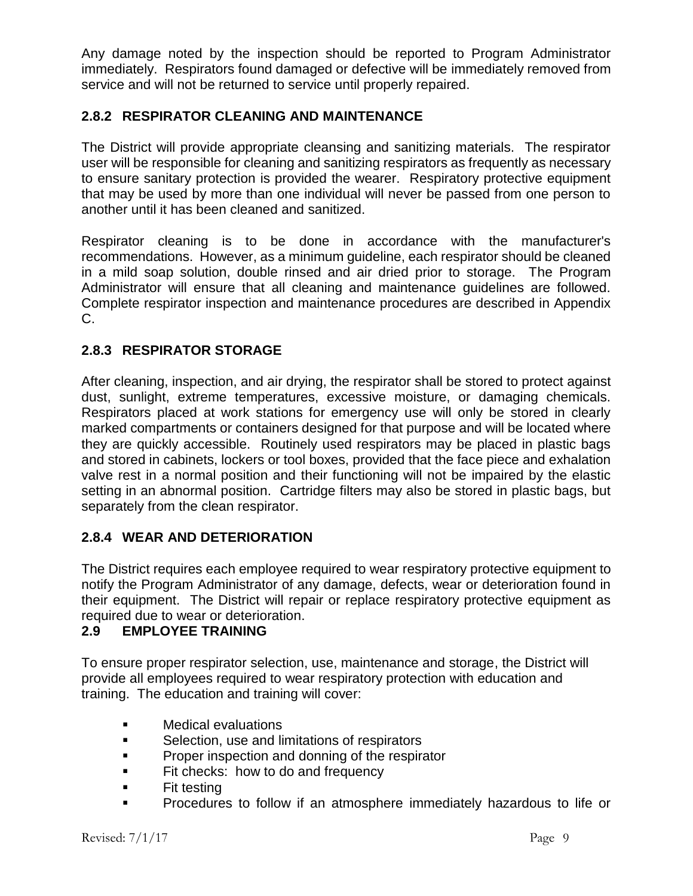Any damage noted by the inspection should be reported to Program Administrator immediately. Respirators found damaged or defective will be immediately removed from service and will not be returned to service until properly repaired.

### 2.8.2 RESPIRATOR CLEANING AND MAINTENANCE

The District will provide appropriate cleansing and sanitizing materials. The respirator user will be responsible for cleaning and sanitizing respirators as frequently as necessary to ensure sanitary protection is provided the wearer. Respiratory protective equipment that may be used by more than one individual will never be passed from one person to another until it has been cleaned and sanitized.

Respirator cleaning is to be done in accordance with the manufacturer's recommendations. However, as a minimum guideline, each respirator should be cleaned in a mild soap solution, double rinsed and air dried prior to storage. The Program Administrator will ensure that all cleaning and maintenance guidelines are followed. Complete respirator inspection and maintenance procedures are described in Appendix C.

### 2.8.3 RESPIRATOR STORAGE

After cleaning, inspection, and air drying, the respirator shall be stored to protect against dust, sunlight, extreme temperatures, excessive moisture, or damaging chemicals. Respirators placed at work stations for emergency use will only be stored in clearly marked compartments or containers designed for that purpose and will be located where they are quickly accessible. Routinely used respirators may be placed in plastic bags and stored in cabinets, lockers or tool boxes, provided that the face piece and exhalation valve rest in a normal position and their functioning will not be impaired by the elastic setting in an abnormal position. Cartridge filters may also be stored in plastic bags, but separately from the clean respirator.

### 2.8.4 WEAR AND DETERIORATION

The District requires each employee required to wear respiratory protective equipment to notify the Program Administrator of any damage, defects, wear or deterioration found in their equipment. The District will repair or replace respiratory protective equipment as required due to wear or deterioration.

## 2.9 EMPLOYEE TRAINING

To ensure proper respirator selection, use, maintenance and storage, the District will provide all employees required to wear respiratory protection with education and training. The education and training will cover:

- Medical evaluations
- Selection, use and limitations of respirators
- Proper inspection and donning of the respirator
- Fit checks: how to do and frequency
- Fit testing
- Procedures to follow if an atmosphere immediately hazardous to life or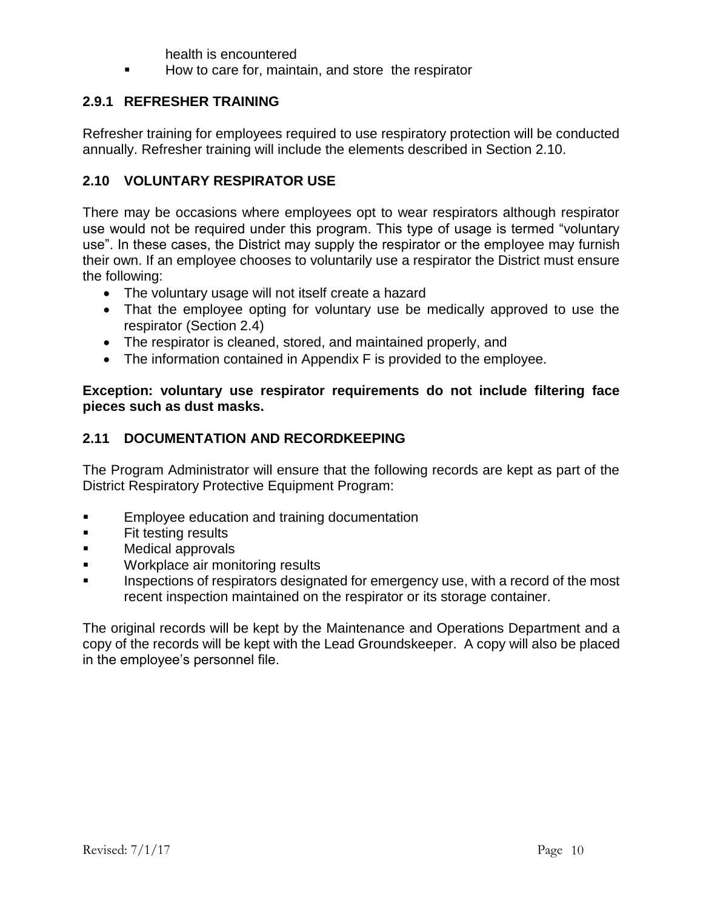health is encountered

- How to care for, maintain, and store the respirator

### 2.9.1 REFRESHER TRAINING

Refresher training for employees required to use respiratory protection will be conducted annually. Refresher training will include the elements described in Section 2.10.

## 2.10 VOLUNTARY RESPIRATOR USE

There may be occasions where employees opt to wear respirators although respirator use would not be required under this program. This type of usage is termed "voluntary use". In these cases, the District may supply the respirator or the employee may furnish their own. If an employee chooses to voluntarily use a respirator the District must ensure the following:

- The voluntary usage will not itself create a hazard
- That the employee opting for voluntary use be medically approved to use the respirator (Section 2.4)
- The respirator is cleaned, stored, and maintained properly, and
- The information contained in Appendix F is provided to the employee.

**Exception: voluntary use respirator requirements do not include filtering face pieces such as dust masks.**

## 2.11 DOCUMENTATION AND RECORDKEEPING

The Program Administrator will ensure that the following records are kept as part of the District Respiratory Protective Equipment Program:

- Employee education and training documentation
- Fit testing results
- Medical approvals
- Workplace air monitoring results
- Inspections of respirators designated for emergency use, with a record of the most recent inspection maintained on the respirator or its storage container.

The original records will be kept by the Maintenance and Operations Department and a copy of the records will be kept with the Lead Groundskeeper. A copy will also be placed in the employee's personnel file.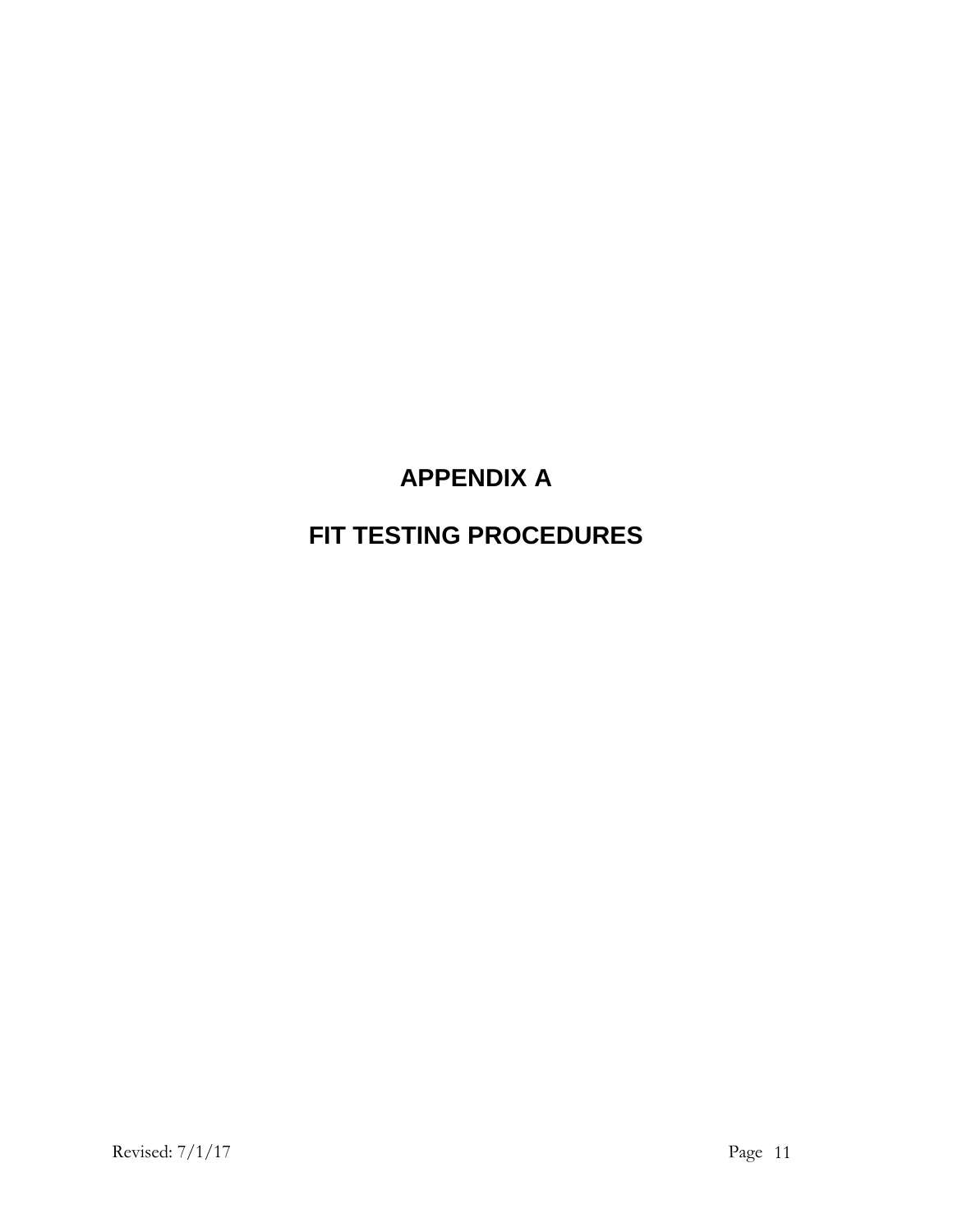# APPENDIX A

# FIT TESTING PROCEDURES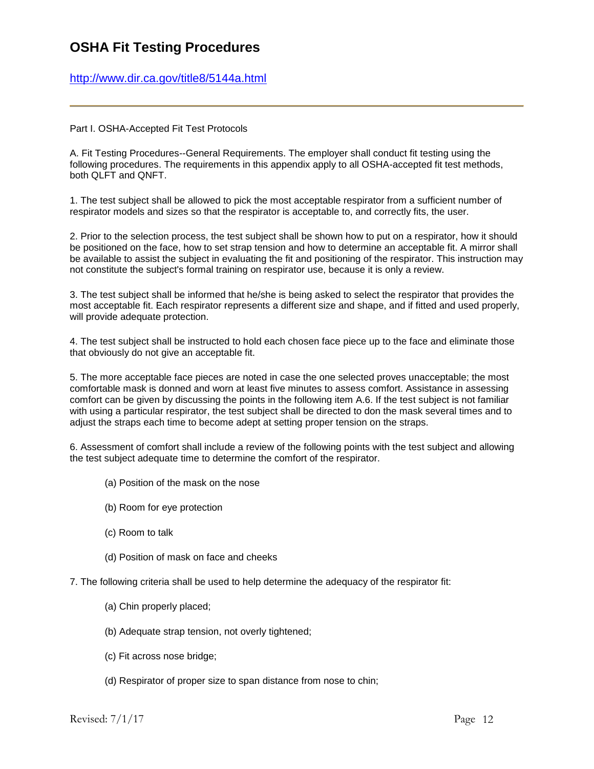# OSHA Fit Testing Procedures

http://www.dir.ca.gov/title8/5144a.html

---

Part I. OSHA-Accepted Fit Test Protocols

A. Fit Testing Procedures--General Requirements. The employer shall conduct fit testing using the following procedures. The requirements in this appendix apply to all OSHA-accepted fit test methods, both QLFT and QNFT.

1. The test subject shall be allowed to pick the most acceptable respirator from a sufficient number of respirator models and sizes so that the respirator is acceptable to, and correctly fits, the user.

2. Prior to the selection process, the test subject shall be shown how to put on a respirator, how it should be positioned on the face, how to set strap tension and how to determine an acceptable fit. A mirror shall be available to assist the subject in evaluating the fit and positioning of the respirator. This instruction may not constitute the subject's formal training on respirator use, because it is only a review.

3. The test subject shall be informed that he/she is being asked to select the respirator that provides the most acceptable fit. Each respirator represents a different size and shape, and if fitted and used properly, will provide adequate protection.

4. The test subject shall be instructed to hold each chosen face piece up to the face and eliminate those that obviously do not give an acceptable fit.

5. The more acceptable face pieces are noted in case the one selected proves unacceptable; the most comfortable mask is donned and worn at least five minutes to assess comfort. Assistance in assessing comfort can be given by discussing the points in the following item A.6. If the test subject is not familiar with using a particular respirator, the test subject shall be directed to don the mask several times and to adjust the straps each time to become adept at setting proper tension on the straps.

6. Assessment of comfort shall include a review of the following points with the test subject and allowing the test subject adequate time to determine the comfort of the respirator.

(a) Position of the mask on the nose

(b) Room for eye protection

(c) Room to talk

(d) Position of mask on face and cheeks

7. The following criteria shall be used to help determine the adequacy of the respirator fit:

(a) Chin properly placed;

(b) Adequate strap tension, not overly tightened;

(c) Fit across nose bridge;

(d) Respirator of proper size to span distance from nose to chin;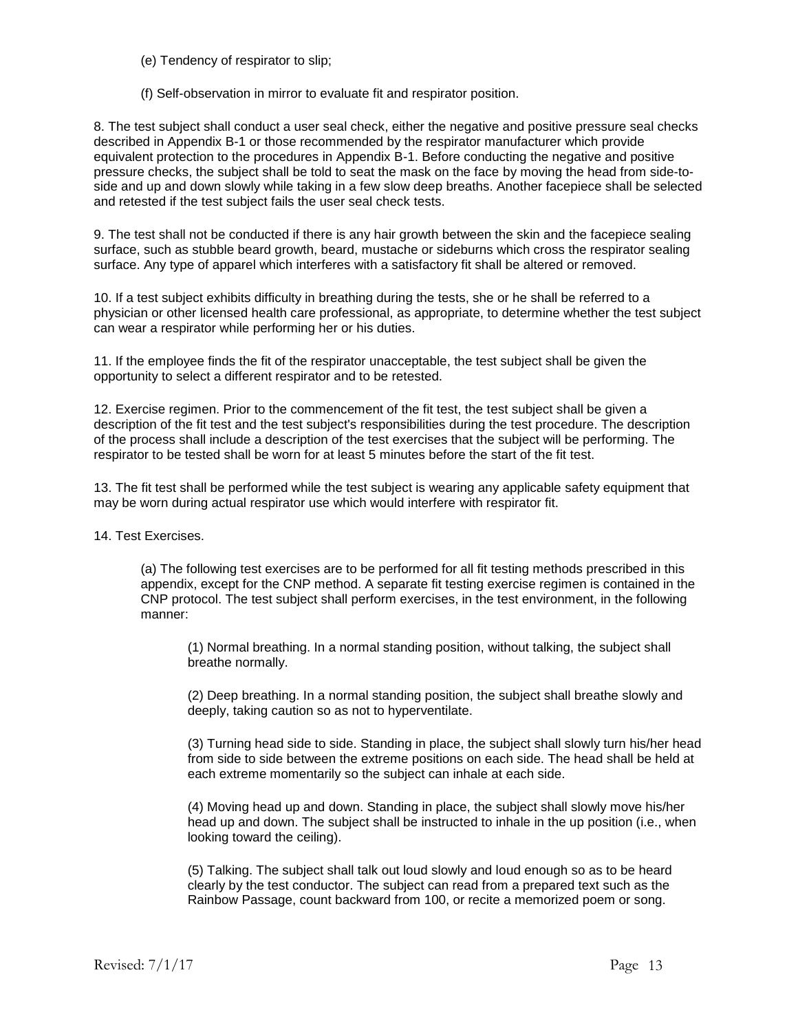(e) Tendency of respirator to slip;

(f) Self-observation in mirror to evaluate fit and respirator position.

8. The test subject shall conduct a user seal check, either the negative and positive pressure seal checks described in Appendix B-1 or those recommended by the respirator manufacturer which provide equivalent protection to the procedures in Appendix B-1. Before conducting the negative and positive pressure checks, the subject shall be told to seat the mask on the face by moving the head from side-to-side and up and down slowly while taking in a few slow deep breaths. Another facepiece shall be selected and retested if the test subject fails the user seal check tests.

9. The test shall not be conducted if there is any hair growth between the skin and the facepiece sealing surface, such as stubble beard growth, beard, mustache or sideburns which cross the respirator sealing surface. Any type of apparel which interferes with a satisfactory fit shall be altered or removed.

10. If a test subject exhibits difficulty in breathing during the tests, she or he shall be referred to a physician or other licensed health care professional, as appropriate, to determine whether the test subject can wear a respirator while performing her or his duties.

11. If the employee finds the fit of the respirator unacceptable, the test subject shall be given the opportunity to select a different respirator and to be retested.

12. Exercise regimen. Prior to the commencement of the fit test, the test subject shall be given a description of the fit test and the test subject's responsibilities during the test procedure. The description of the process shall include a description of the test exercises that the subject will be performing. The respirator to be tested shall be worn for at least 5 minutes before the start of the fit test.

13. The fit test shall be performed while the test subject is wearing any applicable safety equipment that may be worn during actual respirator use which would interfere with respirator fit.

14. Test Exercises.

(a) The following test exercises are to be performed for all fit testing methods prescribed in this appendix, except for the CNP method. A separate fit testing exercise regimen is contained in the CNP protocol. The test subject shall perform exercises, in the test environment, in the following manner:

(1) Normal breathing. In a normal standing position, without talking, the subject shall breathe normally.

(2) Deep breathing. In a normal standing position, the subject shall breathe slowly and deeply, taking caution so as not to hyperventilate.

(3) Turning head side to side. Standing in place, the subject shall slowly turn his/her head from side to side between the extreme positions on each side. The head shall be held at each extreme momentarily so the subject can inhale at each side.

(4) Moving head up and down. Standing in place, the subject shall slowly move his/her head up and down. The subject shall be instructed to inhale in the up position (i.e., when looking toward the ceiling).

(5) Talking. The subject shall talk out loud slowly and loud enough so as to be heard clearly by the test conductor. The subject can read from a prepared text such as the Rainbow Passage, count backward from 100, or recite a memorized poem or song.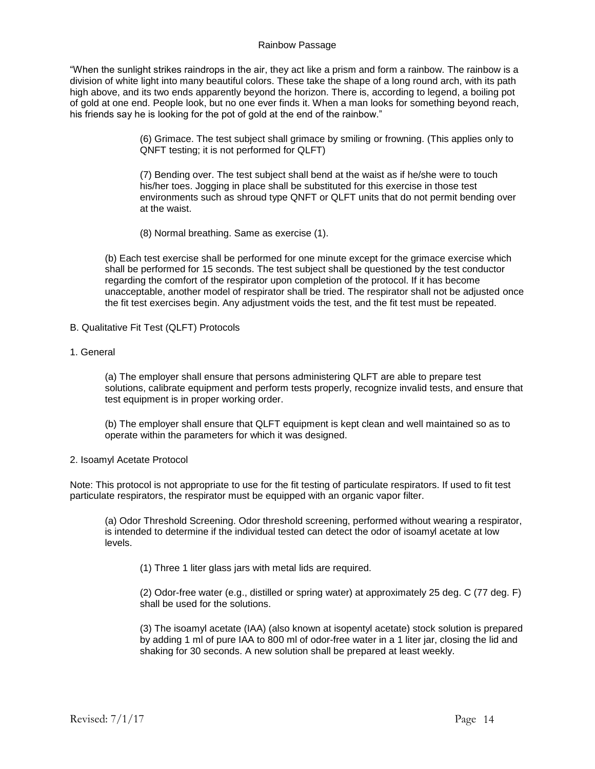Rainbow Passage

"When the sunlight strikes raindrops in the air, they act like a prism and form a rainbow. The rainbow is a division of white light into many beautiful colors. These take the shape of a long round arch, with its path high above, and its two ends apparently beyond the horizon. There is, according to legend, a boiling pot of gold at one end. People look, but no one ever finds it. When a man looks for something beyond reach, his friends say he is looking for the pot of gold at the end of the rainbow."

(6) Grimace. The test subject shall grimace by smiling or frowning. (This applies only to QNFT testing; it is not performed for QLFT)

(7) Bending over. The test subject shall bend at the waist as if he/she were to touch his/her toes. Jogging in place shall be substituted for this exercise in those test environments such as shroud type QNFT or QLFT units that do not permit bending over at the waist.

(8) Normal breathing. Same as exercise (1).

(b) Each test exercise shall be performed for one minute except for the grimace exercise which shall be performed for 15 seconds. The test subject shall be questioned by the test conductor regarding the comfort of the respirator upon completion of the protocol. If it has become unacceptable, another model of respirator shall be tried. The respirator shall not be adjusted once the fit test exercises begin. Any adjustment voids the test, and the fit test must be repeated.

B. Qualitative Fit Test (QLFT) Protocols

1. General

(a) The employer shall ensure that persons administering QLFT are able to prepare test solutions, calibrate equipment and perform tests properly, recognize invalid tests, and ensure that test equipment is in proper working order.

(b) The employer shall ensure that QLFT equipment is kept clean and well maintained so as to operate within the parameters for which it was designed.

2. Isoamyl Acetate Protocol

Note: This protocol is not appropriate to use for the fit testing of particulate respirators. If used to fit test particulate respirators, the respirator must be equipped with an organic vapor filter.

(a) Odor Threshold Screening. Odor threshold screening, performed without wearing a respirator, is intended to determine if the individual tested can detect the odor of isoamyl acetate at low levels.

(1) Three 1 liter glass jars with metal lids are required.

(2) Odor-free water (e.g., distilled or spring water) at approximately 25 deg. C (77 deg. F) shall be used for the solutions.

(3) The isoamyl acetate (IAA) (also known at isopentyl acetate) stock solution is prepared by adding 1 ml of pure IAA to 800 ml of odor-free water in a 1 liter jar, closing the lid and shaking for 30 seconds. A new solution shall be prepared at least weekly.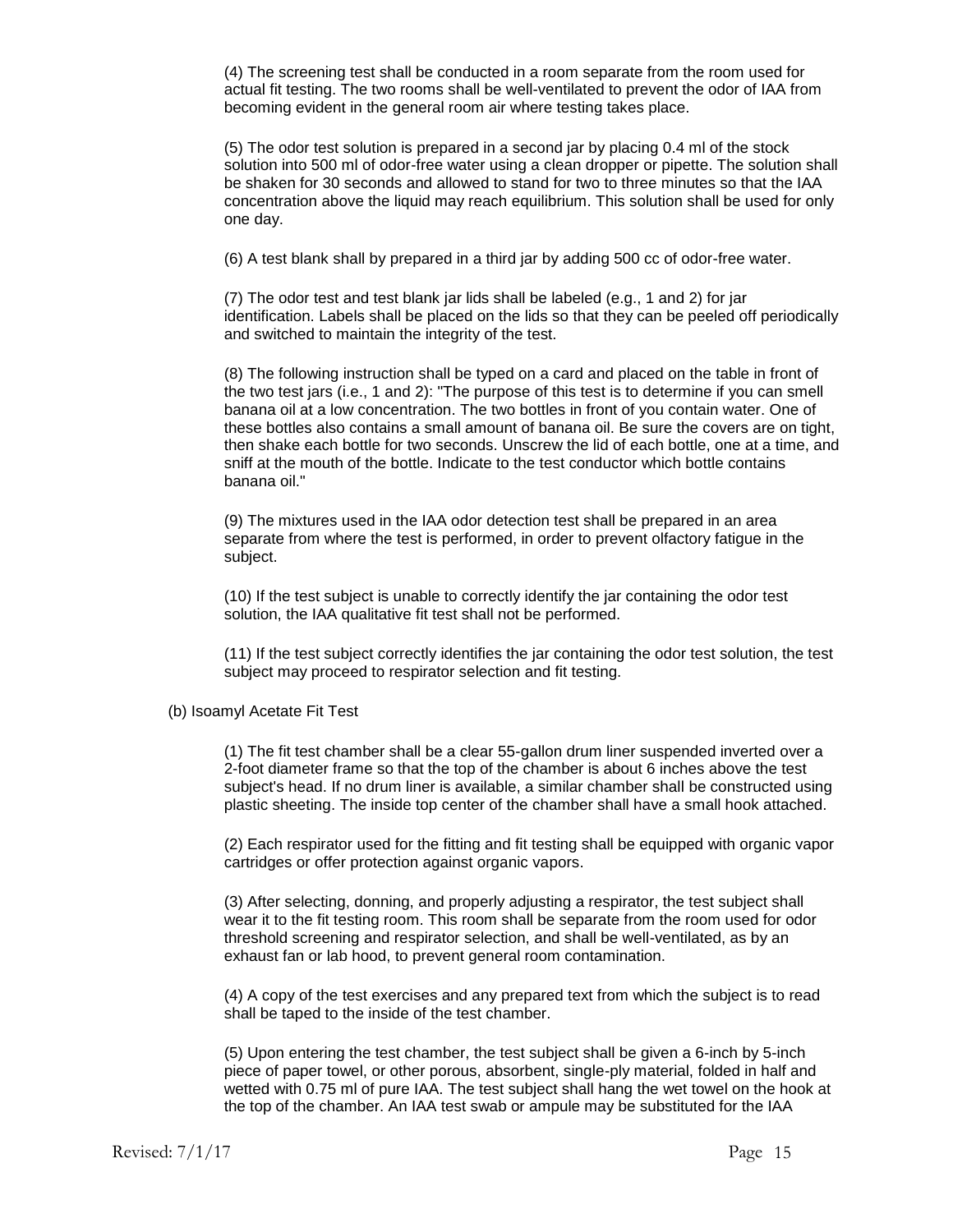(4) The screening test shall be conducted in a room separate from the room used for actual fit testing. The two rooms shall be well-ventilated to prevent the odor of IAA from becoming evident in the general room air where testing takes place.

(5) The odor test solution is prepared in a second jar by placing 0.4 ml of the stock solution into 500 ml of odor-free water using a clean dropper or pipette. The solution shall be shaken for 30 seconds and allowed to stand for two to three minutes so that the IAA concentration above the liquid may reach equilibrium. This solution shall be used for only one day.

(6) A test blank shall by prepared in a third jar by adding 500 cc of odor-free water.

(7) The odor test and test blank jar lids shall be labeled (e.g., 1 and 2) for jar identification. Labels shall be placed on the lids so that they can be peeled off periodically and switched to maintain the integrity of the test.

(8) The following instruction shall be typed on a card and placed on the table in front of the two test jars (i.e., 1 and 2): "The purpose of this test is to determine if you can smell banana oil at a low concentration. The two bottles in front of you contain water. One of these bottles also contains a small amount of banana oil. Be sure the covers are on tight, then shake each bottle for two seconds. Unscrew the lid of each bottle, one at a time, and sniff at the mouth of the bottle. Indicate to the test conductor which bottle contains banana oil."

(9) The mixtures used in the IAA odor detection test shall be prepared in an area separate from where the test is performed, in order to prevent olfactory fatigue in the subject.

(10) If the test subject is unable to correctly identify the jar containing the odor test solution, the IAA qualitative fit test shall not be performed.

(11) If the test subject correctly identifies the jar containing the odor test solution, the test subject may proceed to respirator selection and fit testing.

(b) Isoamyl Acetate Fit Test

(1) The fit test chamber shall be a clear 55-gallon drum liner suspended inverted over a 2-foot diameter frame so that the top of the chamber is about 6 inches above the test subject's head. If no drum liner is available, a similar chamber shall be constructed using plastic sheeting. The inside top center of the chamber shall have a small hook attached.

(2) Each respirator used for the fitting and fit testing shall be equipped with organic vapor cartridges or offer protection against organic vapors.

(3) After selecting, donning, and properly adjusting a respirator, the test subject shall wear it to the fit testing room. This room shall be separate from the room used for odor threshold screening and respirator selection, and shall be well-ventilated, as by an exhaust fan or lab hood, to prevent general room contamination.

(4) A copy of the test exercises and any prepared text from which the subject is to read shall be taped to the inside of the test chamber.

(5) Upon entering the test chamber, the test subject shall be given a 6-inch by 5-inch piece of paper towel, or other porous, absorbent, single-ply material, folded in half and wetted with 0.75 ml of pure IAA. The test subject shall hang the wet towel on the hook at the top of the chamber. An IAA test swab or ampule may be substituted for the IAA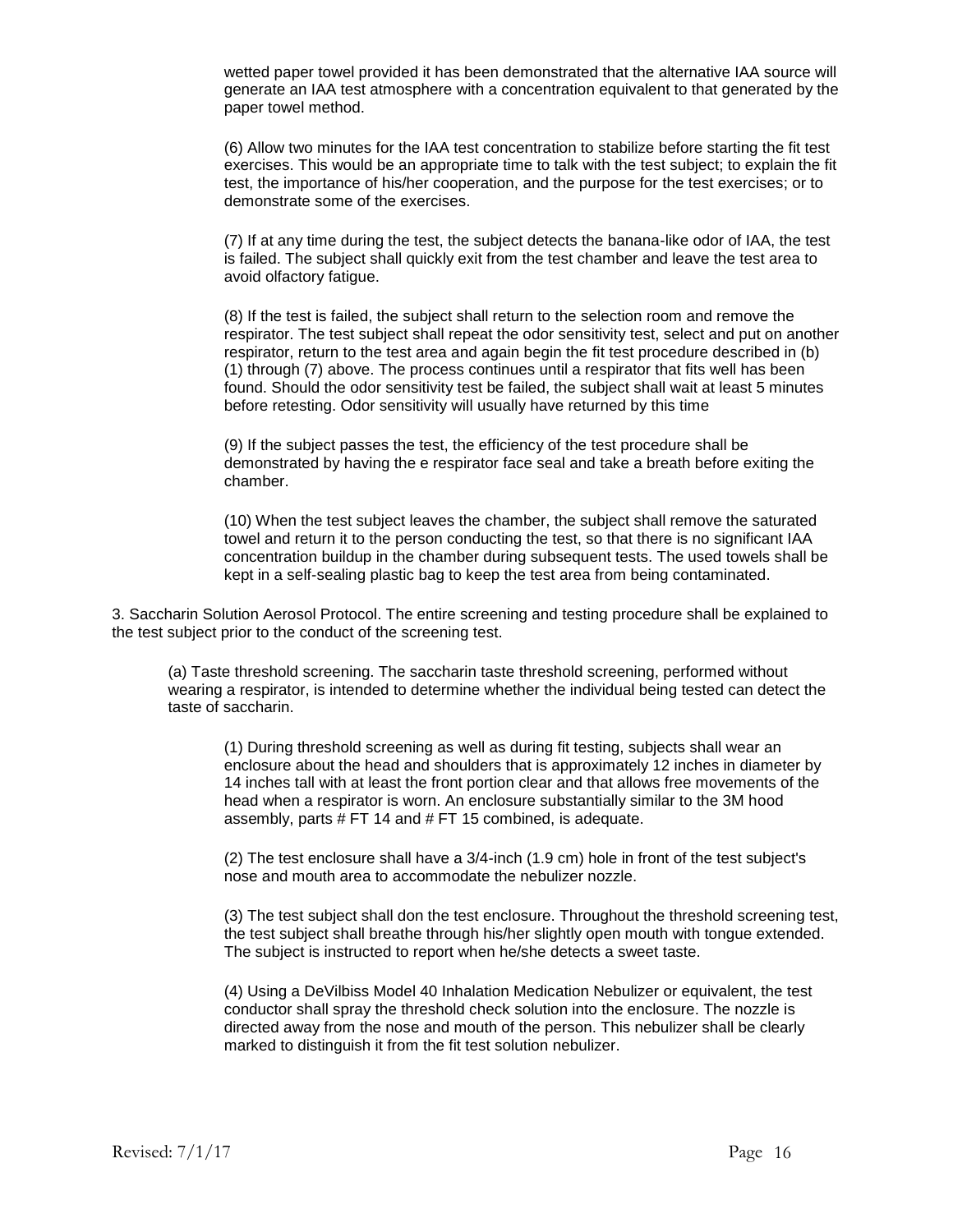wetted paper towel provided it has been demonstrated that the alternative IAA source will generate an IAA test atmosphere with a concentration equivalent to that generated by the paper towel method.

(6) Allow two minutes for the IAA test concentration to stabilize before starting the fit test exercises. This would be an appropriate time to talk with the test subject; to explain the fit test, the importance of his/her cooperation, and the purpose for the test exercises; or to demonstrate some of the exercises.

(7) If at any time during the test, the subject detects the banana-like odor of IAA, the test is failed. The subject shall quickly exit from the test chamber and leave the test area to avoid olfactory fatigue.

(8) If the test is failed, the subject shall return to the selection room and remove the respirator. The test subject shall repeat the odor sensitivity test, select and put on another respirator, return to the test area and again begin the fit test procedure described in (b) (1) through (7) above. The process continues until a respirator that fits well has been found. Should the odor sensitivity test be failed, the subject shall wait at least 5 minutes before retesting. Odor sensitivity will usually have returned by this time

(9) If the subject passes the test, the efficiency of the test procedure shall be demonstrated by having the e respirator face seal and take a breath before exiting the chamber.

(10) When the test subject leaves the chamber, the subject shall remove the saturated towel and return it to the person conducting the test, so that there is no significant IAA concentration buildup in the chamber during subsequent tests. The used towels shall be kept in a self-sealing plastic bag to keep the test area from being contaminated.

3. Saccharin Solution Aerosol Protocol. The entire screening and testing procedure shall be explained to the test subject prior to the conduct of the screening test.

(a) Taste threshold screening. The saccharin taste threshold screening, performed without wearing a respirator, is intended to determine whether the individual being tested can detect the taste of saccharin.

(1) During threshold screening as well as during fit testing, subjects shall wear an enclosure about the head and shoulders that is approximately 12 inches in diameter by 14 inches tall with at least the front portion clear and that allows free movements of the head when a respirator is worn. An enclosure substantially similar to the 3M hood assembly, parts # FT 14 and # FT 15 combined, is adequate.

(2) The test enclosure shall have a 3/4-inch (1.9 cm) hole in front of the test subject's nose and mouth area to accommodate the nebulizer nozzle.

(3) The test subject shall don the test enclosure. Throughout the threshold screening test, the test subject shall breathe through his/her slightly open mouth with tongue extended. The subject is instructed to report when he/she detects a sweet taste.

(4) Using a DeVilbiss Model 40 Inhalation Medication Nebulizer or equivalent, the test conductor shall spray the threshold check solution into the enclosure. The nozzle is directed away from the nose and mouth of the person. This nebulizer shall be clearly marked to distinguish it from the fit test solution nebulizer.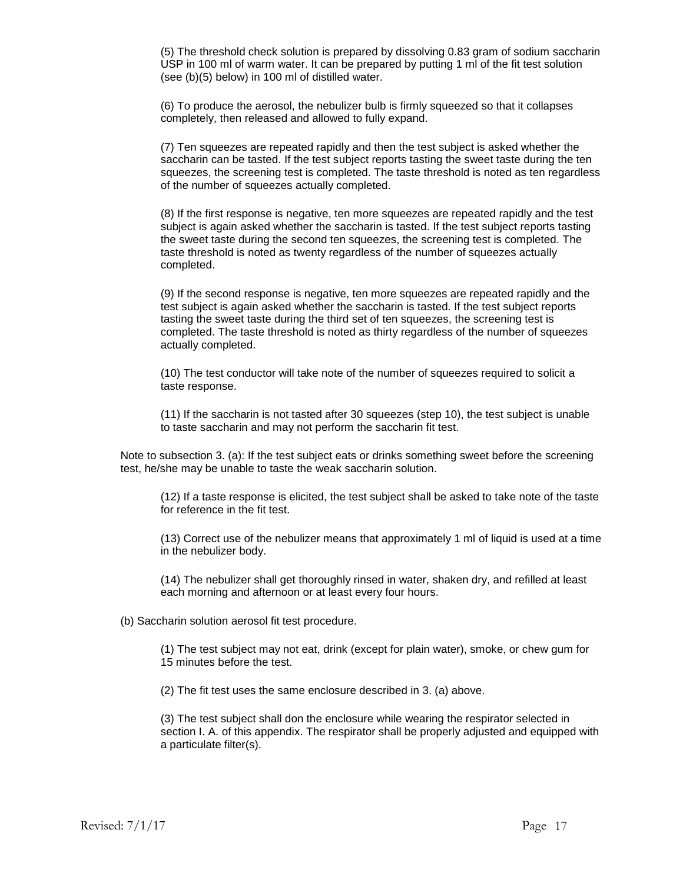(5) The threshold check solution is prepared by dissolving 0.83 gram of sodium saccharin USP in 100 ml of warm water. It can be prepared by putting 1 ml of the fit test solution (see (b)(5) below) in 100 ml of distilled water.

(6) To produce the aerosol, the nebulizer bulb is firmly squeezed so that it collapses completely, then released and allowed to fully expand.

(7) Ten squeezes are repeated rapidly and then the test subject is asked whether the saccharin can be tasted. If the test subject reports tasting the sweet taste during the ten squeezes, the screening test is completed. The taste threshold is noted as ten regardless of the number of squeezes actually completed.

(8) If the first response is negative, ten more squeezes are repeated rapidly and the test subject is again asked whether the saccharin is tasted. If the test subject reports tasting the sweet taste during the second ten squeezes, the screening test is completed. The taste threshold is noted as twenty regardless of the number of squeezes actually completed.

(9) If the second response is negative, ten more squeezes are repeated rapidly and the test subject is again asked whether the saccharin is tasted. If the test subject reports tasting the sweet taste during the third set of ten squeezes, the screening test is completed. The taste threshold is noted as thirty regardless of the number of squeezes actually completed.

(10) The test conductor will take note of the number of squeezes required to solicit a taste response.

(11) If the saccharin is not tasted after 30 squeezes (step 10), the test subject is unable to taste saccharin and may not perform the saccharin fit test.

Note to subsection 3. (a): If the test subject eats or drinks something sweet before the screening test, he/she may be unable to taste the weak saccharin solution.

(12) If a taste response is elicited, the test subject shall be asked to take note of the taste for reference in the fit test.

(13) Correct use of the nebulizer means that approximately 1 ml of liquid is used at a time in the nebulizer body.

(14) The nebulizer shall get thoroughly rinsed in water, shaken dry, and refilled at least each morning and afternoon or at least every four hours.

(b) Saccharin solution aerosol fit test procedure.

(1) The test subject may not eat, drink (except for plain water), smoke, or chew gum for 15 minutes before the test.

(2) The fit test uses the same enclosure described in 3. (a) above.

(3) The test subject shall don the enclosure while wearing the respirator selected in section I. A. of this appendix. The respirator shall be properly adjusted and equipped with a particulate filter(s).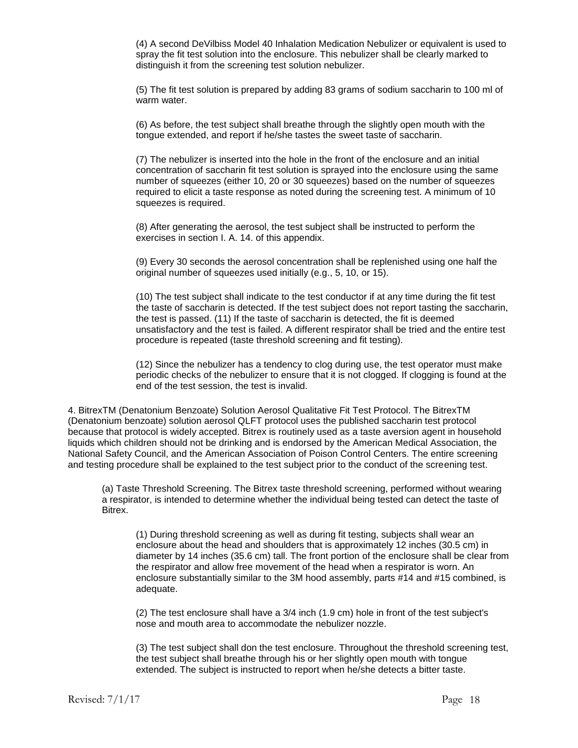(4) A second DeVilbiss Model 40 Inhalation Medication Nebulizer or equivalent is used to spray the fit test solution into the enclosure. This nebulizer shall be clearly marked to distinguish it from the screening test solution nebulizer.

(5) The fit test solution is prepared by adding 83 grams of sodium saccharin to 100 ml of warm water.

(6) As before, the test subject shall breathe through the slightly open mouth with the tongue extended, and report if he/she tastes the sweet taste of saccharin.

(7) The nebulizer is inserted into the hole in the front of the enclosure and an initial concentration of saccharin fit test solution is sprayed into the enclosure using the same number of squeezes (either 10, 20 or 30 squeezes) based on the number of squeezes required to elicit a taste response as noted during the screening test. A minimum of 10 squeezes is required.

(8) After generating the aerosol, the test subject shall be instructed to perform the exercises in section I. A. 14. of this appendix.

(9) Every 30 seconds the aerosol concentration shall be replenished using one half the original number of squeezes used initially (e.g., 5, 10, or 15).

(10) The test subject shall indicate to the test conductor if at any time during the fit test the taste of saccharin is detected. If the test subject does not report tasting the saccharin, the test is passed. (11) If the taste of saccharin is detected, the fit is deemed unsatisfactory and the test is failed. A different respirator shall be tried and the entire test procedure is repeated (taste threshold screening and fit testing).

(12) Since the nebulizer has a tendency to clog during use, the test operator must make periodic checks of the nebulizer to ensure that it is not clogged. If clogging is found at the end of the test session, the test is invalid.

4. BitrexTM (Denatonium Benzoate) Solution Aerosol Qualitative Fit Test Protocol. The BitrexTM (Denatonium benzoate) solution aerosol QLFT protocol uses the published saccharin test protocol because that protocol is widely accepted. Bitrex is routinely used as a taste aversion agent in household liquids which children should not be drinking and is endorsed by the American Medical Association, the National Safety Council, and the American Association of Poison Control Centers. The entire screening and testing procedure shall be explained to the test subject prior to the conduct of the screening test.

(a) Taste Threshold Screening. The Bitrex taste threshold screening, performed without wearing a respirator, is intended to determine whether the individual being tested can detect the taste of Bitrex.

(1) During threshold screening as well as during fit testing, subjects shall wear an enclosure about the head and shoulders that is approximately 12 inches (30.5 cm) in diameter by 14 inches (35.6 cm) tall. The front portion of the enclosure shall be clear from the respirator and allow free movement of the head when a respirator is worn. An enclosure substantially similar to the 3M hood assembly, parts #14 and #15 combined, is adequate.

(2) The test enclosure shall have a 3/4 inch (1.9 cm) hole in front of the test subject's nose and mouth area to accommodate the nebulizer nozzle.

(3) The test subject shall don the test enclosure. Throughout the threshold screening test, the test subject shall breathe through his or her slightly open mouth with tongue extended. The subject is instructed to report when he/she detects a bitter taste.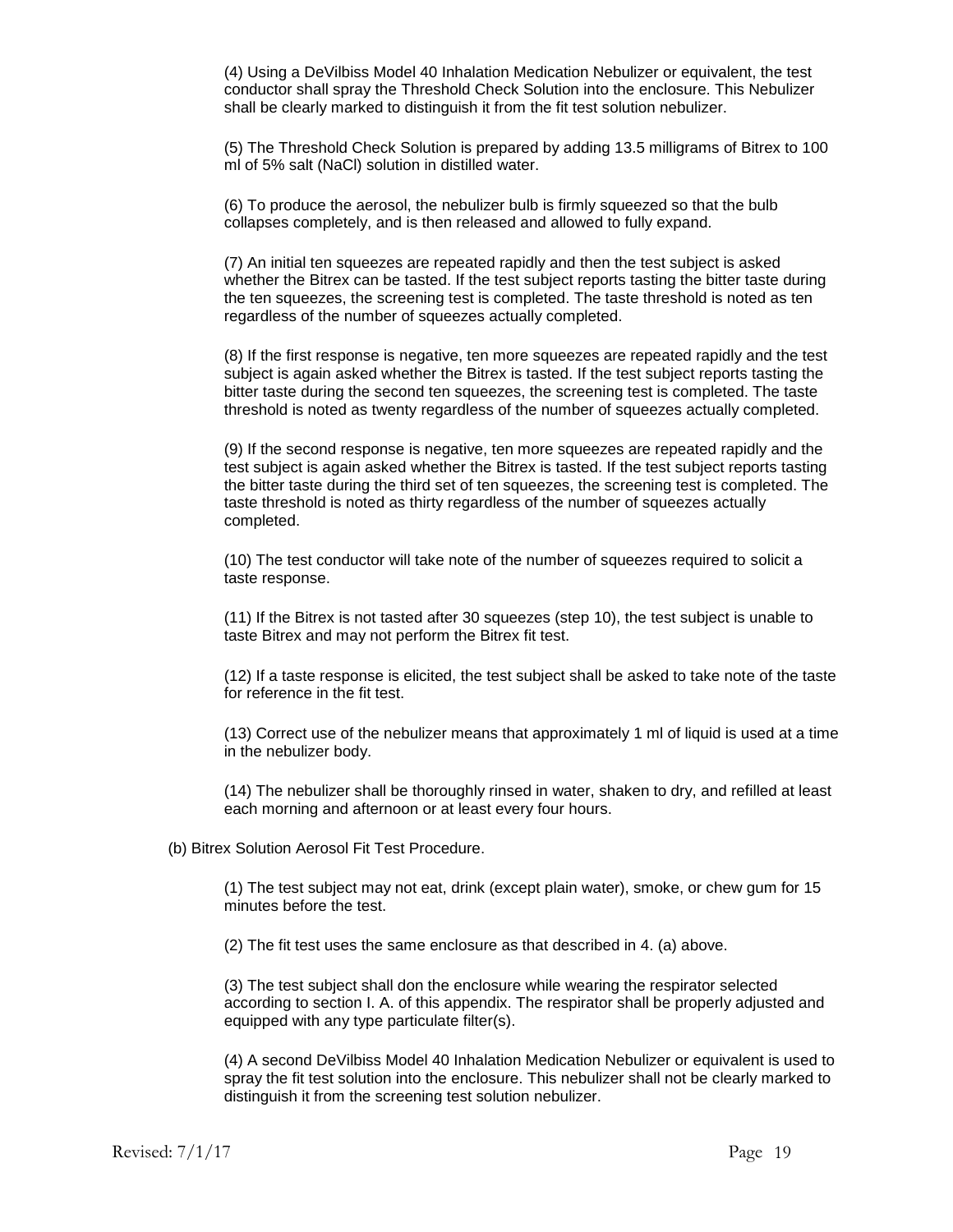(4) Using a DeVilbiss Model 40 Inhalation Medication Nebulizer or equivalent, the test conductor shall spray the Threshold Check Solution into the enclosure. This Nebulizer shall be clearly marked to distinguish it from the fit test solution nebulizer.

(5) The Threshold Check Solution is prepared by adding 13.5 milligrams of Bitrex to 100 ml of 5% salt (NaCl) solution in distilled water.

(6) To produce the aerosol, the nebulizer bulb is firmly squeezed so that the bulb collapses completely, and is then released and allowed to fully expand.

(7) An initial ten squeezes are repeated rapidly and then the test subject is asked whether the Bitrex can be tasted. If the test subject reports tasting the bitter taste during the ten squeezes, the screening test is completed. The taste threshold is noted as ten regardless of the number of squeezes actually completed.

(8) If the first response is negative, ten more squeezes are repeated rapidly and the test subject is again asked whether the Bitrex is tasted. If the test subject reports tasting the bitter taste during the second ten squeezes, the screening test is completed. The taste threshold is noted as twenty regardless of the number of squeezes actually completed.

(9) If the second response is negative, ten more squeezes are repeated rapidly and the test subject is again asked whether the Bitrex is tasted. If the test subject reports tasting the bitter taste during the third set of ten squeezes, the screening test is completed. The taste threshold is noted as thirty regardless of the number of squeezes actually completed.

(10) The test conductor will take note of the number of squeezes required to solicit a taste response.

(11) If the Bitrex is not tasted after 30 squeezes (step 10), the test subject is unable to taste Bitrex and may not perform the Bitrex fit test.

(12) If a taste response is elicited, the test subject shall be asked to take note of the taste for reference in the fit test.

(13) Correct use of the nebulizer means that approximately 1 ml of liquid is used at a time in the nebulizer body.

(14) The nebulizer shall be thoroughly rinsed in water, shaken to dry, and refilled at least each morning and afternoon or at least every four hours.

(b) Bitrex Solution Aerosol Fit Test Procedure.

(1) The test subject may not eat, drink (except plain water), smoke, or chew gum for 15 minutes before the test.

(2) The fit test uses the same enclosure as that described in 4. (a) above.

(3) The test subject shall don the enclosure while wearing the respirator selected according to section I. A. of this appendix. The respirator shall be properly adjusted and equipped with any type particulate filter(s).

(4) A second DeVilbiss Model 40 Inhalation Medication Nebulizer or equivalent is used to spray the fit test solution into the enclosure. This nebulizer shall not be clearly marked to distinguish it from the screening test solution nebulizer.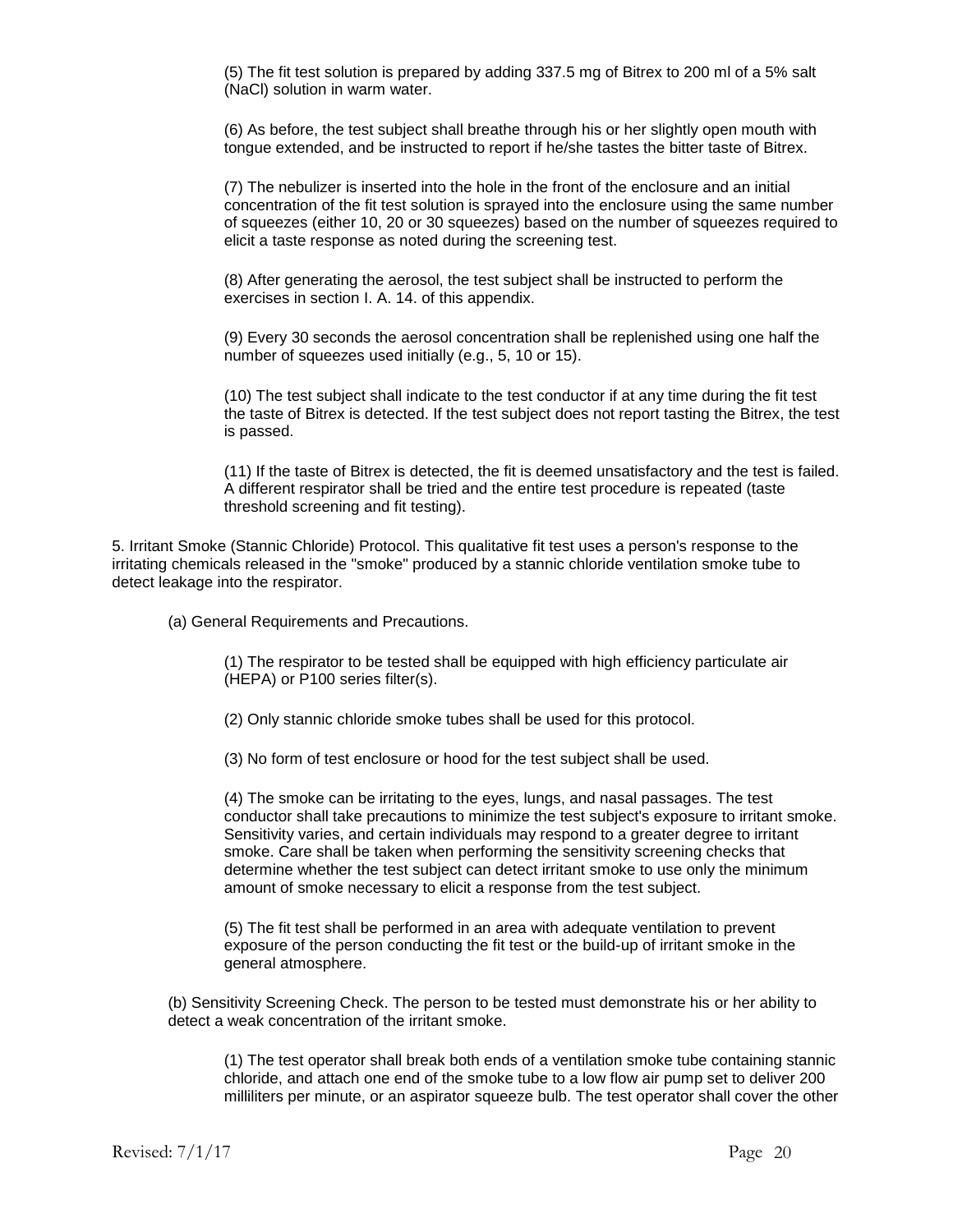(5) The fit test solution is prepared by adding 337.5 mg of Bitrex to 200 ml of a 5% salt (NaCl) solution in warm water.

(6) As before, the test subject shall breathe through his or her slightly open mouth with tongue extended, and be instructed to report if he/she tastes the bitter taste of Bitrex.

(7) The nebulizer is inserted into the hole in the front of the enclosure and an initial concentration of the fit test solution is sprayed into the enclosure using the same number of squeezes (either 10, 20 or 30 squeezes) based on the number of squeezes required to elicit a taste response as noted during the screening test.

(8) After generating the aerosol, the test subject shall be instructed to perform the exercises in section I. A. 14. of this appendix.

(9) Every 30 seconds the aerosol concentration shall be replenished using one half the number of squeezes used initially (e.g., 5, 10 or 15).

(10) The test subject shall indicate to the test conductor if at any time during the fit test the taste of Bitrex is detected. If the test subject does not report tasting the Bitrex, the test is passed.

(11) If the taste of Bitrex is detected, the fit is deemed unsatisfactory and the test is failed. A different respirator shall be tried and the entire test procedure is repeated (taste threshold screening and fit testing).

5. Irritant Smoke (Stannic Chloride) Protocol. This qualitative fit test uses a person's response to the irritating chemicals released in the "smoke" produced by a stannic chloride ventilation smoke tube to detect leakage into the respirator.

(a) General Requirements and Precautions.

(1) The respirator to be tested shall be equipped with high efficiency particulate air (HEPA) or P100 series filter(s).

(2) Only stannic chloride smoke tubes shall be used for this protocol.

(3) No form of test enclosure or hood for the test subject shall be used.

(4) The smoke can be irritating to the eyes, lungs, and nasal passages. The test conductor shall take precautions to minimize the test subject's exposure to irritant smoke. Sensitivity varies, and certain individuals may respond to a greater degree to irritant smoke. Care shall be taken when performing the sensitivity screening checks that determine whether the test subject can detect irritant smoke to use only the minimum amount of smoke necessary to elicit a response from the test subject.

(5) The fit test shall be performed in an area with adequate ventilation to prevent exposure of the person conducting the fit test or the build-up of irritant smoke in the general atmosphere.

(b) Sensitivity Screening Check. The person to be tested must demonstrate his or her ability to detect a weak concentration of the irritant smoke.

(1) The test operator shall break both ends of a ventilation smoke tube containing stannic chloride, and attach one end of the smoke tube to a low flow air pump set to deliver 200 milliliters per minute, or an aspirator squeeze bulb. The test operator shall cover the other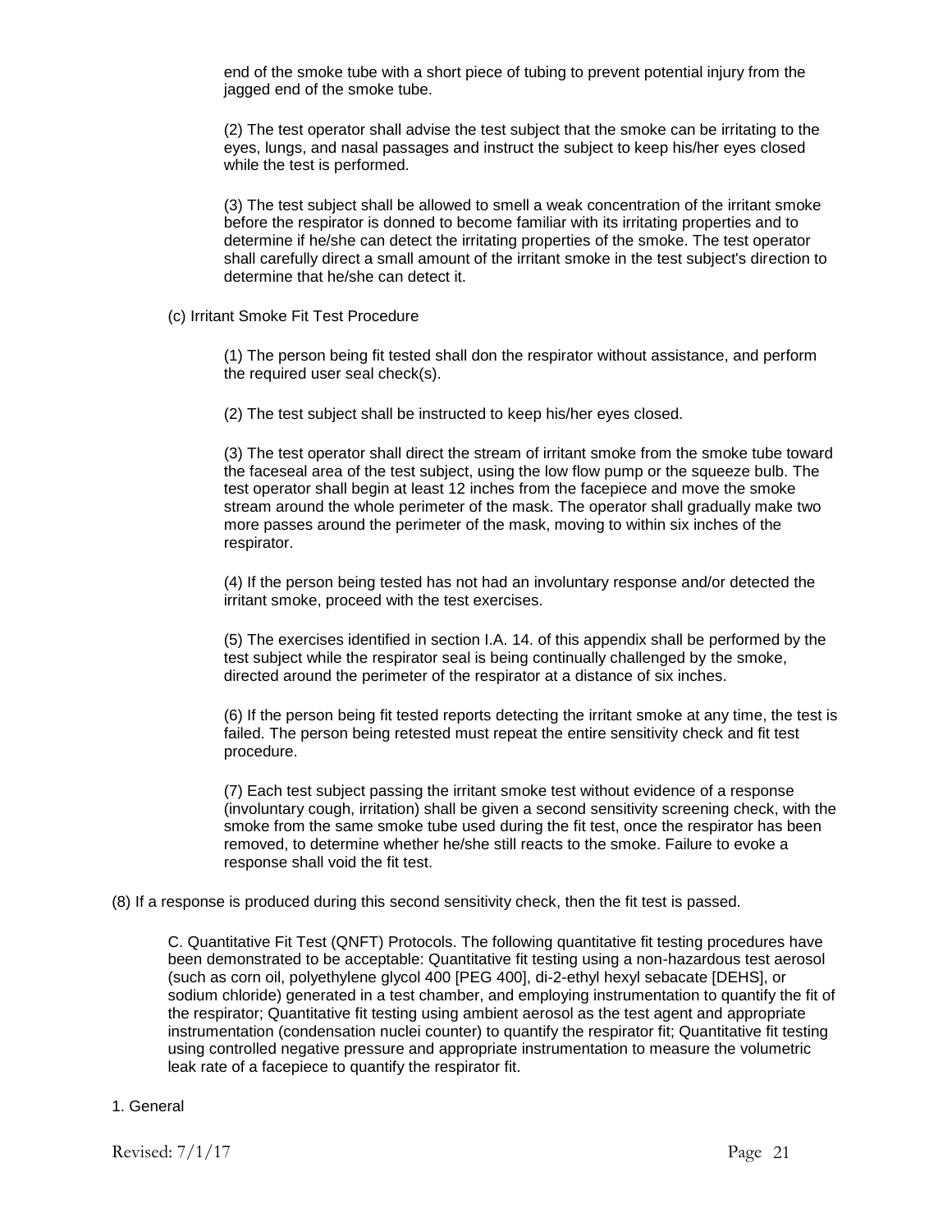end of the smoke tube with a short piece of tubing to prevent potential injury from the jagged end of the smoke tube.

(2) The test operator shall advise the test subject that the smoke can be irritating to the eyes, lungs, and nasal passages and instruct the subject to keep his/her eyes closed while the test is performed.

(3) The test subject shall be allowed to smell a weak concentration of the irritant smoke before the respirator is donned to become familiar with its irritating properties and to determine if he/she can detect the irritating properties of the smoke. The test operator shall carefully direct a small amount of the irritant smoke in the test subject's direction to determine that he/she can detect it.

(c) Irritant Smoke Fit Test Procedure

(1) The person being fit tested shall don the respirator without assistance, and perform the required user seal check(s).

(2) The test subject shall be instructed to keep his/her eyes closed.

(3) The test operator shall direct the stream of irritant smoke from the smoke tube toward the faceseal area of the test subject, using the low flow pump or the squeeze bulb. The test operator shall begin at least 12 inches from the facepiece and move the smoke stream around the whole perimeter of the mask. The operator shall gradually make two more passes around the perimeter of the mask, moving to within six inches of the respirator.

(4) If the person being tested has not had an involuntary response and/or detected the irritant smoke, proceed with the test exercises.

(5) The exercises identified in section I.A. 14. of this appendix shall be performed by the test subject while the respirator seal is being continually challenged by the smoke, directed around the perimeter of the respirator at a distance of six inches.

(6) If the person being fit tested reports detecting the irritant smoke at any time, the test is failed. The person being retested must repeat the entire sensitivity check and fit test procedure.

(7) Each test subject passing the irritant smoke test without evidence of a response (involuntary cough, irritation) shall be given a second sensitivity screening check, with the smoke from the same smoke tube used during the fit test, once the respirator has been removed, to determine whether he/she still reacts to the smoke. Failure to evoke a response shall void the fit test.

(8) If a response is produced during this second sensitivity check, then the fit test is passed.

C. Quantitative Fit Test (QNFT) Protocols. The following quantitative fit testing procedures have been demonstrated to be acceptable: Quantitative fit testing using a non-hazardous test aerosol (such as corn oil, polyethylene glycol 400 [PEG 400], di-2-ethyl hexyl sebacate [DEHS], or sodium chloride) generated in a test chamber, and employing instrumentation to quantify the fit of the respirator; Quantitative fit testing using ambient aerosol as the test agent and appropriate instrumentation (condensation nuclei counter) to quantify the respirator fit; Quantitative fit testing using controlled negative pressure and appropriate instrumentation to measure the volumetric leak rate of a facepiece to quantify the respirator fit.

1. General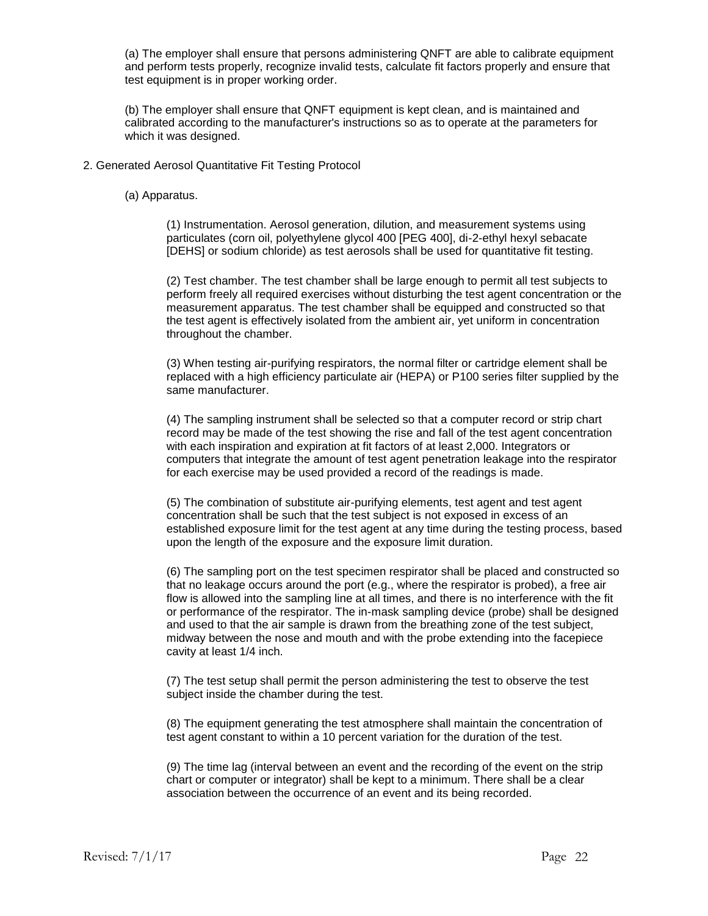(a) The employer shall ensure that persons administering QNFT are able to calibrate equipment and perform tests properly, recognize invalid tests, calculate fit factors properly and ensure that test equipment is in proper working order.

(b) The employer shall ensure that QNFT equipment is kept clean, and is maintained and calibrated according to the manufacturer's instructions so as to operate at the parameters for which it was designed.

2. Generated Aerosol Quantitative Fit Testing Protocol

(a) Apparatus.

(1) Instrumentation. Aerosol generation, dilution, and measurement systems using particulates (corn oil, polyethylene glycol 400 [PEG 400], di-2-ethyl hexyl sebacate [DEHS] or sodium chloride) as test aerosols shall be used for quantitative fit testing.

(2) Test chamber. The test chamber shall be large enough to permit all test subjects to perform freely all required exercises without disturbing the test agent concentration or the measurement apparatus. The test chamber shall be equipped and constructed so that the test agent is effectively isolated from the ambient air, yet uniform in concentration throughout the chamber.

(3) When testing air-purifying respirators, the normal filter or cartridge element shall be replaced with a high efficiency particulate air (HEPA) or P100 series filter supplied by the same manufacturer.

(4) The sampling instrument shall be selected so that a computer record or strip chart record may be made of the test showing the rise and fall of the test agent concentration with each inspiration and expiration at fit factors of at least 2,000. Integrators or computers that integrate the amount of test agent penetration leakage into the respirator for each exercise may be used provided a record of the readings is made.

(5) The combination of substitute air-purifying elements, test agent and test agent concentration shall be such that the test subject is not exposed in excess of an established exposure limit for the test agent at any time during the testing process, based upon the length of the exposure and the exposure limit duration.

(6) The sampling port on the test specimen respirator shall be placed and constructed so that no leakage occurs around the port (e.g., where the respirator is probed), a free air flow is allowed into the sampling line at all times, and there is no interference with the fit or performance of the respirator. The in-mask sampling device (probe) shall be designed and used to that the air sample is drawn from the breathing zone of the test subject, midway between the nose and mouth and with the probe extending into the facepiece cavity at least 1/4 inch.

(7) The test setup shall permit the person administering the test to observe the test subject inside the chamber during the test.

(8) The equipment generating the test atmosphere shall maintain the concentration of test agent constant to within a 10 percent variation for the duration of the test.

(9) The time lag (interval between an event and the recording of the event on the strip chart or computer or integrator) shall be kept to a minimum. There shall be a clear association between the occurrence of an event and its being recorded.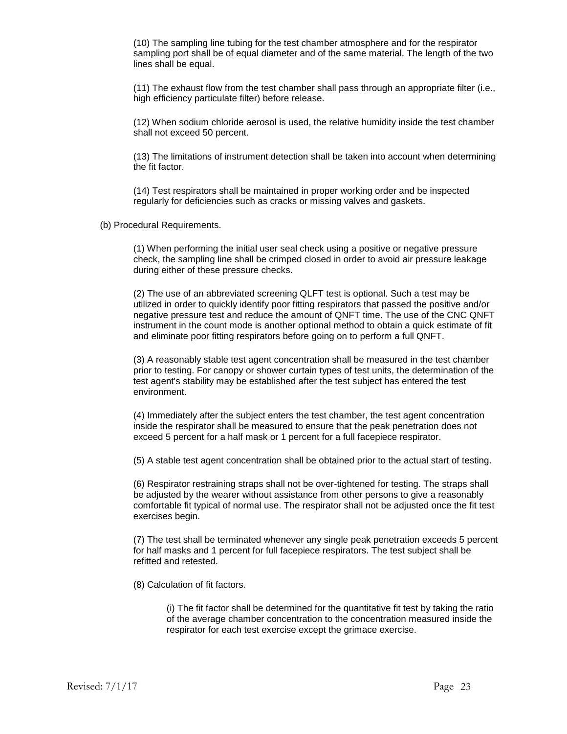(10) The sampling line tubing for the test chamber atmosphere and for the respirator sampling port shall be of equal diameter and of the same material. The length of the two lines shall be equal.

(11) The exhaust flow from the test chamber shall pass through an appropriate filter (i.e., high efficiency particulate filter) before release.

(12) When sodium chloride aerosol is used, the relative humidity inside the test chamber shall not exceed 50 percent.

(13) The limitations of instrument detection shall be taken into account when determining the fit factor.

(14) Test respirators shall be maintained in proper working order and be inspected regularly for deficiencies such as cracks or missing valves and gaskets.

(b) Procedural Requirements.

(1) When performing the initial user seal check using a positive or negative pressure check, the sampling line shall be crimped closed in order to avoid air pressure leakage during either of these pressure checks.

(2) The use of an abbreviated screening QLFT test is optional. Such a test may be utilized in order to quickly identify poor fitting respirators that passed the positive and/or negative pressure test and reduce the amount of QNFT time. The use of the CNC QNFT instrument in the count mode is another optional method to obtain a quick estimate of fit and eliminate poor fitting respirators before going on to perform a full QNFT.

(3) A reasonably stable test agent concentration shall be measured in the test chamber prior to testing. For canopy or shower curtain types of test units, the determination of the test agent's stability may be established after the test subject has entered the test environment.

(4) Immediately after the subject enters the test chamber, the test agent concentration inside the respirator shall be measured to ensure that the peak penetration does not exceed 5 percent for a half mask or 1 percent for a full facepiece respirator.

(5) A stable test agent concentration shall be obtained prior to the actual start of testing.

(6) Respirator restraining straps shall not be over-tightened for testing. The straps shall be adjusted by the wearer without assistance from other persons to give a reasonably comfortable fit typical of normal use. The respirator shall not be adjusted once the fit test exercises begin.

(7) The test shall be terminated whenever any single peak penetration exceeds 5 percent for half masks and 1 percent for full facepiece respirators. The test subject shall be refitted and retested.

(8) Calculation of fit factors.

(i) The fit factor shall be determined for the quantitative fit test by taking the ratio of the average chamber concentration to the concentration measured inside the respirator for each test exercise except the grimace exercise.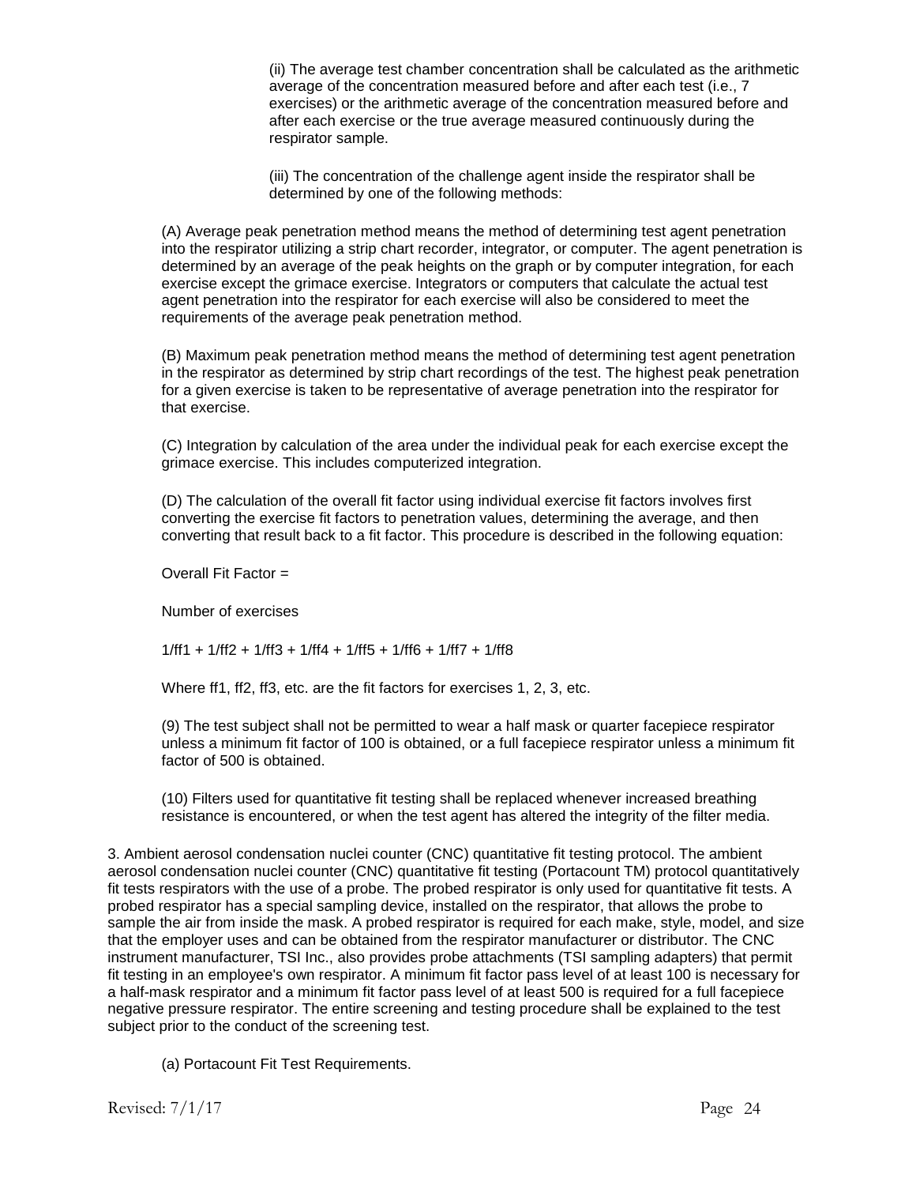(ii) The average test chamber concentration shall be calculated as the arithmetic average of the concentration measured before and after each test (i.e., 7 exercises) or the arithmetic average of the concentration measured before and after each exercise or the true average measured continuously during the respirator sample.

(iii) The concentration of the challenge agent inside the respirator shall be determined by one of the following methods:

(A) Average peak penetration method means the method of determining test agent penetration into the respirator utilizing a strip chart recorder, integrator, or computer. The agent penetration is determined by an average of the peak heights on the graph or by computer integration, for each exercise except the grimace exercise. Integrators or computers that calculate the actual test agent penetration into the respirator for each exercise will also be considered to meet the requirements of the average peak penetration method.

(B) Maximum peak penetration method means the method of determining test agent penetration in the respirator as determined by strip chart recordings of the test. The highest peak penetration for a given exercise is taken to be representative of average penetration into the respirator for that exercise.

(C) Integration by calculation of the area under the individual peak for each exercise except the grimace exercise. This includes computerized integration.

(D) The calculation of the overall fit factor using individual exercise fit factors involves first converting the exercise fit factors to penetration values, determining the average, and then converting that result back to a fit factor. This procedure is described in the following equation:

Overall Fit Factor =

Number of exercises

1/ff1 + 1/ff2 + 1/ff3 + 1/ff4 + 1/ff5 + 1/ff6 + 1/ff7 + 1/ff8

Where ff1, ff2, ff3, etc. are the fit factors for exercises 1, 2, 3, etc.

(9) The test subject shall not be permitted to wear a half mask or quarter facepiece respirator unless a minimum fit factor of 100 is obtained, or a full facepiece respirator unless a minimum fit factor of 500 is obtained.

(10) Filters used for quantitative fit testing shall be replaced whenever increased breathing resistance is encountered, or when the test agent has altered the integrity of the filter media.

3. Ambient aerosol condensation nuclei counter (CNC) quantitative fit testing protocol. The ambient aerosol condensation nuclei counter (CNC) quantitative fit testing (Portacount TM) protocol quantitatively fit tests respirators with the use of a probe. The probed respirator is only used for quantitative fit tests. A probed respirator has a special sampling device, installed on the respirator, that allows the probe to sample the air from inside the mask. A probed respirator is required for each make, style, model, and size that the employer uses and can be obtained from the respirator manufacturer or distributor. The CNC instrument manufacturer, TSI Inc., also provides probe attachments (TSI sampling adapters) that permit fit testing in an employee's own respirator. A minimum fit factor pass level of at least 100 is necessary for a half-mask respirator and a minimum fit factor pass level of at least 500 is required for a full facepiece negative pressure respirator. The entire screening and testing procedure shall be explained to the test subject prior to the conduct of the screening test.

(a) Portacount Fit Test Requirements.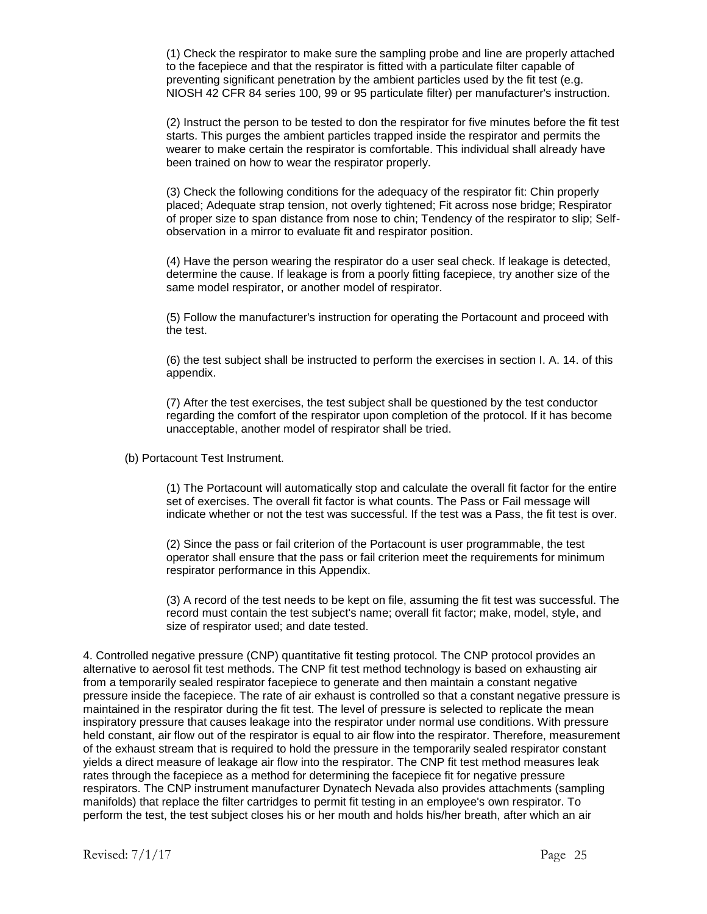(1) Check the respirator to make sure the sampling probe and line are properly attached to the facepiece and that the respirator is fitted with a particulate filter capable of preventing significant penetration by the ambient particles used by the fit test (e.g. NIOSH 42 CFR 84 series 100, 99 or 95 particulate filter) per manufacturer's instruction.

(2) Instruct the person to be tested to don the respirator for five minutes before the fit test starts. This purges the ambient particles trapped inside the respirator and permits the wearer to make certain the respirator is comfortable. This individual shall already have been trained on how to wear the respirator properly.

(3) Check the following conditions for the adequacy of the respirator fit: Chin properly placed; Adequate strap tension, not overly tightened; Fit across nose bridge; Respirator of proper size to span distance from nose to chin; Tendency of the respirator to slip; Self-observation in a mirror to evaluate fit and respirator position.

(4) Have the person wearing the respirator do a user seal check. If leakage is detected, determine the cause. If leakage is from a poorly fitting facepiece, try another size of the same model respirator, or another model of respirator.

(5) Follow the manufacturer's instruction for operating the Portacount and proceed with the test.

(6) the test subject shall be instructed to perform the exercises in section I. A. 14. of this appendix.

(7) After the test exercises, the test subject shall be questioned by the test conductor regarding the comfort of the respirator upon completion of the protocol. If it has become unacceptable, another model of respirator shall be tried.

(b) Portacount Test Instrument.

(1) The Portacount will automatically stop and calculate the overall fit factor for the entire set of exercises. The overall fit factor is what counts. The Pass or Fail message will indicate whether or not the test was successful. If the test was a Pass, the fit test is over.

(2) Since the pass or fail criterion of the Portacount is user programmable, the test operator shall ensure that the pass or fail criterion meet the requirements for minimum respirator performance in this Appendix.

(3) A record of the test needs to be kept on file, assuming the fit test was successful. The record must contain the test subject's name; overall fit factor; make, model, style, and size of respirator used; and date tested.

4. Controlled negative pressure (CNP) quantitative fit testing protocol. The CNP protocol provides an alternative to aerosol fit test methods. The CNP fit test method technology is based on exhausting air from a temporarily sealed respirator facepiece to generate and then maintain a constant negative pressure inside the facepiece. The rate of air exhaust is controlled so that a constant negative pressure is maintained in the respirator during the fit test. The level of pressure is selected to replicate the mean inspiratory pressure that causes leakage into the respirator under normal use conditions. With pressure held constant, air flow out of the respirator is equal to air flow into the respirator. Therefore, measurement of the exhaust stream that is required to hold the pressure in the temporarily sealed respirator constant yields a direct measure of leakage air flow into the respirator. The CNP fit test method measures leak rates through the facepiece as a method for determining the facepiece fit for negative pressure respirators. The CNP instrument manufacturer Dynatech Nevada also provides attachments (sampling manifolds) that replace the filter cartridges to permit fit testing in an employee's own respirator. To perform the test, the test subject closes his or her mouth and holds his/her breath, after which an air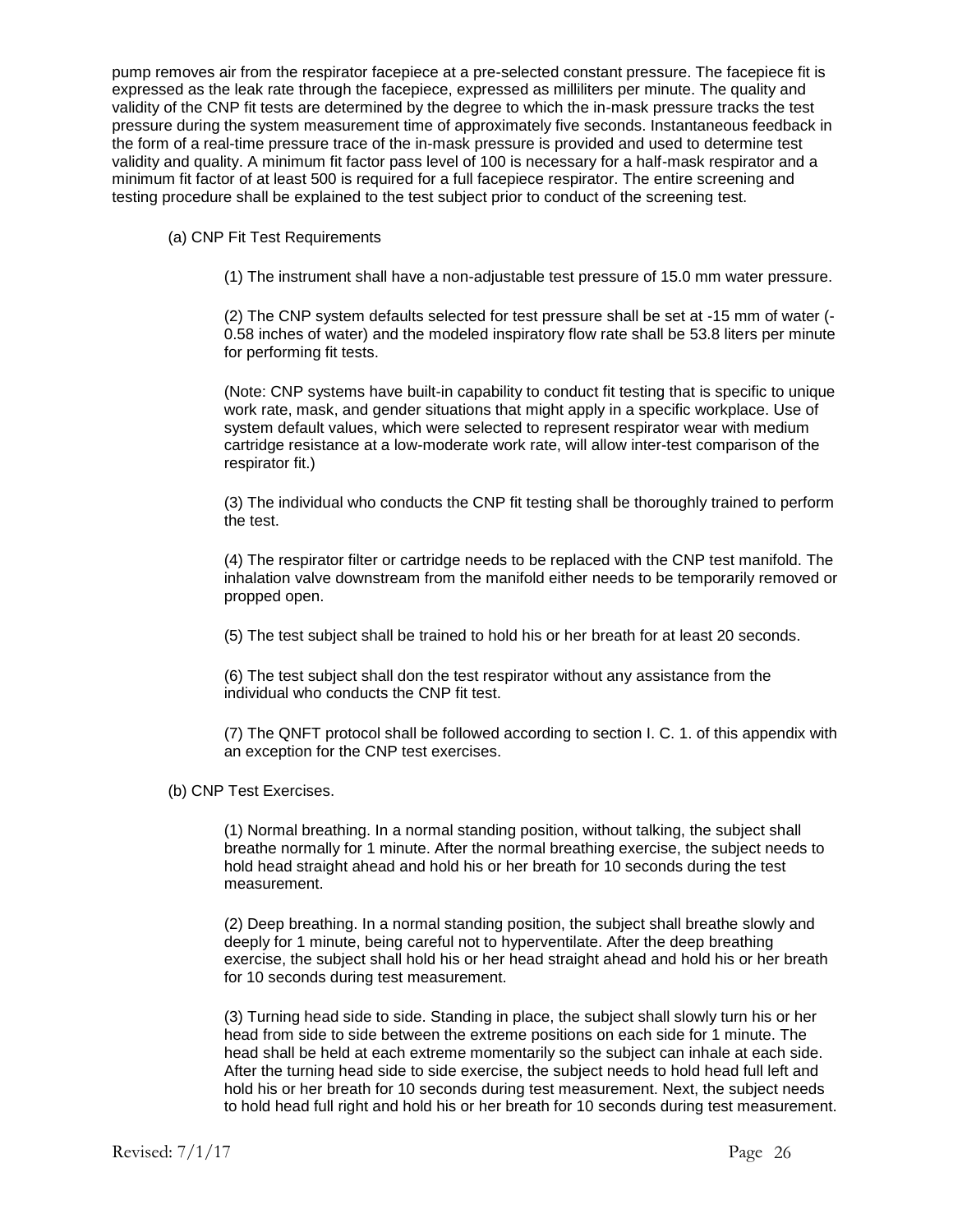pump removes air from the respirator facepiece at a pre-selected constant pressure. The facepiece fit is expressed as the leak rate through the facepiece, expressed as milliliters per minute. The quality and validity of the CNP fit tests are determined by the degree to which the in-mask pressure tracks the test pressure during the system measurement time of approximately five seconds. Instantaneous feedback in the form of a real-time pressure trace of the in-mask pressure is provided and used to determine test validity and quality. A minimum fit factor pass level of 100 is necessary for a half-mask respirator and a minimum fit factor of at least 500 is required for a full facepiece respirator. The entire screening and testing procedure shall be explained to the test subject prior to conduct of the screening test.

(a) CNP Fit Test Requirements

(1) The instrument shall have a non-adjustable test pressure of 15.0 mm water pressure.

(2) The CNP system defaults selected for test pressure shall be set at -15 mm of water (-0.58 inches of water) and the modeled inspiratory flow rate shall be 53.8 liters per minute for performing fit tests.

(Note: CNP systems have built-in capability to conduct fit testing that is specific to unique work rate, mask, and gender situations that might apply in a specific workplace. Use of system default values, which were selected to represent respirator wear with medium cartridge resistance at a low-moderate work rate, will allow inter-test comparison of the respirator fit.)

(3) The individual who conducts the CNP fit testing shall be thoroughly trained to perform the test.

(4) The respirator filter or cartridge needs to be replaced with the CNP test manifold. The inhalation valve downstream from the manifold either needs to be temporarily removed or propped open.

(5) The test subject shall be trained to hold his or her breath for at least 20 seconds.

(6) The test subject shall don the test respirator without any assistance from the individual who conducts the CNP fit test.

(7) The QNFT protocol shall be followed according to section I. C. 1. of this appendix with an exception for the CNP test exercises.

(b) CNP Test Exercises.

(1) Normal breathing. In a normal standing position, without talking, the subject shall breathe normally for 1 minute. After the normal breathing exercise, the subject needs to hold head straight ahead and hold his or her breath for 10 seconds during the test measurement.

(2) Deep breathing. In a normal standing position, the subject shall breathe slowly and deeply for 1 minute, being careful not to hyperventilate. After the deep breathing exercise, the subject shall hold his or her head straight ahead and hold his or her breath for 10 seconds during test measurement.

(3) Turning head side to side. Standing in place, the subject shall slowly turn his or her head from side to side between the extreme positions on each side for 1 minute. The head shall be held at each extreme momentarily so the subject can inhale at each side. After the turning head side to side exercise, the subject needs to hold head full left and hold his or her breath for 10 seconds during test measurement. Next, the subject needs to hold head full right and hold his or her breath for 10 seconds during test measurement.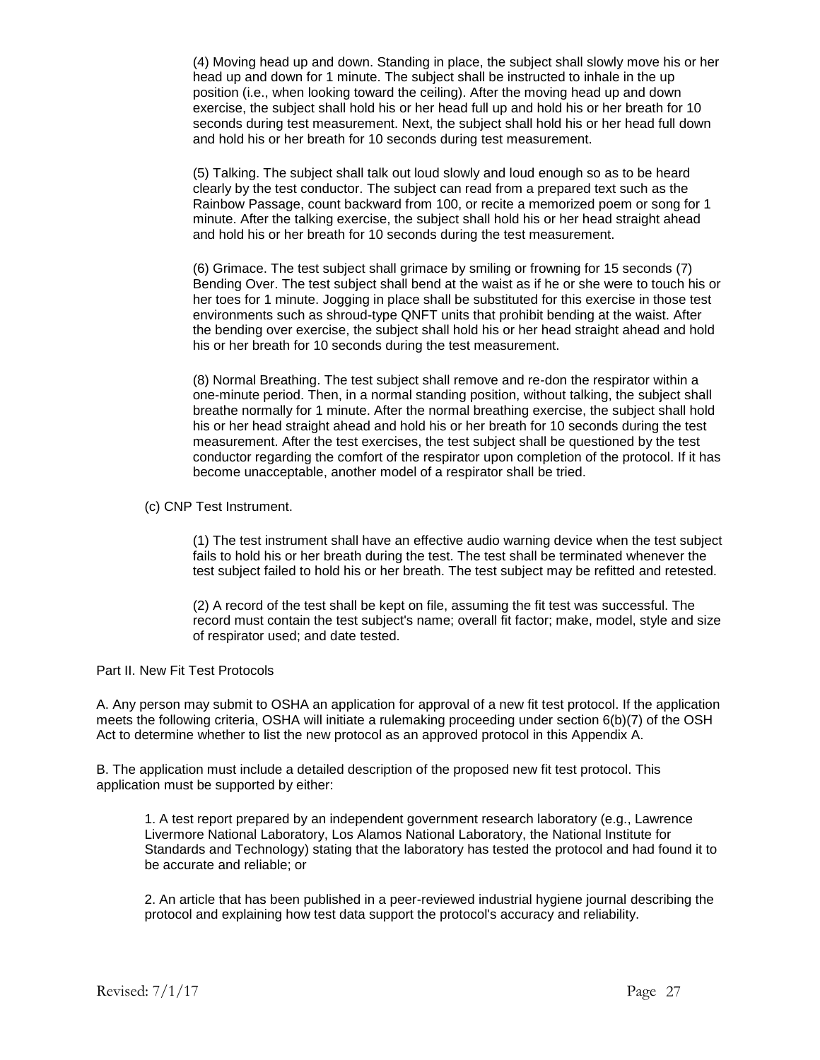(4) Moving head up and down. Standing in place, the subject shall slowly move his or her head up and down for 1 minute. The subject shall be instructed to inhale in the up position (i.e., when looking toward the ceiling). After the moving head up and down exercise, the subject shall hold his or her head full up and hold his or her breath for 10 seconds during test measurement. Next, the subject shall hold his or her head full down and hold his or her breath for 10 seconds during test measurement.

(5) Talking. The subject shall talk out loud slowly and loud enough so as to be heard clearly by the test conductor. The subject can read from a prepared text such as the Rainbow Passage, count backward from 100, or recite a memorized poem or song for 1 minute. After the talking exercise, the subject shall hold his or her head straight ahead and hold his or her breath for 10 seconds during the test measurement.

(6) Grimace. The test subject shall grimace by smiling or frowning for 15 seconds (7) Bending Over. The test subject shall bend at the waist as if he or she were to touch his or her toes for 1 minute. Jogging in place shall be substituted for this exercise in those test environments such as shroud-type QNFT units that prohibit bending at the waist. After the bending over exercise, the subject shall hold his or her head straight ahead and hold his or her breath for 10 seconds during the test measurement.

(8) Normal Breathing. The test subject shall remove and re-don the respirator within a one-minute period. Then, in a normal standing position, without talking, the subject shall breathe normally for 1 minute. After the normal breathing exercise, the subject shall hold his or her head straight ahead and hold his or her breath for 10 seconds during the test measurement. After the test exercises, the test subject shall be questioned by the test conductor regarding the comfort of the respirator upon completion of the protocol. If it has become unacceptable, another model of a respirator shall be tried.

(c) CNP Test Instrument.

(1) The test instrument shall have an effective audio warning device when the test subject fails to hold his or her breath during the test. The test shall be terminated whenever the test subject failed to hold his or her breath. The test subject may be refitted and retested.

(2) A record of the test shall be kept on file, assuming the fit test was successful. The record must contain the test subject's name; overall fit factor; make, model, style and size of respirator used; and date tested.

Part II. New Fit Test Protocols

A. Any person may submit to OSHA an application for approval of a new fit test protocol. If the application meets the following criteria, OSHA will initiate a rulemaking proceeding under section 6(b)(7) of the OSH Act to determine whether to list the new protocol as an approved protocol in this Appendix A.

B. The application must include a detailed description of the proposed new fit test protocol. This application must be supported by either:

1. A test report prepared by an independent government research laboratory (e.g., Lawrence Livermore National Laboratory, Los Alamos National Laboratory, the National Institute for Standards and Technology) stating that the laboratory has tested the protocol and had found it to be accurate and reliable; or

2. An article that has been published in a peer-reviewed industrial hygiene journal describing the protocol and explaining how test data support the protocol's accuracy and reliability.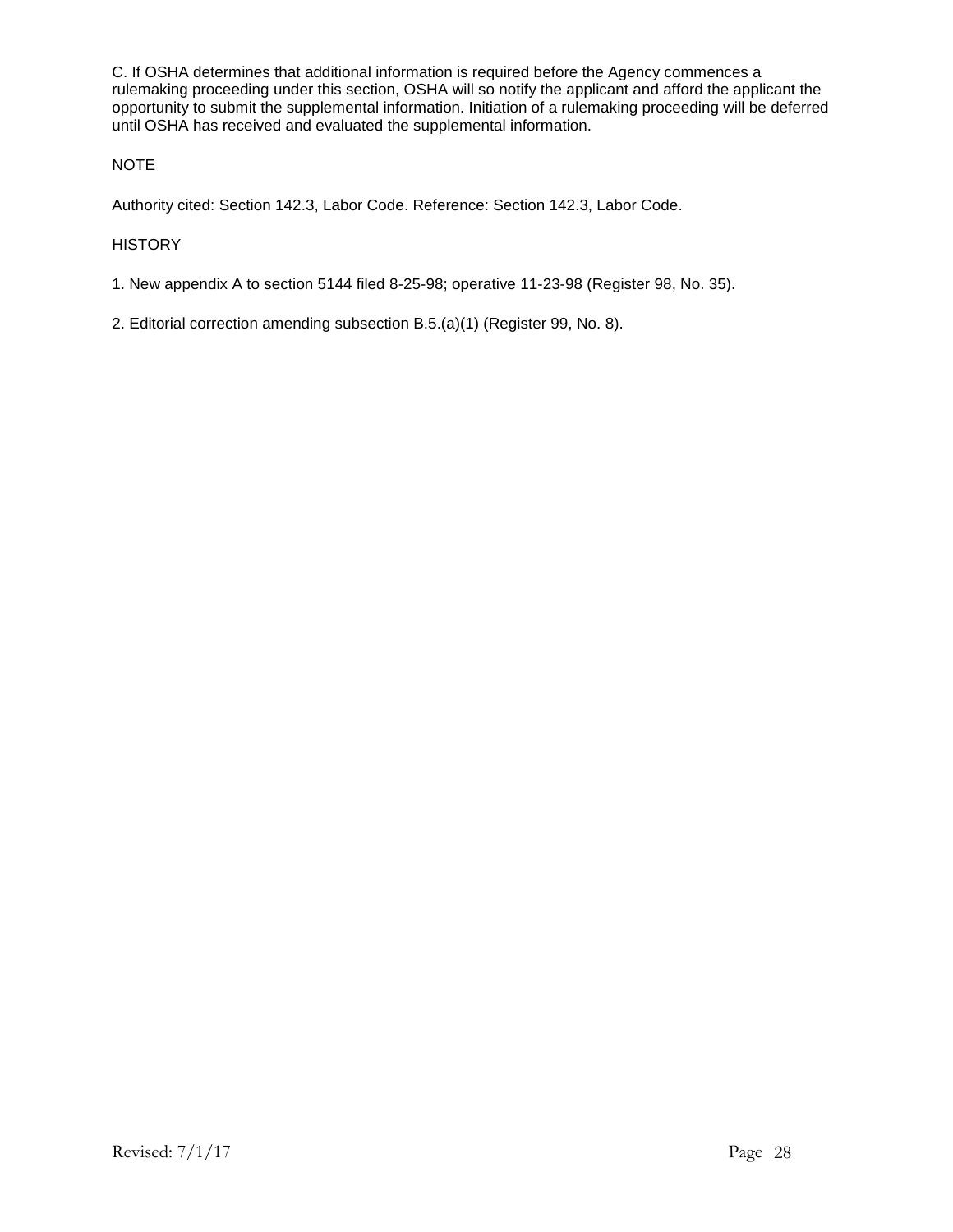C. If OSHA determines that additional information is required before the Agency commences a rulemaking proceeding under this section, OSHA will so notify the applicant and afford the applicant the opportunity to submit the supplemental information. Initiation of a rulemaking proceeding will be deferred until OSHA has received and evaluated the supplemental information.

NOTE

Authority cited: Section 142.3, Labor Code. Reference: Section 142.3, Labor Code.

HISTORY

1. New appendix A to section 5144 filed 8-25-98; operative 11-23-98 (Register 98, No. 35).

2. Editorial correction amending subsection B.5.(a)(1) (Register 99, No. 8).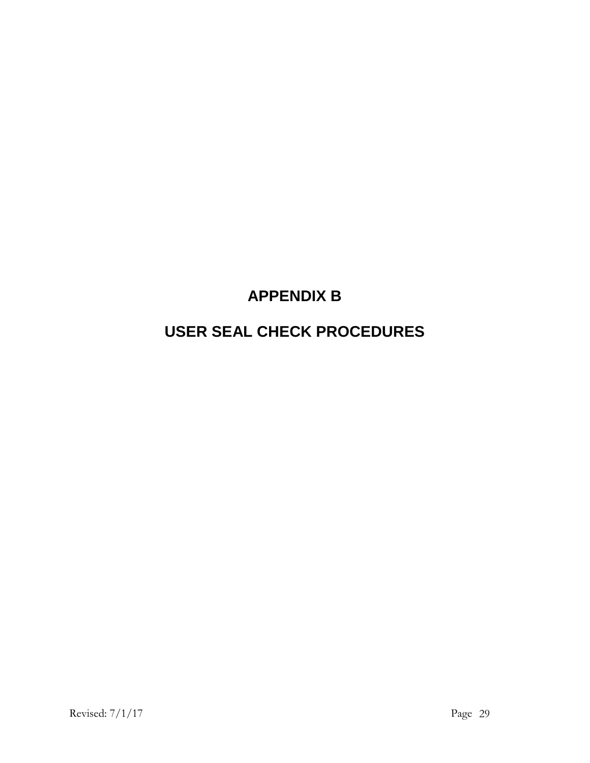# APPENDIX B

# USER SEAL CHECK PROCEDURES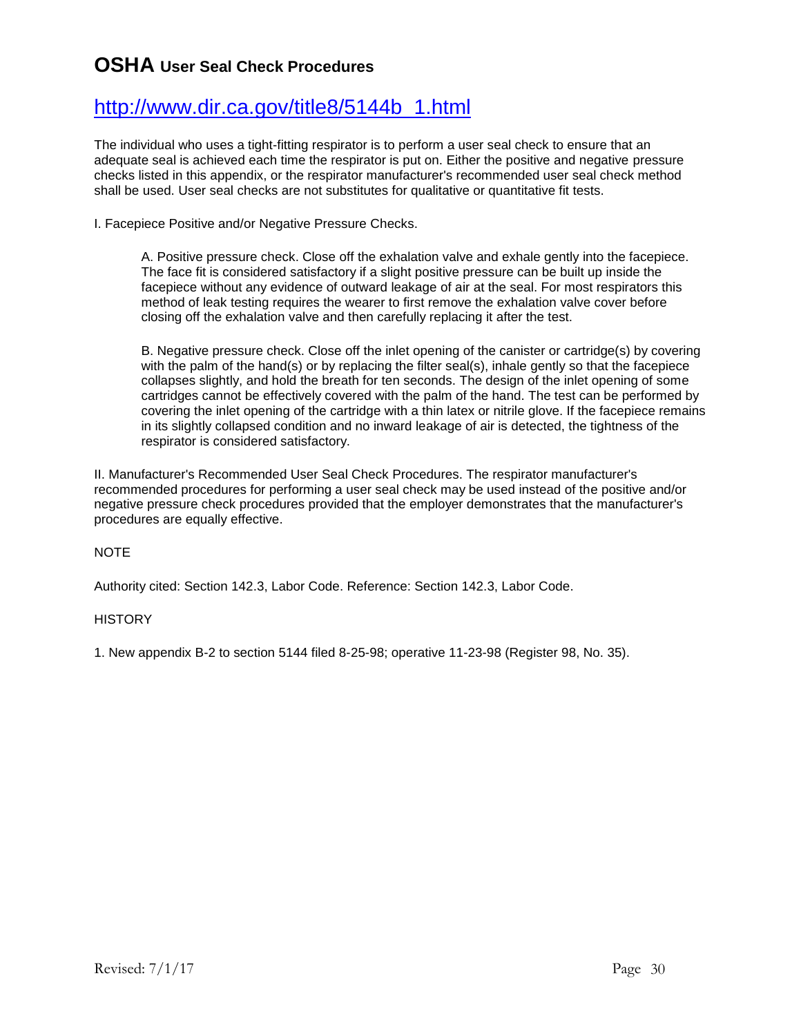## OSHA User Seal Check Procedures

http://www.dir.ca.gov/title8/5144b_1.html

The individual who uses a tight-fitting respirator is to perform a user seal check to ensure that an adequate seal is achieved each time the respirator is put on. Either the positive and negative pressure checks listed in this appendix, or the respirator manufacturer's recommended user seal check method shall be used. User seal checks are not substitutes for qualitative or quantitative fit tests.

I. Facepiece Positive and/or Negative Pressure Checks.

A. Positive pressure check. Close off the exhalation valve and exhale gently into the facepiece. The face fit is considered satisfactory if a slight positive pressure can be built up inside the facepiece without any evidence of outward leakage of air at the seal. For most respirators this method of leak testing requires the wearer to first remove the exhalation valve cover before closing off the exhalation valve and then carefully replacing it after the test.

B. Negative pressure check. Close off the inlet opening of the canister or cartridge(s) by covering with the palm of the hand(s) or by replacing the filter seal(s), inhale gently so that the facepiece collapses slightly, and hold the breath for ten seconds. The design of the inlet opening of some cartridges cannot be effectively covered with the palm of the hand. The test can be performed by covering the inlet opening of the cartridge with a thin latex or nitrile glove. If the facepiece remains in its slightly collapsed condition and no inward leakage of air is detected, the tightness of the respirator is considered satisfactory.

II. Manufacturer's Recommended User Seal Check Procedures. The respirator manufacturer's recommended procedures for performing a user seal check may be used instead of the positive and/or negative pressure check procedures provided that the employer demonstrates that the manufacturer's procedures are equally effective.

NOTE

Authority cited: Section 142.3, Labor Code. Reference: Section 142.3, Labor Code.

HISTORY

1. New appendix B-2 to section 5144 filed 8-25-98; operative 11-23-98 (Register 98, No. 35).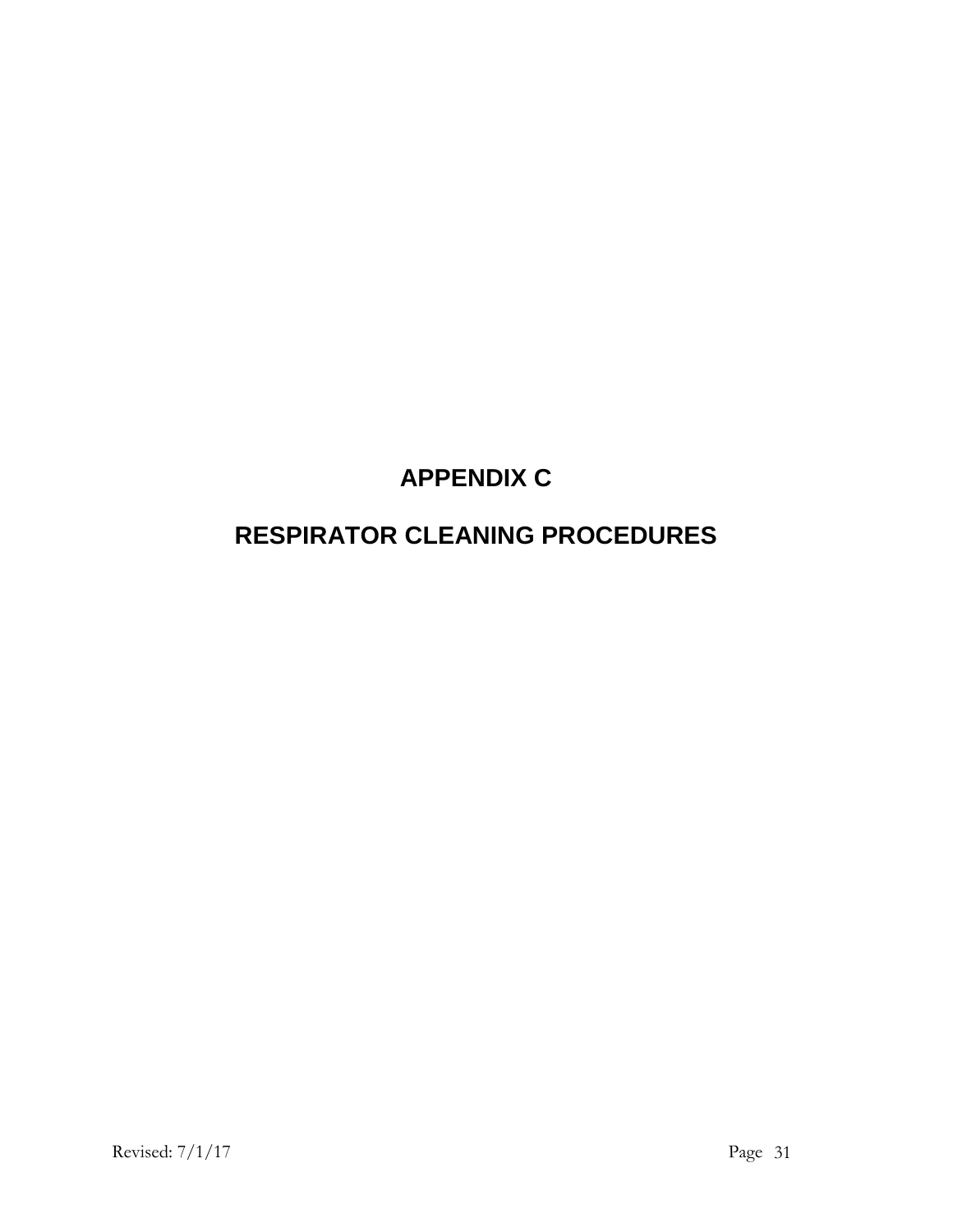# APPENDIX C

# RESPIRATOR CLEANING PROCEDURES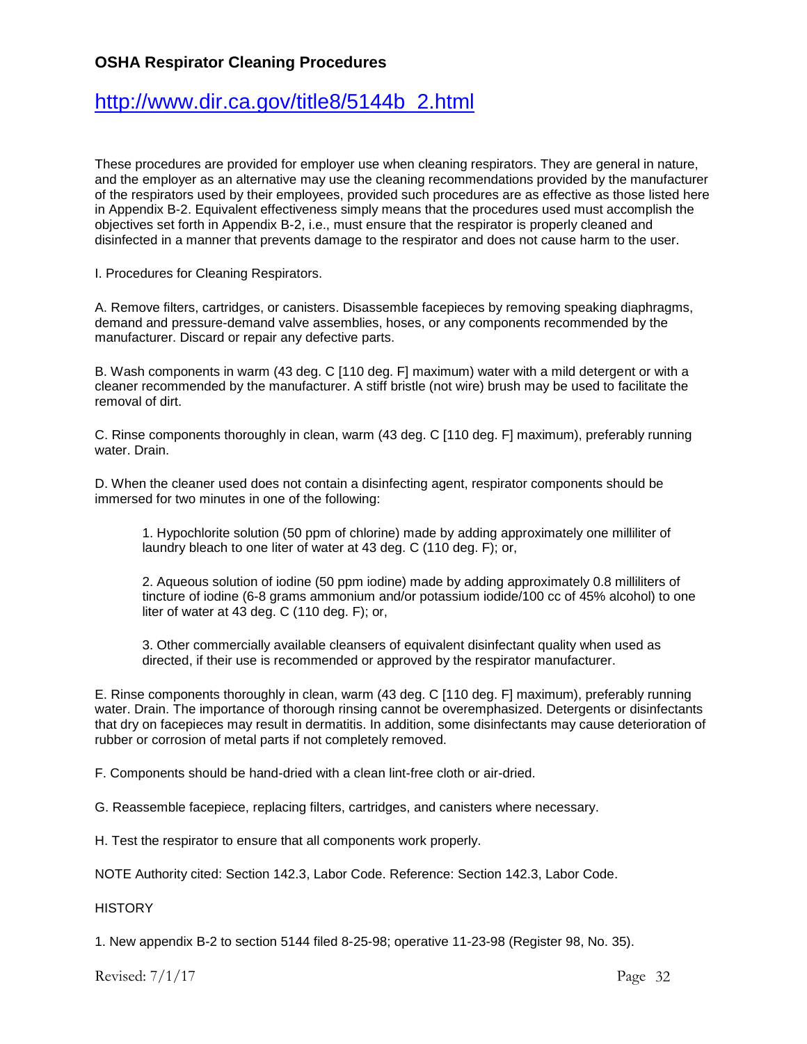## OSHA Respirator Cleaning Procedures

http://www.dir.ca.gov/title8/5144b_2.html

These procedures are provided for employer use when cleaning respirators. They are general in nature, and the employer as an alternative may use the cleaning recommendations provided by the manufacturer of the respirators used by their employees, provided such procedures are as effective as those listed here in Appendix B-2. Equivalent effectiveness simply means that the procedures used must accomplish the objectives set forth in Appendix B-2, i.e., must ensure that the respirator is properly cleaned and disinfected in a manner that prevents damage to the respirator and does not cause harm to the user.

I. Procedures for Cleaning Respirators.

A. Remove filters, cartridges, or canisters. Disassemble facepieces by removing speaking diaphragms, demand and pressure-demand valve assemblies, hoses, or any components recommended by the manufacturer. Discard or repair any defective parts.

B. Wash components in warm (43 deg. C [110 deg. F] maximum) water with a mild detergent or with a cleaner recommended by the manufacturer. A stiff bristle (not wire) brush may be used to facilitate the removal of dirt.

C. Rinse components thoroughly in clean, warm (43 deg. C [110 deg. F] maximum), preferably running water. Drain.

D. When the cleaner used does not contain a disinfecting agent, respirator components should be immersed for two minutes in one of the following:

> 1. Hypochlorite solution (50 ppm of chlorine) made by adding approximately one milliliter of laundry bleach to one liter of water at 43 deg. C (110 deg. F); or,
>
> 2. Aqueous solution of iodine (50 ppm iodine) made by adding approximately 0.8 milliliters of tincture of iodine (6-8 grams ammonium and/or potassium iodide/100 cc of 45% alcohol) to one liter of water at 43 deg. C (110 deg. F); or,
>
> 3. Other commercially available cleansers of equivalent disinfectant quality when used as directed, if their use is recommended or approved by the respirator manufacturer.

E. Rinse components thoroughly in clean, warm (43 deg. C [110 deg. F] maximum), preferably running water. Drain. The importance of thorough rinsing cannot be overemphasized. Detergents or disinfectants that dry on facepieces may result in dermatitis. In addition, some disinfectants may cause deterioration of rubber or corrosion of metal parts if not completely removed.

F. Components should be hand-dried with a clean lint-free cloth or air-dried.

G. Reassemble facepiece, replacing filters, cartridges, and canisters where necessary.

H. Test the respirator to ensure that all components work properly.

NOTE Authority cited: Section 142.3, Labor Code. Reference: Section 142.3, Labor Code.

HISTORY

1. New appendix B-2 to section 5144 filed 8-25-98; operative 11-23-98 (Register 98, No. 35).

Revised: 7/1/17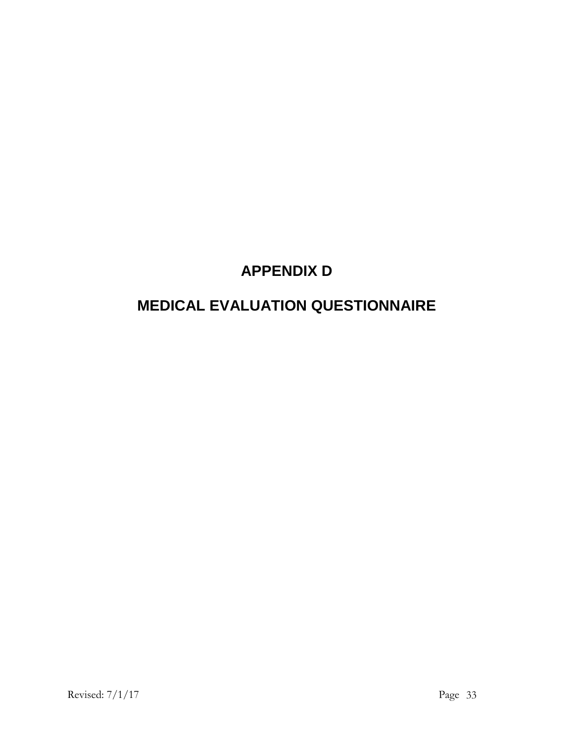# APPENDIX D

# MEDICAL EVALUATION QUESTIONNAIRE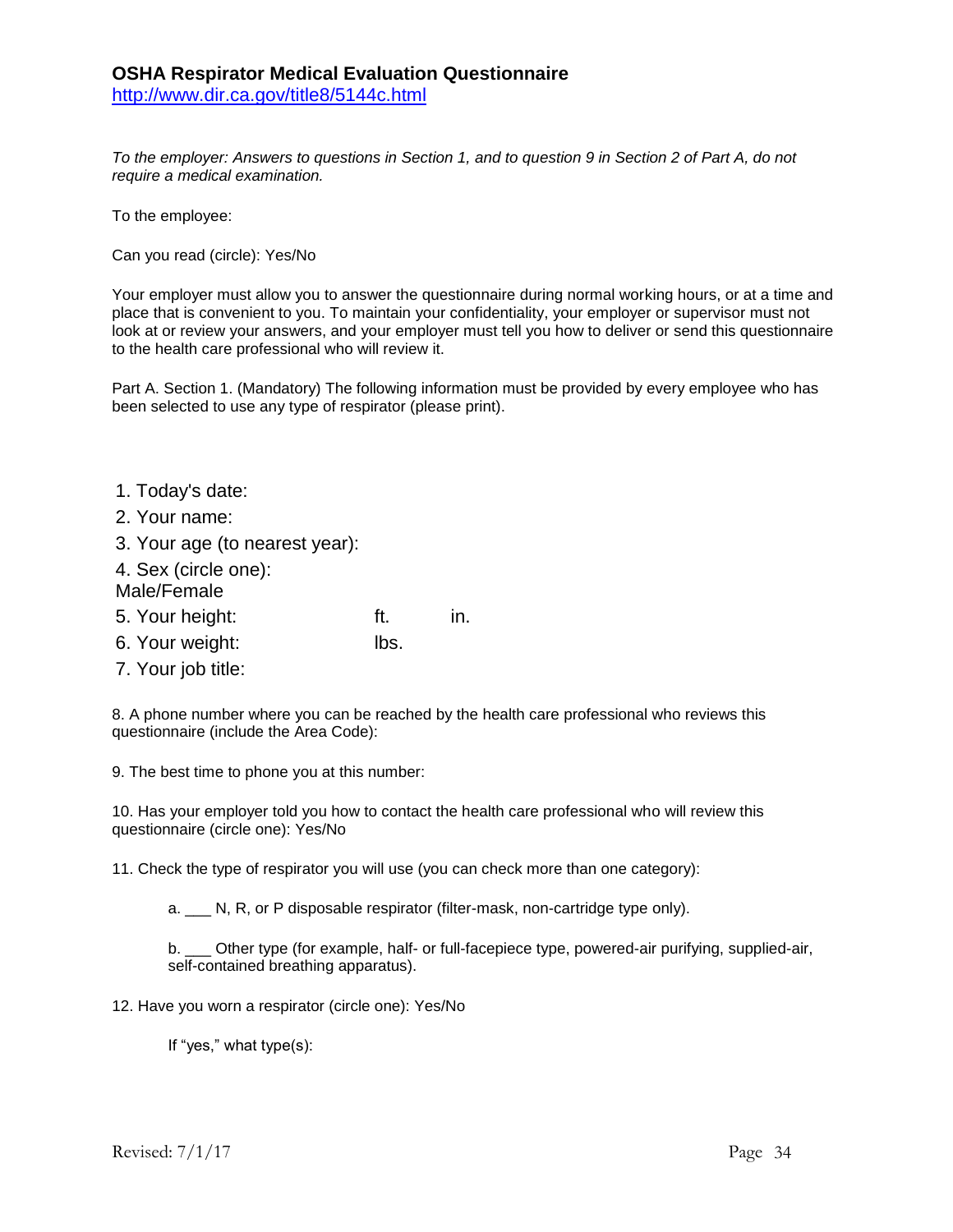## OSHA Respirator Medical Evaluation Questionnaire

http://www.dir.ca.gov/title8/5144c.html

*To the employer: Answers to questions in Section 1, and to question 9 in Section 2 of Part A, do not require a medical examination.*

To the employee:

Can you read (circle): Yes/No

Your employer must allow you to answer the questionnaire during normal working hours, or at a time and place that is convenient to you. To maintain your confidentiality, your employer or supervisor must not look at or review your answers, and your employer must tell you how to deliver or send this questionnaire to the health care professional who will review it.

Part A. Section 1. (Mandatory) The following information must be provided by every employee who has been selected to use any type of respirator (please print).

1. Today's date:
2. Your name:
3. Your age (to nearest year):
4. Sex (circle one): Male/Female
5. Your height: ft. in.
6. Your weight: lbs.
7. Your job title:

8. A phone number where you can be reached by the health care professional who reviews this questionnaire (include the Area Code):

9. The best time to phone you at this number:

10. Has your employer told you how to contact the health care professional who will review this questionnaire (circle one): Yes/No

11. Check the type of respirator you will use (you can check more than one category):

    a. ___ N, R, or P disposable respirator (filter-mask, non-cartridge type only).

    b. ___ Other type (for example, half- or full-facepiece type, powered-air purifying, supplied-air, self-contained breathing apparatus).

12. Have you worn a respirator (circle one): Yes/No

    If "yes," what type(s):

Revised: 7/1/17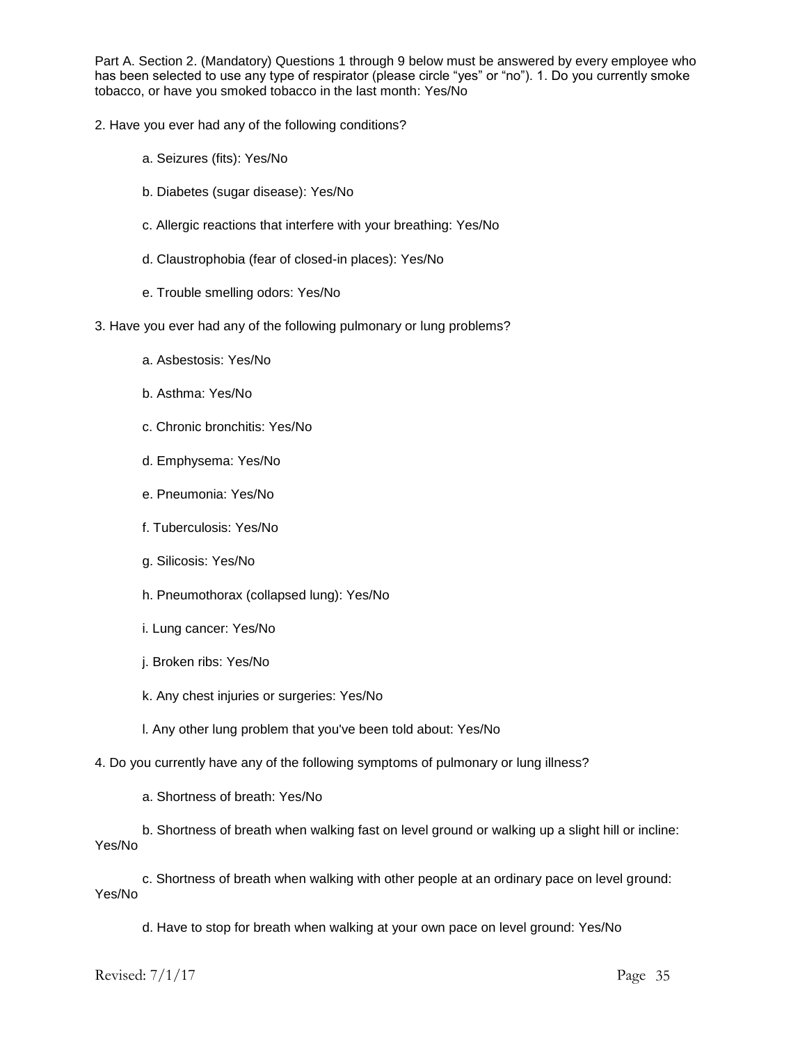Part A. Section 2. (Mandatory) Questions 1 through 9 below must be answered by every employee who has been selected to use any type of respirator (please circle "yes" or "no"). 1. Do you currently smoke tobacco, or have you smoked tobacco in the last month: Yes/No

2. Have you ever had any of the following conditions?

a. Seizures (fits): Yes/No

b. Diabetes (sugar disease): Yes/No

c. Allergic reactions that interfere with your breathing: Yes/No

d. Claustrophobia (fear of closed-in places): Yes/No

e. Trouble smelling odors: Yes/No

3. Have you ever had any of the following pulmonary or lung problems?

a. Asbestosis: Yes/No

b. Asthma: Yes/No

c. Chronic bronchitis: Yes/No

d. Emphysema: Yes/No

e. Pneumonia: Yes/No

f. Tuberculosis: Yes/No

g. Silicosis: Yes/No

h. Pneumothorax (collapsed lung): Yes/No

i. Lung cancer: Yes/No

j. Broken ribs: Yes/No

k. Any chest injuries or surgeries: Yes/No

l. Any other lung problem that you've been told about: Yes/No

4. Do you currently have any of the following symptoms of pulmonary or lung illness?

a. Shortness of breath: Yes/No

b. Shortness of breath when walking fast on level ground or walking up a slight hill or incline: Yes/No

c. Shortness of breath when walking with other people at an ordinary pace on level ground: Yes/No

d. Have to stop for breath when walking at your own pace on level ground: Yes/No

Revised: 7/1/17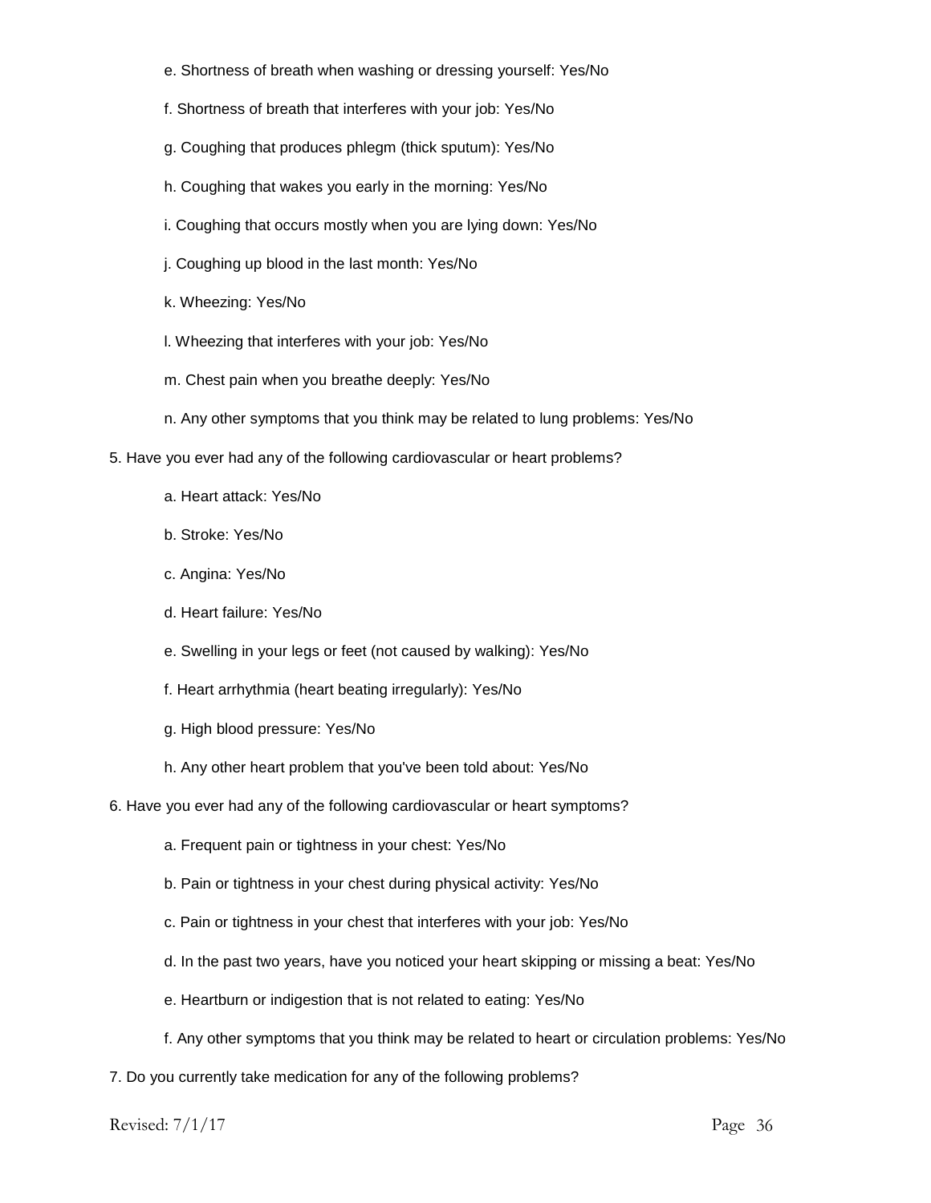e. Shortness of breath when washing or dressing yourself: Yes/No

   f. Shortness of breath that interferes with your job: Yes/No

   g. Coughing that produces phlegm (thick sputum): Yes/No

   h. Coughing that wakes you early in the morning: Yes/No

   i. Coughing that occurs mostly when you are lying down: Yes/No

   j. Coughing up blood in the last month: Yes/No

   k. Wheezing: Yes/No

   l. Wheezing that interferes with your job: Yes/No

   m. Chest pain when you breathe deeply: Yes/No

   n. Any other symptoms that you think may be related to lung problems: Yes/No

5. Have you ever had any of the following cardiovascular or heart problems?

   a. Heart attack: Yes/No

   b. Stroke: Yes/No

   c. Angina: Yes/No

   d. Heart failure: Yes/No

   e. Swelling in your legs or feet (not caused by walking): Yes/No

   f. Heart arrhythmia (heart beating irregularly): Yes/No

   g. High blood pressure: Yes/No

   h. Any other heart problem that you've been told about: Yes/No

6. Have you ever had any of the following cardiovascular or heart symptoms?

   a. Frequent pain or tightness in your chest: Yes/No

   b. Pain or tightness in your chest during physical activity: Yes/No

   c. Pain or tightness in your chest that interferes with your job: Yes/No

   d. In the past two years, have you noticed your heart skipping or missing a beat: Yes/No

   e. Heartburn or indigestion that is not related to eating: Yes/No

   f. Any other symptoms that you think may be related to heart or circulation problems: Yes/No

7. Do you currently take medication for any of the following problems?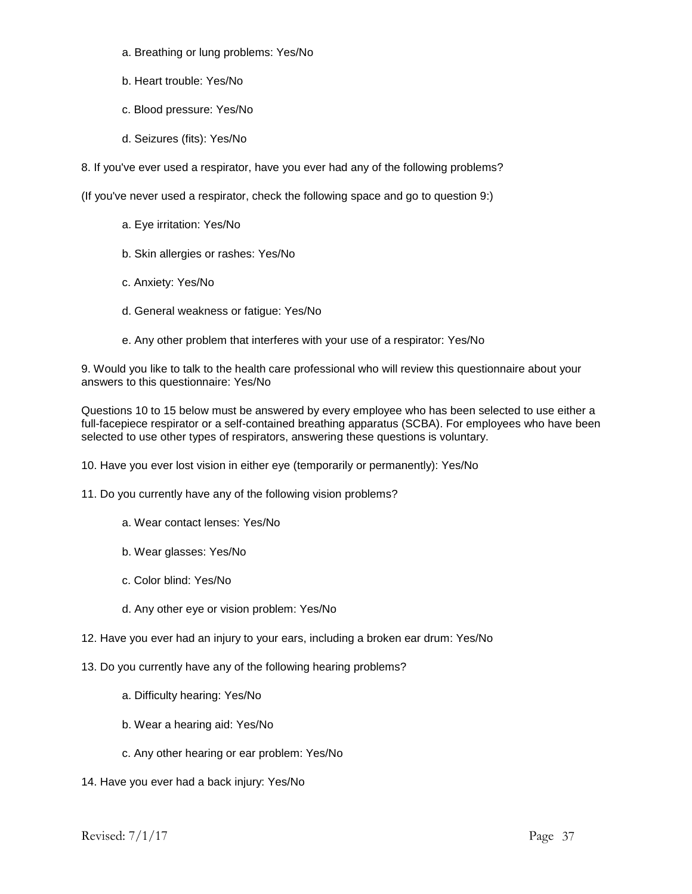a. Breathing or lung problems: Yes/No

b. Heart trouble: Yes/No

c. Blood pressure: Yes/No

d. Seizures (fits): Yes/No

8. If you've ever used a respirator, have you ever had any of the following problems?

(If you've never used a respirator, check the following space and go to question 9:)

a. Eye irritation: Yes/No

b. Skin allergies or rashes: Yes/No

c. Anxiety: Yes/No

d. General weakness or fatigue: Yes/No

e. Any other problem that interferes with your use of a respirator: Yes/No

9. Would you like to talk to the health care professional who will review this questionnaire about your answers to this questionnaire: Yes/No

Questions 10 to 15 below must be answered by every employee who has been selected to use either a full-facepiece respirator or a self-contained breathing apparatus (SCBA). For employees who have been selected to use other types of respirators, answering these questions is voluntary.

10. Have you ever lost vision in either eye (temporarily or permanently): Yes/No

11. Do you currently have any of the following vision problems?

a. Wear contact lenses: Yes/No

b. Wear glasses: Yes/No

c. Color blind: Yes/No

d. Any other eye or vision problem: Yes/No

12. Have you ever had an injury to your ears, including a broken ear drum: Yes/No

13. Do you currently have any of the following hearing problems?

a. Difficulty hearing: Yes/No

b. Wear a hearing aid: Yes/No

c. Any other hearing or ear problem: Yes/No

14. Have you ever had a back injury: Yes/No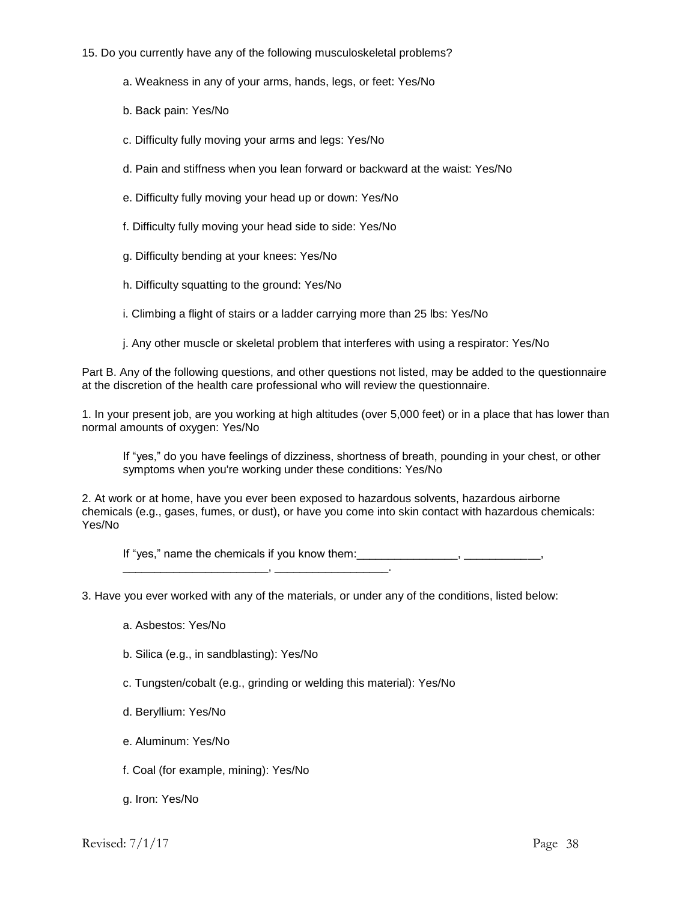15. Do you currently have any of the following musculoskeletal problems?

  a. Weakness in any of your arms, hands, legs, or feet: Yes/No

  b. Back pain: Yes/No

  c. Difficulty fully moving your arms and legs: Yes/No

  d. Pain and stiffness when you lean forward or backward at the waist: Yes/No

  e. Difficulty fully moving your head up or down: Yes/No

  f. Difficulty fully moving your head side to side: Yes/No

  g. Difficulty bending at your knees: Yes/No

  h. Difficulty squatting to the ground: Yes/No

  i. Climbing a flight of stairs or a ladder carrying more than 25 lbs: Yes/No

  j. Any other muscle or skeletal problem that interferes with using a respirator: Yes/No

Part B. Any of the following questions, and other questions not listed, may be added to the questionnaire at the discretion of the health care professional who will review the questionnaire.

1. In your present job, are you working at high altitudes (over 5,000 feet) or in a place that has lower than normal amounts of oxygen: Yes/No

  If "yes," do you have feelings of dizziness, shortness of breath, pounding in your chest, or other symptoms when you're working under these conditions: Yes/No

2. At work or at home, have you ever been exposed to hazardous solvents, hazardous airborne chemicals (e.g., gases, fumes, or dust), or have you come into skin contact with hazardous chemicals: Yes/No

  If "yes," name the chemicals if you know them:________________, ____________, _______________________, _________________.

3. Have you ever worked with any of the materials, or under any of the conditions, listed below:

  a. Asbestos: Yes/No

  b. Silica (e.g., in sandblasting): Yes/No

  c. Tungsten/cobalt (e.g., grinding or welding this material): Yes/No

  d. Beryllium: Yes/No

  e. Aluminum: Yes/No

  f. Coal (for example, mining): Yes/No

  g. Iron: Yes/No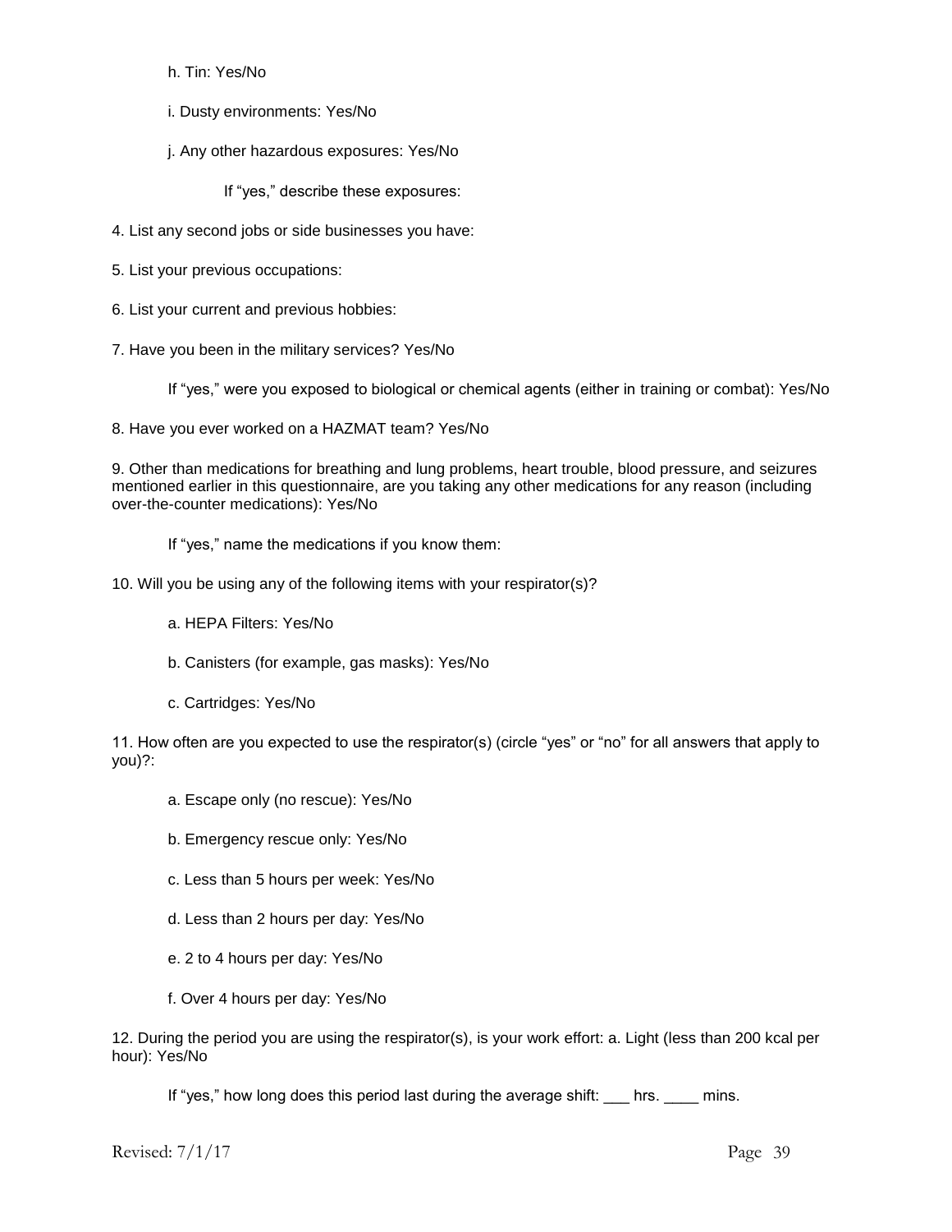h. Tin: Yes/No

i. Dusty environments: Yes/No

j. Any other hazardous exposures: Yes/No

If "yes," describe these exposures:

4. List any second jobs or side businesses you have:

5. List your previous occupations:

6. List your current and previous hobbies:

7. Have you been in the military services? Yes/No

If "yes," were you exposed to biological or chemical agents (either in training or combat): Yes/No

8. Have you ever worked on a HAZMAT team? Yes/No

9. Other than medications for breathing and lung problems, heart trouble, blood pressure, and seizures mentioned earlier in this questionnaire, are you taking any other medications for any reason (including over-the-counter medications): Yes/No

If "yes," name the medications if you know them:

10. Will you be using any of the following items with your respirator(s)?

a. HEPA Filters: Yes/No

b. Canisters (for example, gas masks): Yes/No

c. Cartridges: Yes/No

11. How often are you expected to use the respirator(s) (circle "yes" or "no" for all answers that apply to you)?:

a. Escape only (no rescue): Yes/No

b. Emergency rescue only: Yes/No

c. Less than 5 hours per week: Yes/No

d. Less than 2 hours per day: Yes/No

e. 2 to 4 hours per day: Yes/No

f. Over 4 hours per day: Yes/No

12. During the period you are using the respirator(s), is your work effort: a. Light (less than 200 kcal per hour): Yes/No

If "yes," how long does this period last during the average shift: ___ hrs. ____ mins.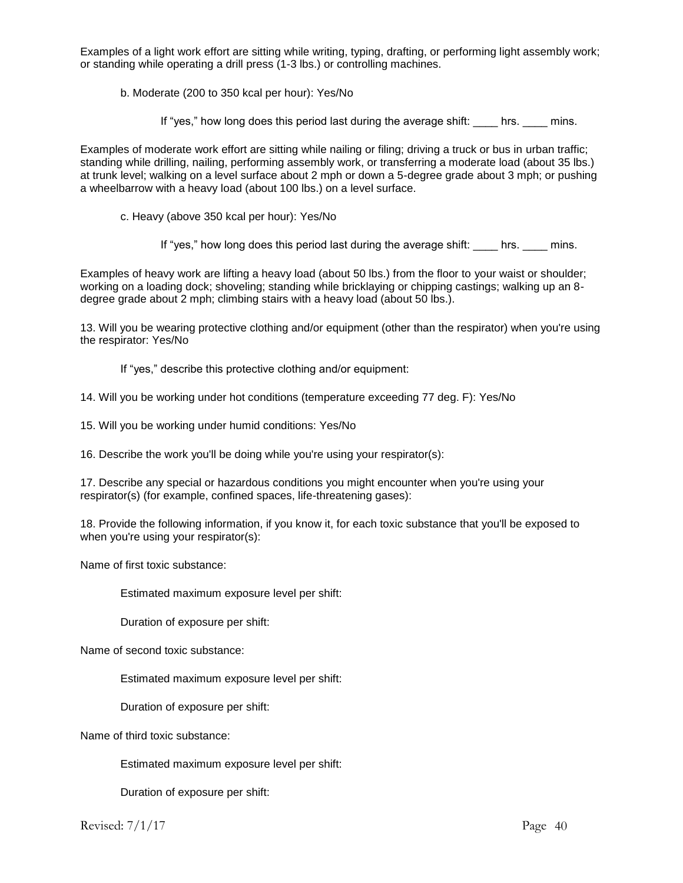Examples of a light work effort are sitting while writing, typing, drafting, or performing light assembly work; or standing while operating a drill press (1-3 lbs.) or controlling machines.

b. Moderate (200 to 350 kcal per hour): Yes/No

If "yes," how long does this period last during the average shift: ____ hrs. ____ mins.

Examples of moderate work effort are sitting while nailing or filing; driving a truck or bus in urban traffic; standing while drilling, nailing, performing assembly work, or transferring a moderate load (about 35 lbs.) at trunk level; walking on a level surface about 2 mph or down a 5-degree grade about 3 mph; or pushing a wheelbarrow with a heavy load (about 100 lbs.) on a level surface.

c. Heavy (above 350 kcal per hour): Yes/No

If "yes," how long does this period last during the average shift: ____ hrs. ____ mins.

Examples of heavy work are lifting a heavy load (about 50 lbs.) from the floor to your waist or shoulder; working on a loading dock; shoveling; standing while bricklaying or chipping castings; walking up an 8-degree grade about 2 mph; climbing stairs with a heavy load (about 50 lbs.).

13. Will you be wearing protective clothing and/or equipment (other than the respirator) when you're using the respirator: Yes/No

If "yes," describe this protective clothing and/or equipment:

14. Will you be working under hot conditions (temperature exceeding 77 deg. F): Yes/No

15. Will you be working under humid conditions: Yes/No

16. Describe the work you'll be doing while you're using your respirator(s):

17. Describe any special or hazardous conditions you might encounter when you're using your respirator(s) (for example, confined spaces, life-threatening gases):

18. Provide the following information, if you know it, for each toxic substance that you'll be exposed to when you're using your respirator(s):

Name of first toxic substance:

Estimated maximum exposure level per shift:

Duration of exposure per shift:

Name of second toxic substance:

Estimated maximum exposure level per shift:

Duration of exposure per shift:

Name of third toxic substance:

Estimated maximum exposure level per shift:

Duration of exposure per shift: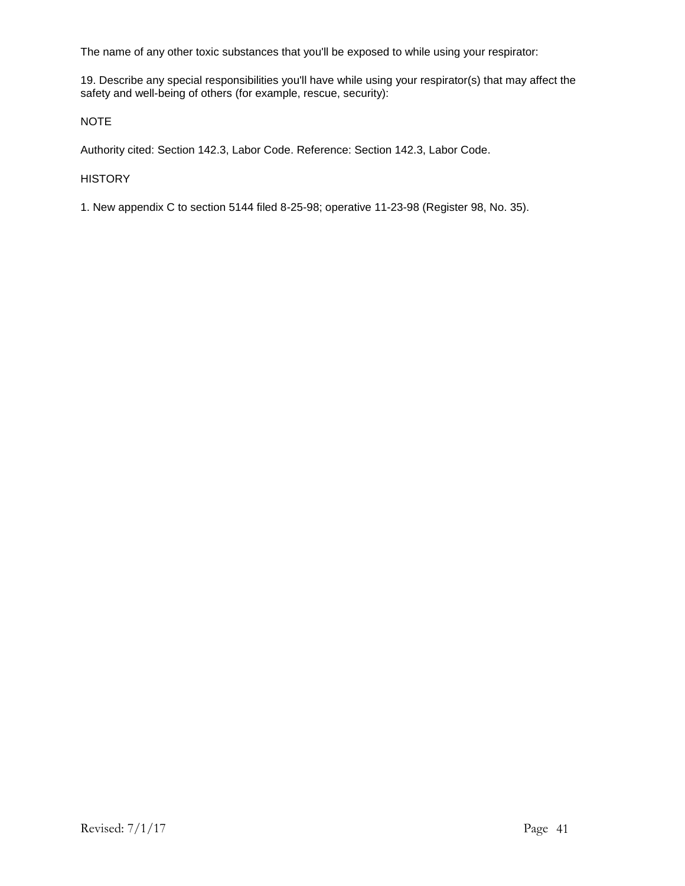The name of any other toxic substances that you'll be exposed to while using your respirator:

19. Describe any special responsibilities you'll have while using your respirator(s) that may affect the safety and well-being of others (for example, rescue, security):

NOTE

Authority cited: Section 142.3, Labor Code. Reference: Section 142.3, Labor Code.

HISTORY

1. New appendix C to section 5144 filed 8-25-98; operative 11-23-98 (Register 98, No. 35).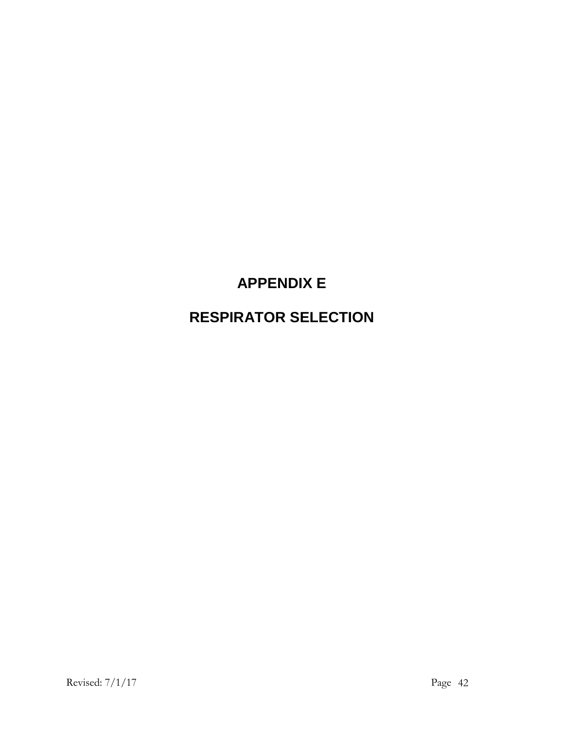# APPENDIX E

# RESPIRATOR SELECTION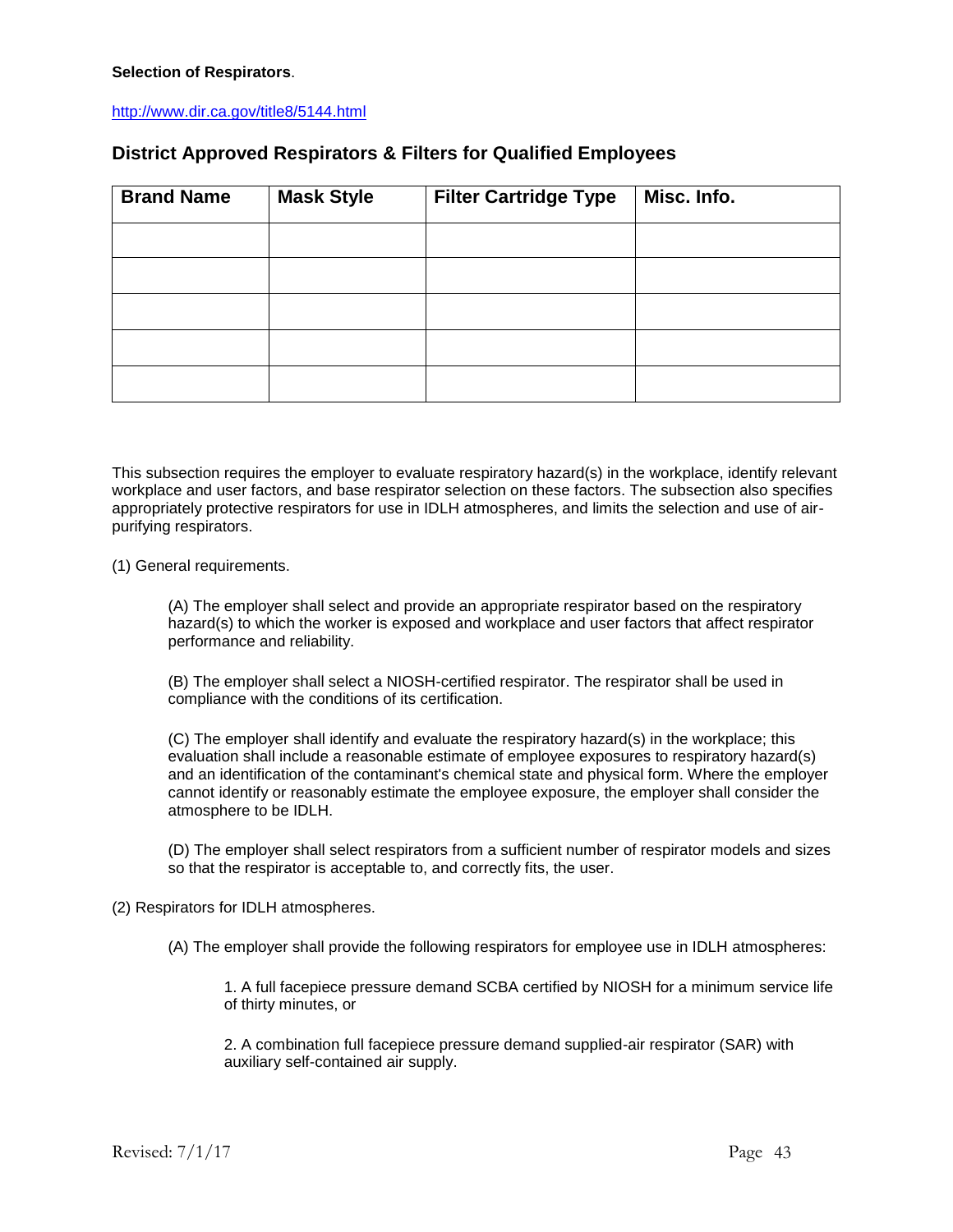**Selection of Respirators**.

http://www.dir.ca.gov/title8/5144.html

## District Approved Respirators & Filters for Qualified Employees

| Brand Name | Mask Style | Filter Cartridge Type | Misc. Info. |
|---|---|---|---|
| | | | |
| | | | |
| | | | |
| | | | |
| | | | |

This subsection requires the employer to evaluate respiratory hazard(s) in the workplace, identify relevant workplace and user factors, and base respirator selection on these factors. The subsection also specifies appropriately protective respirators for use in IDLH atmospheres, and limits the selection and use of air-purifying respirators.

(1) General requirements.

(A) The employer shall select and provide an appropriate respirator based on the respiratory hazard(s) to which the worker is exposed and workplace and user factors that affect respirator performance and reliability.

(B) The employer shall select a NIOSH-certified respirator. The respirator shall be used in compliance with the conditions of its certification.

(C) The employer shall identify and evaluate the respiratory hazard(s) in the workplace; this evaluation shall include a reasonable estimate of employee exposures to respiratory hazard(s) and an identification of the contaminant's chemical state and physical form. Where the employer cannot identify or reasonably estimate the employee exposure, the employer shall consider the atmosphere to be IDLH.

(D) The employer shall select respirators from a sufficient number of respirator models and sizes so that the respirator is acceptable to, and correctly fits, the user.

(2) Respirators for IDLH atmospheres.

(A) The employer shall provide the following respirators for employee use in IDLH atmospheres:

1. A full facepiece pressure demand SCBA certified by NIOSH for a minimum service life of thirty minutes, or

2. A combination full facepiece pressure demand supplied-air respirator (SAR) with auxiliary self-contained air supply.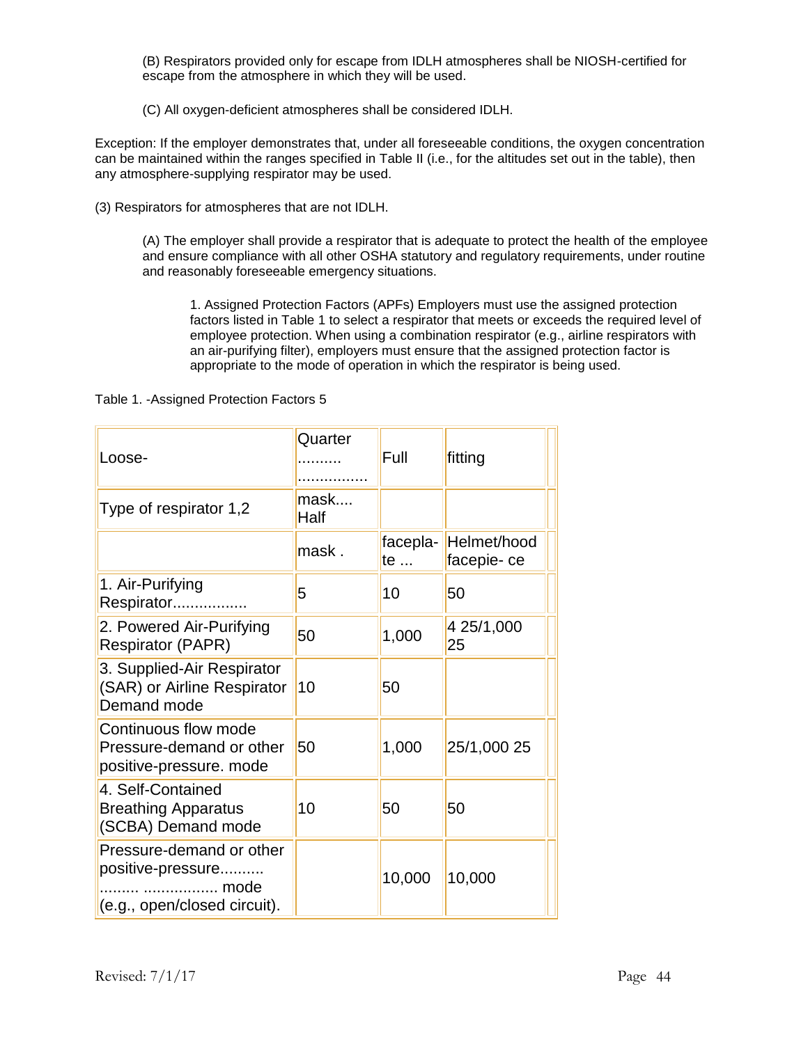(B) Respirators provided only for escape from IDLH atmospheres shall be NIOSH-certified for escape from the atmosphere in which they will be used.

(C) All oxygen-deficient atmospheres shall be considered IDLH.

Exception: If the employer demonstrates that, under all foreseeable conditions, the oxygen concentration can be maintained within the ranges specified in Table II (i.e., for the altitudes set out in the table), then any atmosphere-supplying respirator may be used.

(3) Respirators for atmospheres that are not IDLH.

(A) The employer shall provide a respirator that is adequate to protect the health of the employee and ensure compliance with all other OSHA statutory and regulatory requirements, under routine and reasonably foreseeable emergency situations.

1. Assigned Protection Factors (APFs) Employers must use the assigned protection factors listed in Table 1 to select a respirator that meets or exceeds the required level of employee protection. When using a combination respirator (e.g., airline respirators with an air-purifying filter), employers must ensure that the assigned protection factor is appropriate to the mode of operation in which the respirator is being used.

Table 1. -Assigned Protection Factors 5

| Loose- | Quarter ......... ............... | Full | fitting | |
|---|---|---|---|---|
| Type of respirator 1,2 | mask.... Half | | | |
| | mask . | facepla- te ... | Helmet/hood facepie- ce | |
| 1. Air-Purifying Respirator................ | 5 | 10 | 50 | |
| 2. Powered Air-Purifying Respirator (PAPR) | 50 | 1,000 | 4 25/1,000 25 | |
| 3. Supplied-Air Respirator (SAR) or Airline Respirator Demand mode | 10 | 50 | | |
| Continuous flow mode Pressure-demand or other positive-pressure. mode | 50 | 1,000 | 25/1,000 25 | |
| 4. Self-Contained Breathing Apparatus (SCBA) Demand mode | 10 | 50 | 50 | |
| Pressure-demand or other positive-pressure.......... ......... ................ mode (e.g., open/closed circuit). | | 10,000 | 10,000 | |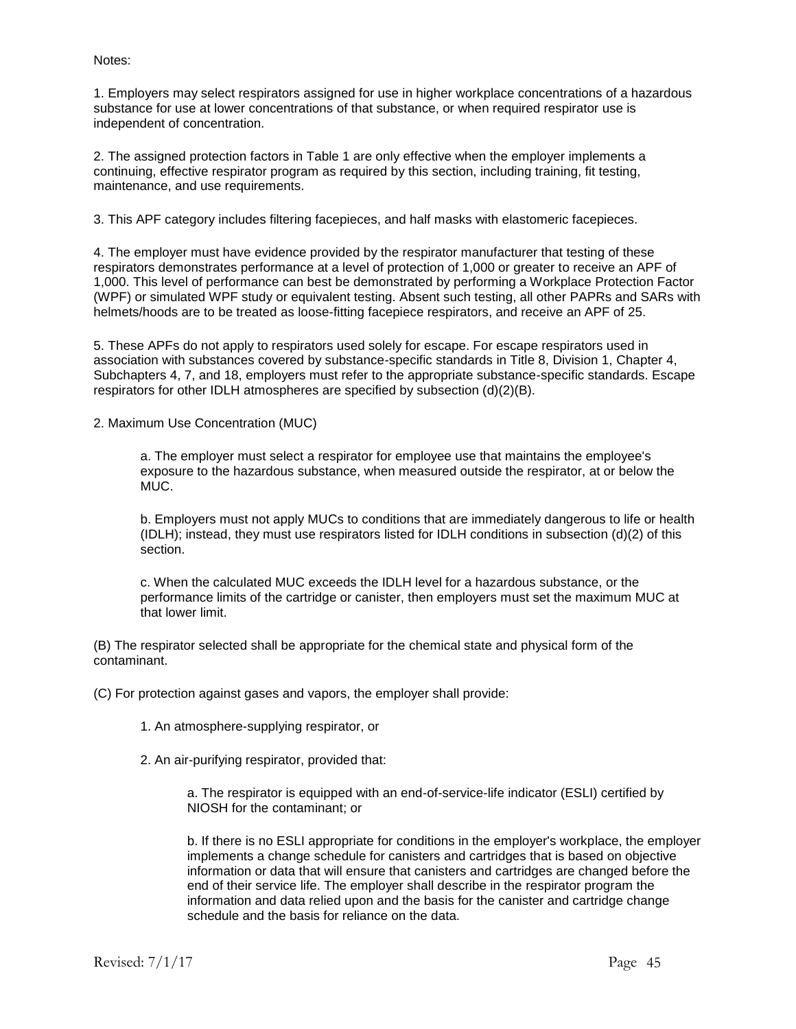Notes:

1. Employers may select respirators assigned for use in higher workplace concentrations of a hazardous substance for use at lower concentrations of that substance, or when required respirator use is independent of concentration.

2. The assigned protection factors in Table 1 are only effective when the employer implements a continuing, effective respirator program as required by this section, including training, fit testing, maintenance, and use requirements.

3. This APF category includes filtering facepieces, and half masks with elastomeric facepieces.

4. The employer must have evidence provided by the respirator manufacturer that testing of these respirators demonstrates performance at a level of protection of 1,000 or greater to receive an APF of 1,000. This level of performance can best be demonstrated by performing a Workplace Protection Factor (WPF) or simulated WPF study or equivalent testing. Absent such testing, all other PAPRs and SARs with helmets/hoods are to be treated as loose-fitting facepiece respirators, and receive an APF of 25.

5. These APFs do not apply to respirators used solely for escape. For escape respirators used in association with substances covered by substance-specific standards in Title 8, Division 1, Chapter 4, Subchapters 4, 7, and 18, employers must refer to the appropriate substance-specific standards. Escape respirators for other IDLH atmospheres are specified by subsection (d)(2)(B).

2. Maximum Use Concentration (MUC)

> a. The employer must select a respirator for employee use that maintains the employee's exposure to the hazardous substance, when measured outside the respirator, at or below the MUC.
>
> b. Employers must not apply MUCs to conditions that are immediately dangerous to life or health (IDLH); instead, they must use respirators listed for IDLH conditions in subsection (d)(2) of this section.
>
> c. When the calculated MUC exceeds the IDLH level for a hazardous substance, or the performance limits of the cartridge or canister, then employers must set the maximum MUC at that lower limit.

(B) The respirator selected shall be appropriate for the chemical state and physical form of the contaminant.

(C) For protection against gases and vapors, the employer shall provide:

> 1. An atmosphere-supplying respirator, or
>
> 2. An air-purifying respirator, provided that:
>
> > a. The respirator is equipped with an end-of-service-life indicator (ESLI) certified by NIOSH for the contaminant; or
> >
> > b. If there is no ESLI appropriate for conditions in the employer's workplace, the employer implements a change schedule for canisters and cartridges that is based on objective information or data that will ensure that canisters and cartridges are changed before the end of their service life. The employer shall describe in the respirator program the information and data relied upon and the basis for the canister and cartridge change schedule and the basis for reliance on the data.

Revised: 7/1/17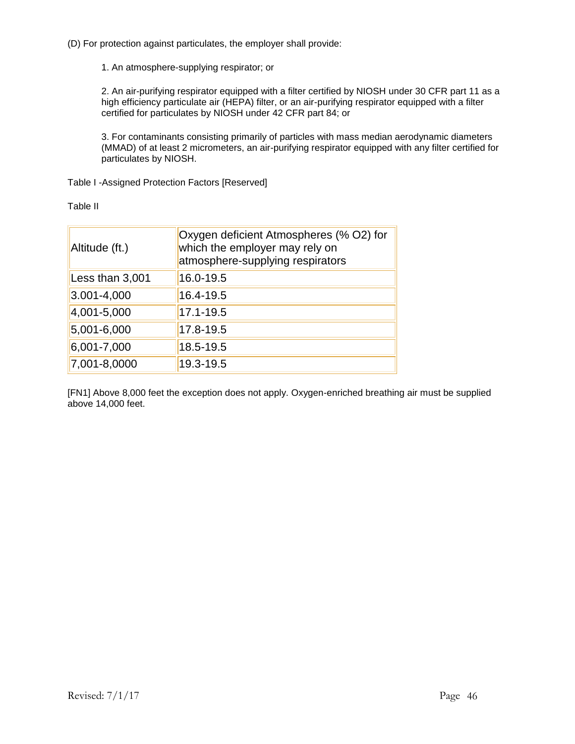(D) For protection against particulates, the employer shall provide:

1. An atmosphere-supplying respirator; or

2. An air-purifying respirator equipped with a filter certified by NIOSH under 30 CFR part 11 as a high efficiency particulate air (HEPA) filter, or an air-purifying respirator equipped with a filter certified for particulates by NIOSH under 42 CFR part 84; or

3. For contaminants consisting primarily of particles with mass median aerodynamic diameters (MMAD) of at least 2 micrometers, an air-purifying respirator equipped with any filter certified for particulates by NIOSH.

Table I -Assigned Protection Factors [Reserved]

Table II

| Altitude (ft.) | Oxygen deficient Atmospheres (% O2) for which the employer may rely on atmosphere-supplying respirators |
|---|---|
| Less than 3,001 | 16.0-19.5 |
| 3.001-4,000 | 16.4-19.5 |
| 4,001-5,000 | 17.1-19.5 |
| 5,001-6,000 | 17.8-19.5 |
| 6,001-7,000 | 18.5-19.5 |
| 7,001-8,0000 | 19.3-19.5 |

[FN1] Above 8,000 feet the exception does not apply. Oxygen-enriched breathing air must be supplied above 14,000 feet.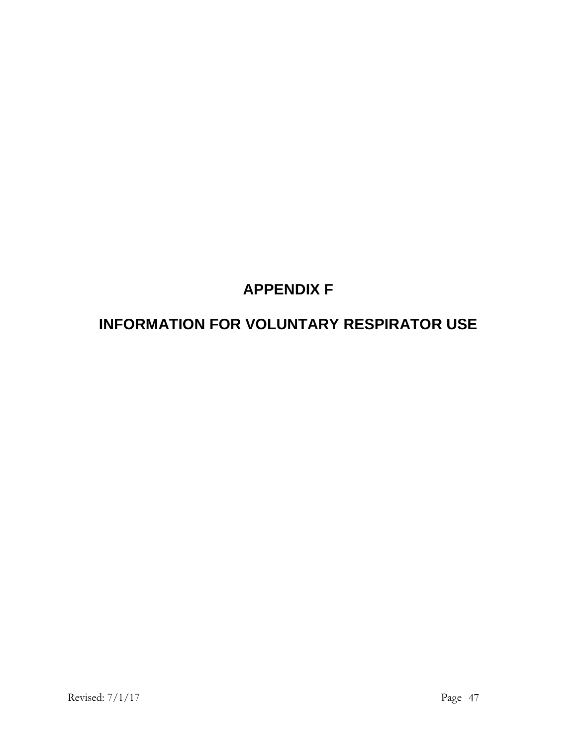# APPENDIX F

# INFORMATION FOR VOLUNTARY RESPIRATOR USE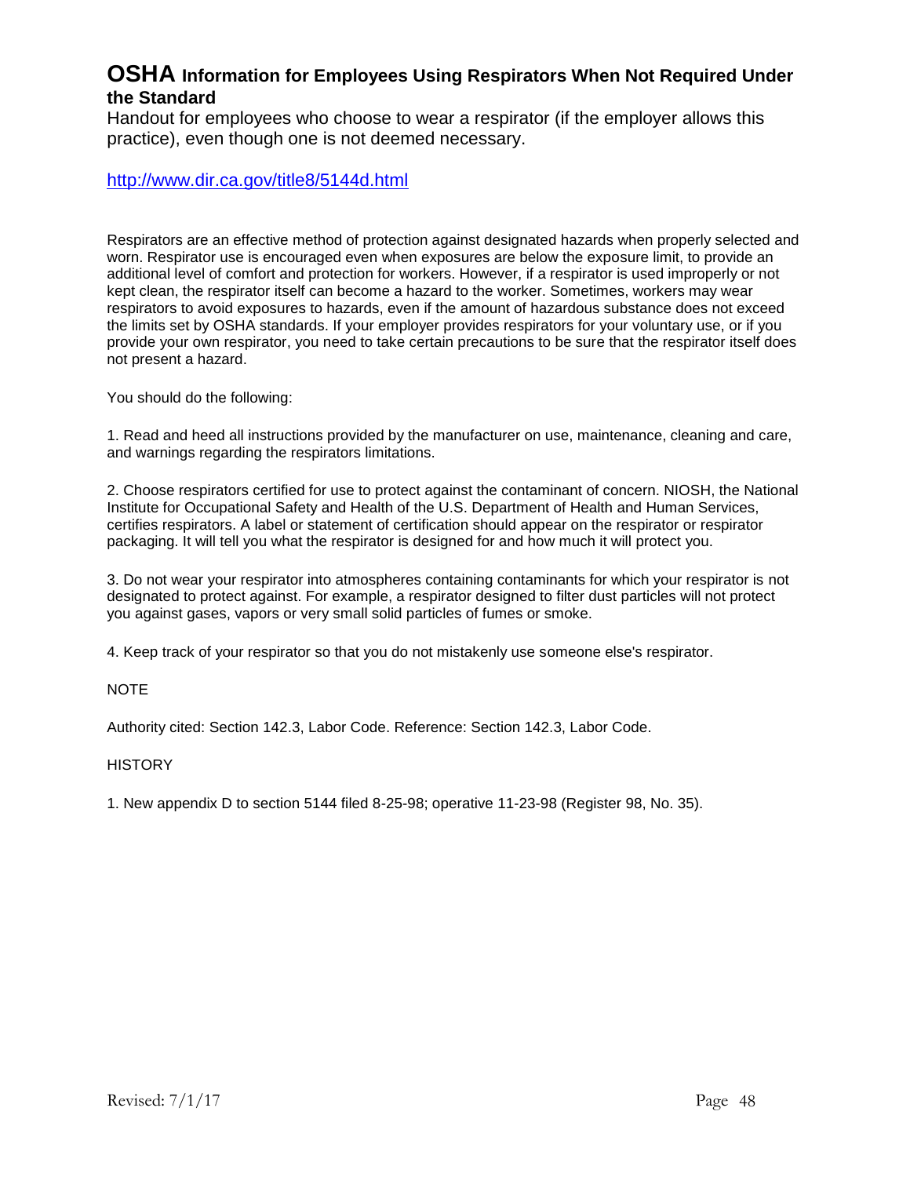## **OSHA** Information for Employees Using Respirators When Not Required Under the Standard

Handout for employees who choose to wear a respirator (if the employer allows this practice), even though one is not deemed necessary.

http://www.dir.ca.gov/title8/5144d.html

Respirators are an effective method of protection against designated hazards when properly selected and worn. Respirator use is encouraged even when exposures are below the exposure limit, to provide an additional level of comfort and protection for workers. However, if a respirator is used improperly or not kept clean, the respirator itself can become a hazard to the worker. Sometimes, workers may wear respirators to avoid exposures to hazards, even if the amount of hazardous substance does not exceed the limits set by OSHA standards. If your employer provides respirators for your voluntary use, or if you provide your own respirator, you need to take certain precautions to be sure that the respirator itself does not present a hazard.

You should do the following:

1. Read and heed all instructions provided by the manufacturer on use, maintenance, cleaning and care, and warnings regarding the respirators limitations.

2. Choose respirators certified for use to protect against the contaminant of concern. NIOSH, the National Institute for Occupational Safety and Health of the U.S. Department of Health and Human Services, certifies respirators. A label or statement of certification should appear on the respirator or respirator packaging. It will tell you what the respirator is designed for and how much it will protect you.

3. Do not wear your respirator into atmospheres containing contaminants for which your respirator is not designated to protect against. For example, a respirator designed to filter dust particles will not protect you against gases, vapors or very small solid particles of fumes or smoke.

4. Keep track of your respirator so that you do not mistakenly use someone else's respirator.

NOTE

Authority cited: Section 142.3, Labor Code. Reference: Section 142.3, Labor Code.

HISTORY

1. New appendix D to section 5144 filed 8-25-98; operative 11-23-98 (Register 98, No. 35).